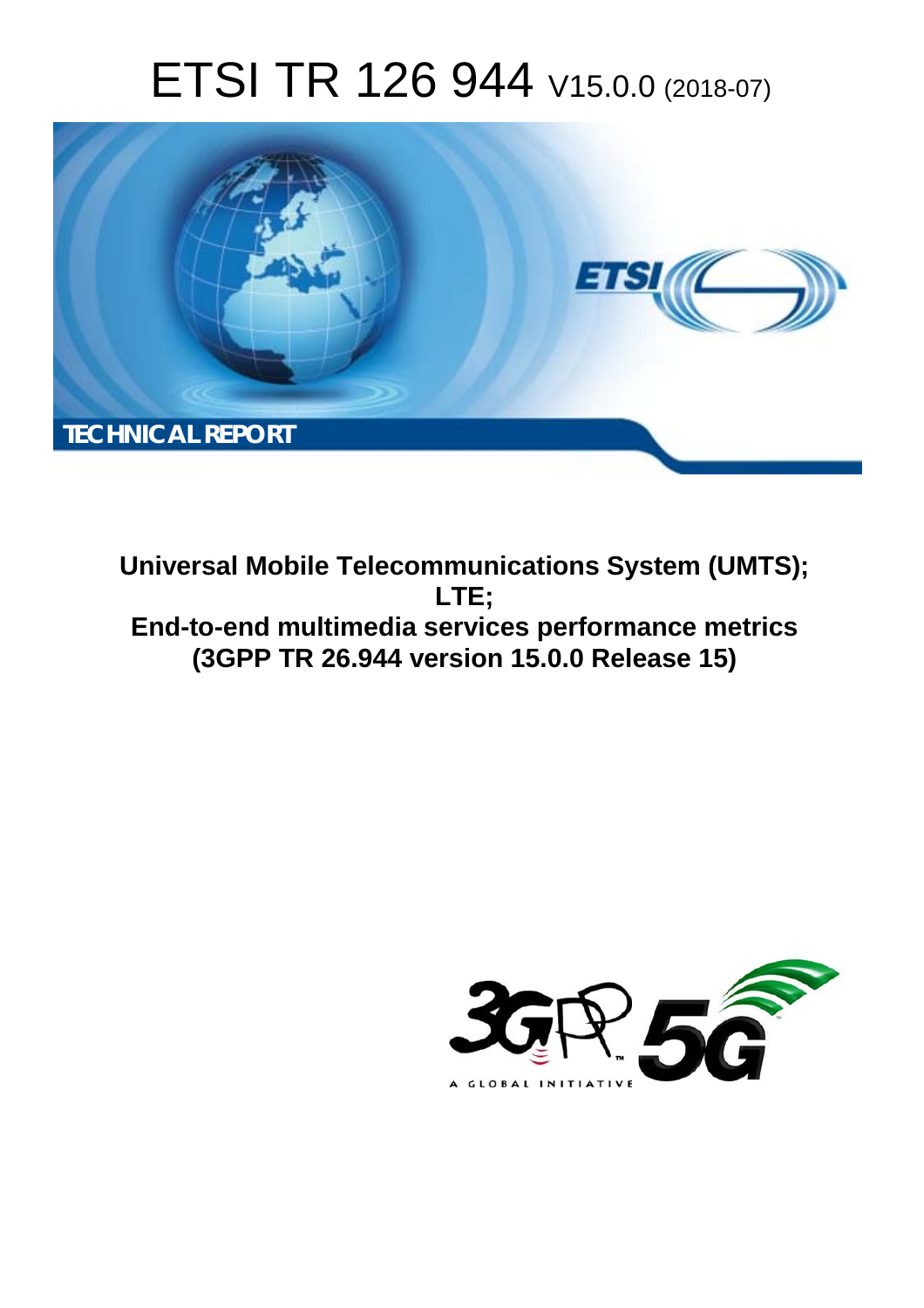# ETSI TR 126 944 V15.0.0 (2018-07)

TECHNICAL REPORT

**Universal Mobile Telecommunications System (UMTS);**
**LTE;**
**End-to-end multimedia services performance metrics**
**(3GPP TR 26.944 version 15.0.0 Release 15)**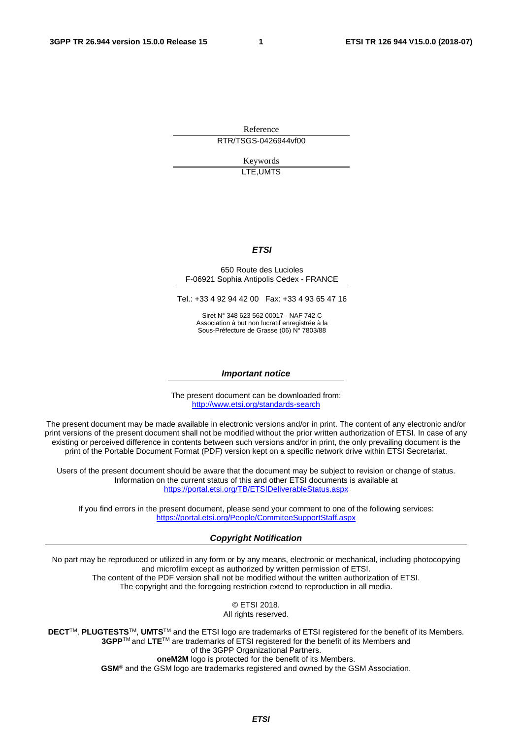Reference

RTR/TSGS-0426944vf00

Keywords

LTE,UMTS

***ETSI***

650 Route des Lucioles
F-06921 Sophia Antipolis Cedex - FRANCE

Tel.: +33 4 92 94 42 00   Fax: +33 4 93 65 47 16

Siret N° 348 623 562 00017 - NAF 742 C
Association à but non lucratif enregistrée à la
Sous-Préfecture de Grasse (06) N° 7803/88

***Important notice***

The present document can be downloaded from:
http://www.etsi.org/standards-search

The present document may be made available in electronic versions and/or in print. The content of any electronic and/or print versions of the present document shall not be modified without the prior written authorization of ETSI. In case of any existing or perceived difference in contents between such versions and/or in print, the only prevailing document is the print of the Portable Document Format (PDF) version kept on a specific network drive within ETSI Secretariat.

Users of the present document should be aware that the document may be subject to revision or change of status. Information on the current status of this and other ETSI documents is available at
https://portal.etsi.org/TB/ETSIDeliverableStatus.aspx

If you find errors in the present document, please send your comment to one of the following services:
https://portal.etsi.org/People/CommiteeSupportStaff.aspx

***Copyright Notification***

No part may be reproduced or utilized in any form or by any means, electronic or mechanical, including photocopying and microfilm except as authorized by written permission of ETSI.
The content of the PDF version shall not be modified without the written authorization of ETSI.
The copyright and the foregoing restriction extend to reproduction in all media.

© ETSI 2018.
All rights reserved.

**DECT**™, **PLUGTESTS**™, **UMTS**™ and the ETSI logo are trademarks of ETSI registered for the benefit of its Members.
**3GPP**™ and **LTE**™ are trademarks of ETSI registered for the benefit of its Members and of the 3GPP Organizational Partners.
**oneM2M** logo is protected for the benefit of its Members.
**GSM**® and the GSM logo are trademarks registered and owned by the GSM Association.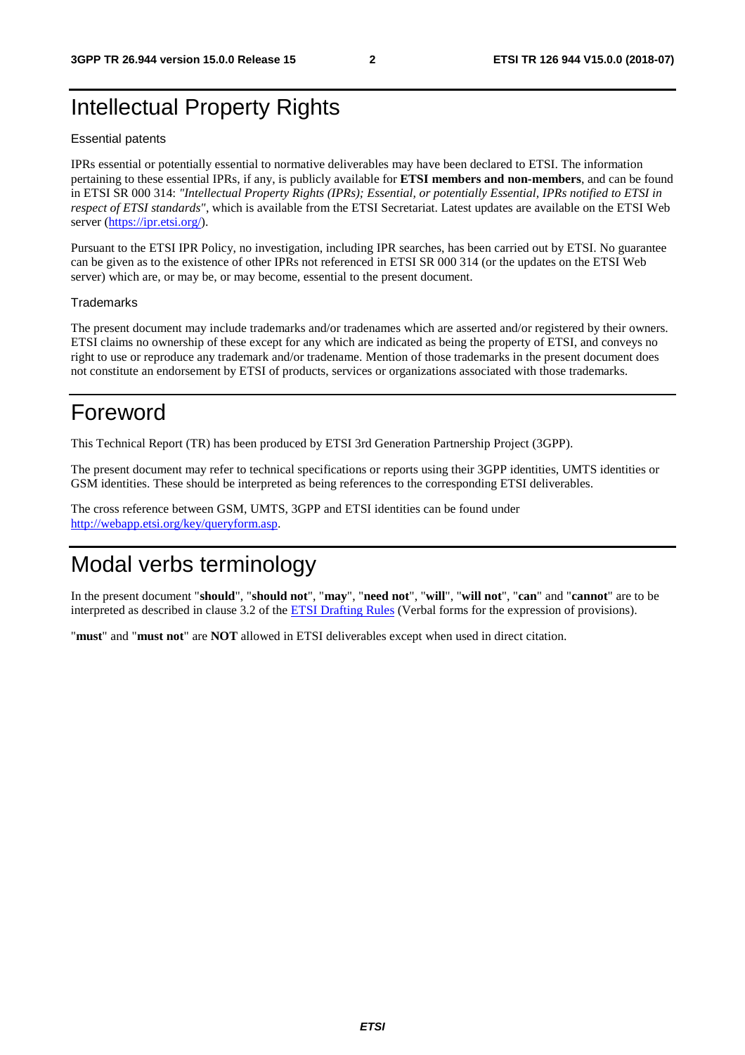# Intellectual Property Rights

Essential patents

IPRs essential or potentially essential to normative deliverables may have been declared to ETSI. The information pertaining to these essential IPRs, if any, is publicly available for **ETSI members and non-members**, and can be found in ETSI SR 000 314: *"Intellectual Property Rights (IPRs); Essential, or potentially Essential, IPRs notified to ETSI in respect of ETSI standards"*, which is available from the ETSI Secretariat. Latest updates are available on the ETSI Web server (https://ipr.etsi.org/).

Pursuant to the ETSI IPR Policy, no investigation, including IPR searches, has been carried out by ETSI. No guarantee can be given as to the existence of other IPRs not referenced in ETSI SR 000 314 (or the updates on the ETSI Web server) which are, or may be, or may become, essential to the present document.

Trademarks

The present document may include trademarks and/or tradenames which are asserted and/or registered by their owners. ETSI claims no ownership of these except for any which are indicated as being the property of ETSI, and conveys no right to use or reproduce any trademark and/or tradename. Mention of those trademarks in the present document does not constitute an endorsement by ETSI of products, services or organizations associated with those trademarks.

# Foreword

This Technical Report (TR) has been produced by ETSI 3rd Generation Partnership Project (3GPP).

The present document may refer to technical specifications or reports using their 3GPP identities, UMTS identities or GSM identities. These should be interpreted as being references to the corresponding ETSI deliverables.

The cross reference between GSM, UMTS, 3GPP and ETSI identities can be found under http://webapp.etsi.org/key/queryform.asp.

# Modal verbs terminology

In the present document "**should**", "**should not**", "**may**", "**need not**", "**will**", "**will not**", "**can**" and "**cannot**" are to be interpreted as described in clause 3.2 of the ETSI Drafting Rules (Verbal forms for the expression of provisions).

"**must**" and "**must not**" are **NOT** allowed in ETSI deliverables except when used in direct citation.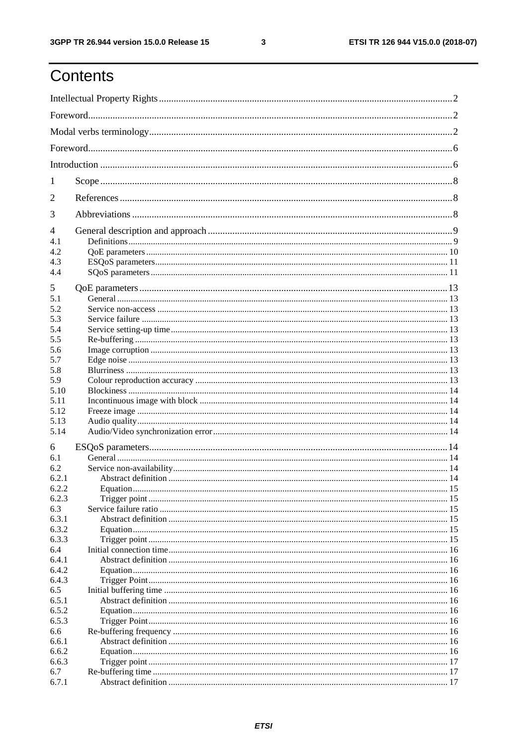# Contents

Intellectual Property Rights ........................................................ 2

Foreword ........................................................ 2

Modal verbs terminology ........................................................ 2

Foreword ........................................................ 6

Introduction ........................................................ 6

1 Scope ........................................................ 8

2 References ........................................................ 8

3 Abbreviations ........................................................ 8

4 General description and approach ........................................................ 9

4.1 Definitions ........................................................ 9

4.2 QoE parameters ........................................................ 10

4.3 ESQoS parameters ........................................................ 11

4.4 SQoS parameters ........................................................ 11

5 QoE parameters ........................................................ 13

5.1 General ........................................................ 13

5.2 Service non-access ........................................................ 13

5.3 Service failure ........................................................ 13

5.4 Service setting-up time ........................................................ 13

5.5 Re-buffering ........................................................ 13

5.6 Image corruption ........................................................ 13

5.7 Edge noise ........................................................ 13

5.8 Blurriness ........................................................ 13

5.9 Colour reproduction accuracy ........................................................ 13

5.10 Blockiness ........................................................ 14

5.11 Incontinuous image with block ........................................................ 14

5.12 Freeze image ........................................................ 14

5.13 Audio quality ........................................................ 14

5.14 Audio/Video synchronization error ........................................................ 14

6 ESQoS parameters ........................................................ 14

6.1 General ........................................................ 14

6.2 Service non-availability ........................................................ 14

6.2.1 Abstract definition ........................................................ 14

6.2.2 Equation ........................................................ 15

6.2.3 Trigger point ........................................................ 15

6.3 Service failure ratio ........................................................ 15

6.3.1 Abstract definition ........................................................ 15

6.3.2 Equation ........................................................ 15

6.3.3 Trigger point ........................................................ 15

6.4 Initial connection time ........................................................ 16

6.4.1 Abstract definition ........................................................ 16

6.4.2 Equation ........................................................ 16

6.4.3 Trigger Point ........................................................ 16

6.5 Initial buffering time ........................................................ 16

6.5.1 Abstract definition ........................................................ 16

6.5.2 Equation ........................................................ 16

6.5.3 Trigger Point ........................................................ 16

6.6 Re-buffering frequency ........................................................ 16

6.6.1 Abstract definition ........................................................ 16

6.6.2 Equation ........................................................ 16

6.6.3 Trigger point ........................................................ 17

6.7 Re-buffering time ........................................................ 17

6.7.1 Abstract definition ........................................................ 17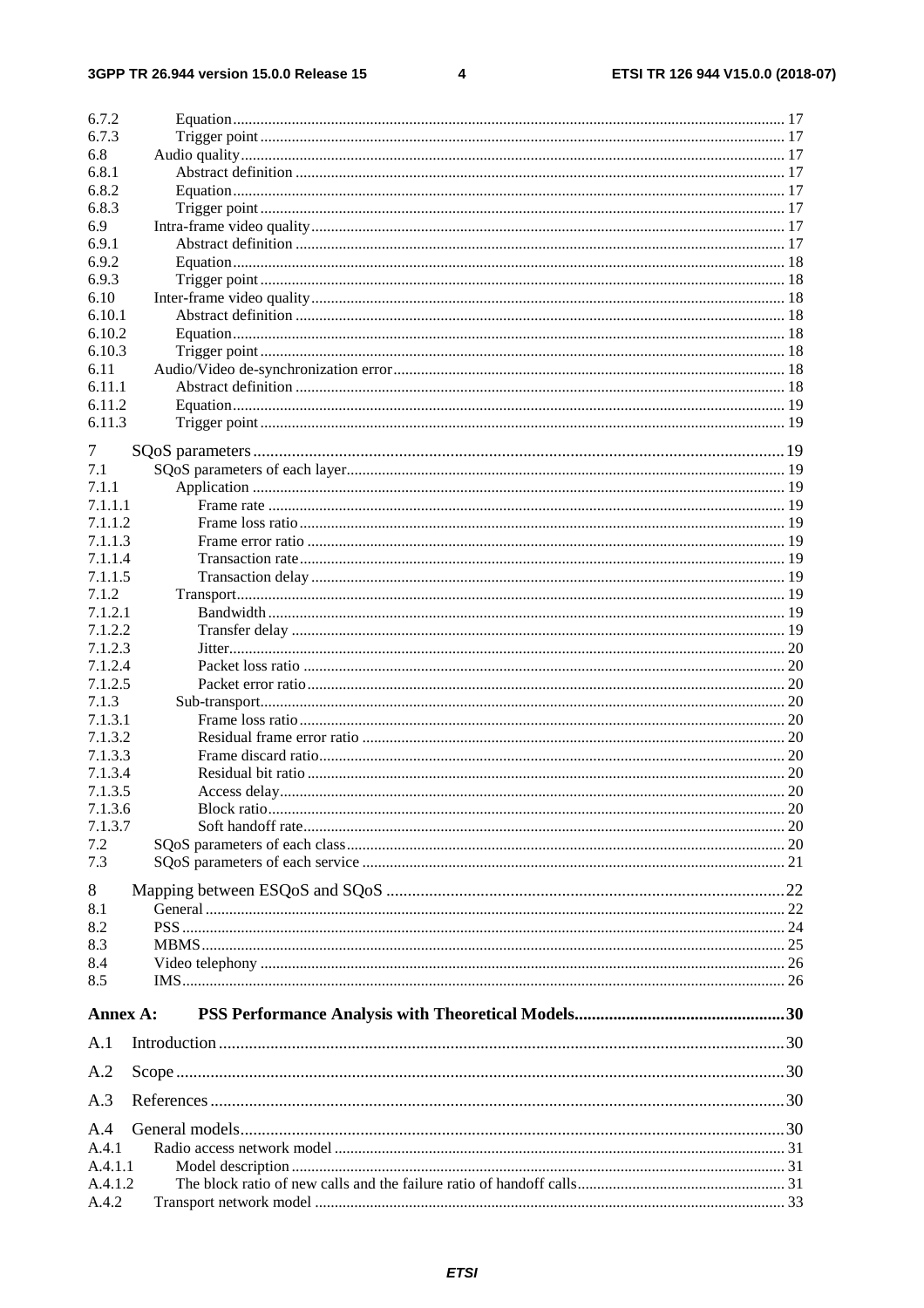6.7.2 Equation ... 17
6.7.3 Trigger point ... 17
6.8 Audio quality ... 17
6.8.1 Abstract definition ... 17
6.8.2 Equation ... 17
6.8.3 Trigger point ... 17
6.9 Intra-frame video quality ... 17
6.9.1 Abstract definition ... 17
6.9.2 Equation ... 18
6.9.3 Trigger point ... 18
6.10 Inter-frame video quality ... 18
6.10.1 Abstract definition ... 18
6.10.2 Equation ... 18
6.10.3 Trigger point ... 18
6.11 Audio/Video de-synchronization error ... 18
6.11.1 Abstract definition ... 18
6.11.2 Equation ... 19
6.11.3 Trigger point ... 19

7 SQoS parameters ... 19
7.1 SQoS parameters of each layer ... 19
7.1.1 Application ... 19
7.1.1.1 Frame rate ... 19
7.1.1.2 Frame loss ratio ... 19
7.1.1.3 Frame error ratio ... 19
7.1.1.4 Transaction rate ... 19
7.1.1.5 Transaction delay ... 19
7.1.2 Transport ... 19
7.1.2.1 Bandwidth ... 19
7.1.2.2 Transfer delay ... 19
7.1.2.3 Jitter ... 20
7.1.2.4 Packet loss ratio ... 20
7.1.2.5 Packet error ratio ... 20
7.1.3 Sub-transport ... 20
7.1.3.1 Frame loss ratio ... 20
7.1.3.2 Residual frame error ratio ... 20
7.1.3.3 Frame discard ratio ... 20
7.1.3.4 Residual bit ratio ... 20
7.1.3.5 Access delay ... 20
7.1.3.6 Block ratio ... 20
7.1.3.7 Soft handoff rate ... 20
7.2 SQoS parameters of each class ... 20
7.3 SQoS parameters of each service ... 21

8 Mapping between ESQoS and SQoS ... 22
8.1 General ... 22
8.2 PSS ... 24
8.3 MBMS ... 25
8.4 Video telephony ... 26
8.5 IMS ... 26

**Annex A: PSS Performance Analysis with Theoretical Models ... 30**

A.1 Introduction ... 30

A.2 Scope ... 30

A.3 References ... 30

A.4 General models ... 30
A.4.1 Radio access network model ... 31
A.4.1.1 Model description ... 31
A.4.1.2 The block ratio of new calls and the failure ratio of handoff calls ... 31
A.4.2 Transport network model ... 33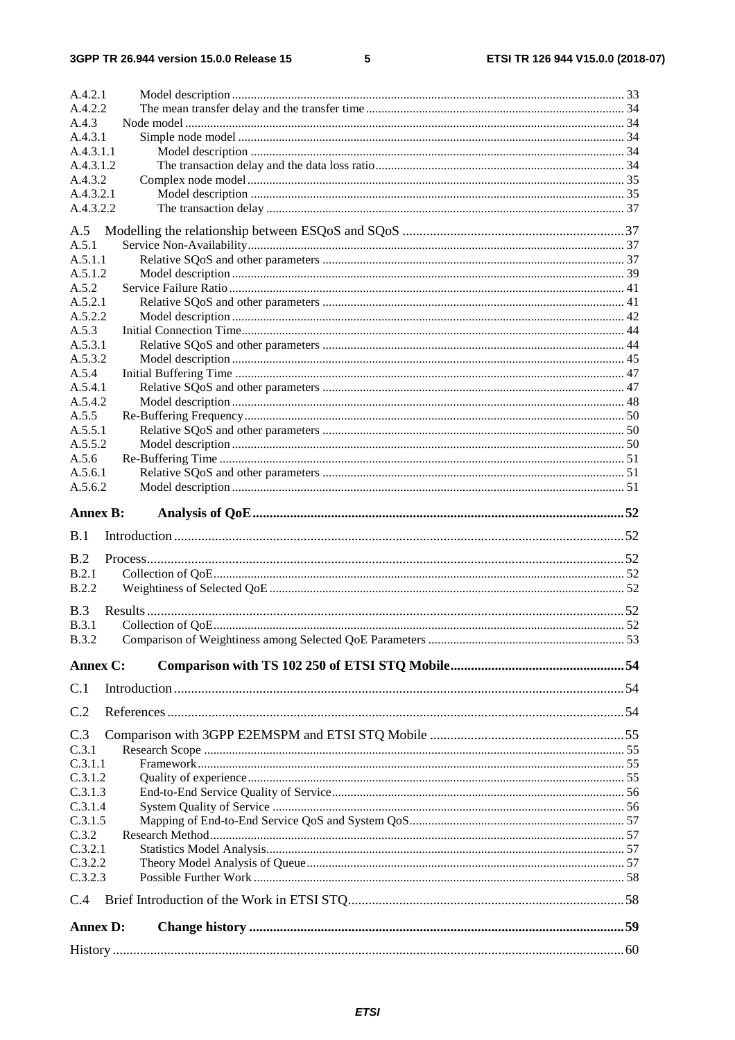A.4.2.1 Model description .......... 33
A.4.2.2 The mean transfer delay and the transfer time .......... 34
A.4.3 Node model .......... 34
A.4.3.1 Simple node model .......... 34
A.4.3.1.1 Model description .......... 34
A.4.3.1.2 The transaction delay and the data loss ratio .......... 34
A.4.3.2 Complex node model .......... 35
A.4.3.2.1 Model description .......... 35
A.4.3.2.2 The transaction delay .......... 37

A.5 Modelling the relationship between ESQoS and SQoS .......... 37
A.5.1 Service Non-Availability .......... 37
A.5.1.1 Relative SQoS and other parameters .......... 37
A.5.1.2 Model description .......... 39
A.5.2 Service Failure Ratio .......... 41
A.5.2.1 Relative SQoS and other parameters .......... 41
A.5.2.2 Model description .......... 42
A.5.3 Initial Connection Time .......... 44
A.5.3.1 Relative SQoS and other parameters .......... 44
A.5.3.2 Model description .......... 45
A.5.4 Initial Buffering Time .......... 47
A.5.4.1 Relative SQoS and other parameters .......... 47
A.5.4.2 Model description .......... 48
A.5.5 Re-Buffering Frequency .......... 50
A.5.5.1 Relative SQoS and other parameters .......... 50
A.5.5.2 Model description .......... 50
A.5.6 Re-Buffering Time .......... 51
A.5.6.1 Relative SQoS and other parameters .......... 51
A.5.6.2 Model description .......... 51

**Annex B: Analysis of QoE .......... 52**

B.1 Introduction .......... 52

B.2 Process .......... 52
B.2.1 Collection of QoE .......... 52
B.2.2 Weightiness of Selected QoE .......... 52

B.3 Results .......... 52
B.3.1 Collection of QoE .......... 52
B.3.2 Comparison of Weightiness among Selected QoE Parameters .......... 53

**Annex C: Comparison with TS 102 250 of ETSI STQ Mobile .......... 54**

C.1 Introduction .......... 54

C.2 References .......... 54

C.3 Comparison with 3GPP E2EMSPM and ETSI STQ Mobile .......... 55
C.3.1 Research Scope .......... 55
C.3.1.1 Framework .......... 55
C.3.1.2 Quality of experience .......... 55
C.3.1.3 End-to-End Service Quality of Service .......... 56
C.3.1.4 System Quality of Service .......... 56
C.3.1.5 Mapping of End-to-End Service QoS and System QoS .......... 57
C.3.2 Research Method .......... 57
C.3.2.1 Statistics Model Analysis .......... 57
C.3.2.2 Theory Model Analysis of Queue .......... 57
C.3.2.3 Possible Further Work .......... 58

C.4 Brief Introduction of the Work in ETSI STQ .......... 58

**Annex D: Change history .......... 59**

History .......... 60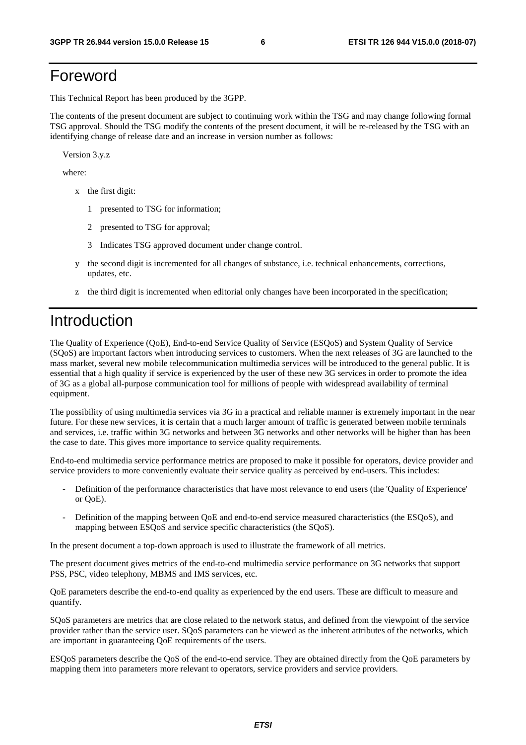# Foreword

This Technical Report has been produced by the 3GPP.

The contents of the present document are subject to continuing work within the TSG and may change following formal TSG approval. Should the TSG modify the contents of the present document, it will be re-released by the TSG with an identifying change of release date and an increase in version number as follows:

Version 3.y.z

where:

- x the first digit:
  - 1 presented to TSG for information;
  - 2 presented to TSG for approval;
  - 3 Indicates TSG approved document under change control.
- y the second digit is incremented for all changes of substance, i.e. technical enhancements, corrections, updates, etc.
- z the third digit is incremented when editorial only changes have been incorporated in the specification;

# Introduction

The Quality of Experience (QoE), End-to-end Service Quality of Service (ESQoS) and System Quality of Service (SQoS) are important factors when introducing services to customers. When the next releases of 3G are launched to the mass market, several new mobile telecommunication multimedia services will be introduced to the general public. It is essential that a high quality if service is experienced by the user of these new 3G services in order to promote the idea of 3G as a global all-purpose communication tool for millions of people with widespread availability of terminal equipment.

The possibility of using multimedia services via 3G in a practical and reliable manner is extremely important in the near future. For these new services, it is certain that a much larger amount of traffic is generated between mobile terminals and services, i.e. traffic within 3G networks and between 3G networks and other networks will be higher than has been the case to date. This gives more importance to service quality requirements.

End-to-end multimedia service performance metrics are proposed to make it possible for operators, device provider and service providers to more conveniently evaluate their service quality as perceived by end-users. This includes:

- Definition of the performance characteristics that have most relevance to end users (the 'Quality of Experience' or QoE).
- Definition of the mapping between QoE and end-to-end service measured characteristics (the ESQoS), and mapping between ESQoS and service specific characteristics (the SQoS).

In the present document a top-down approach is used to illustrate the framework of all metrics.

The present document gives metrics of the end-to-end multimedia service performance on 3G networks that support PSS, PSC, video telephony, MBMS and IMS services, etc.

QoE parameters describe the end-to-end quality as experienced by the end users. These are difficult to measure and quantify.

SQoS parameters are metrics that are close related to the network status, and defined from the viewpoint of the service provider rather than the service user. SQoS parameters can be viewed as the inherent attributes of the networks, which are important in guaranteeing QoE requirements of the users.

ESQoS parameters describe the QoS of the end-to-end service. They are obtained directly from the QoE parameters by mapping them into parameters more relevant to operators, service providers and service providers.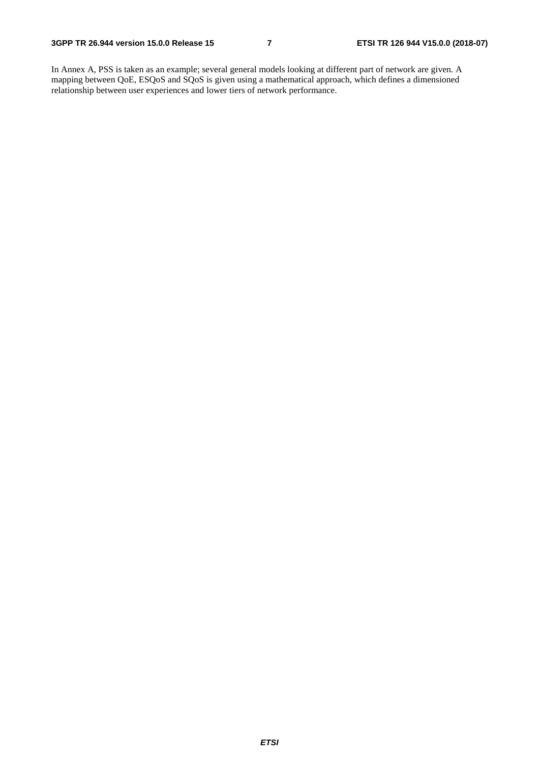In Annex A, PSS is taken as an example; several general models looking at different part of network are given. A mapping between QoE, ESQoS and SQoS is given using a mathematical approach, which defines a dimensioned relationship between user experiences and lower tiers of network performance.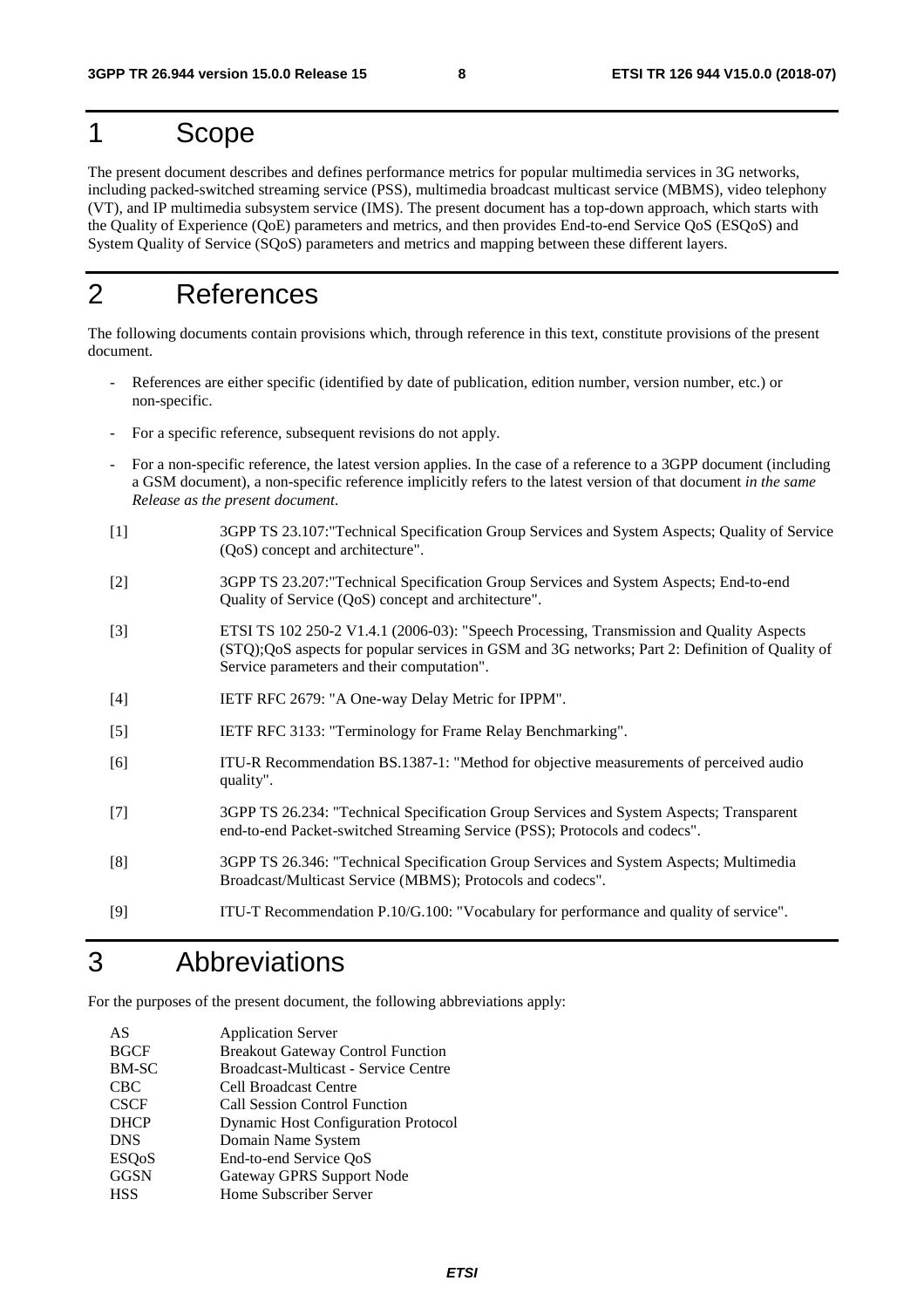# 1 Scope

The present document describes and defines performance metrics for popular multimedia services in 3G networks, including packed-switched streaming service (PSS), multimedia broadcast multicast service (MBMS), video telephony (VT), and IP multimedia subsystem service (IMS). The present document has a top-down approach, which starts with the Quality of Experience (QoE) parameters and metrics, and then provides End-to-end Service QoS (ESQoS) and System Quality of Service (SQoS) parameters and metrics and mapping between these different layers.

# 2 References

The following documents contain provisions which, through reference in this text, constitute provisions of the present document.

- References are either specific (identified by date of publication, edition number, version number, etc.) or non-specific.
- For a specific reference, subsequent revisions do not apply.
- For a non-specific reference, the latest version applies. In the case of a reference to a 3GPP document (including a GSM document), a non-specific reference implicitly refers to the latest version of that document *in the same Release as the present document*.

[1] 3GPP TS 23.107:"Technical Specification Group Services and System Aspects; Quality of Service (QoS) concept and architecture".

[2] 3GPP TS 23.207:"Technical Specification Group Services and System Aspects; End-to-end Quality of Service (QoS) concept and architecture".

[3] ETSI TS 102 250-2 V1.4.1 (2006-03): "Speech Processing, Transmission and Quality Aspects (STQ);QoS aspects for popular services in GSM and 3G networks; Part 2: Definition of Quality of Service parameters and their computation".

[4] IETF RFC 2679: "A One-way Delay Metric for IPPM".

[5] IETF RFC 3133: "Terminology for Frame Relay Benchmarking".

[6] ITU-R Recommendation BS.1387-1: "Method for objective measurements of perceived audio quality".

[7] 3GPP TS 26.234: "Technical Specification Group Services and System Aspects; Transparent end-to-end Packet-switched Streaming Service (PSS); Protocols and codecs".

[8] 3GPP TS 26.346: "Technical Specification Group Services and System Aspects; Multimedia Broadcast/Multicast Service (MBMS); Protocols and codecs".

[9] ITU-T Recommendation P.10/G.100: "Vocabulary for performance and quality of service".

# 3 Abbreviations

For the purposes of the present document, the following abbreviations apply:

| | |
|---|---|
| AS | Application Server |
| BGCF | Breakout Gateway Control Function |
| BM-SC | Broadcast-Multicast - Service Centre |
| CBC | Cell Broadcast Centre |
| CSCF | Call Session Control Function |
| DHCP | Dynamic Host Configuration Protocol |
| DNS | Domain Name System |
| ESQoS | End-to-end Service QoS |
| GGSN | Gateway GPRS Support Node |
| HSS | Home Subscriber Server |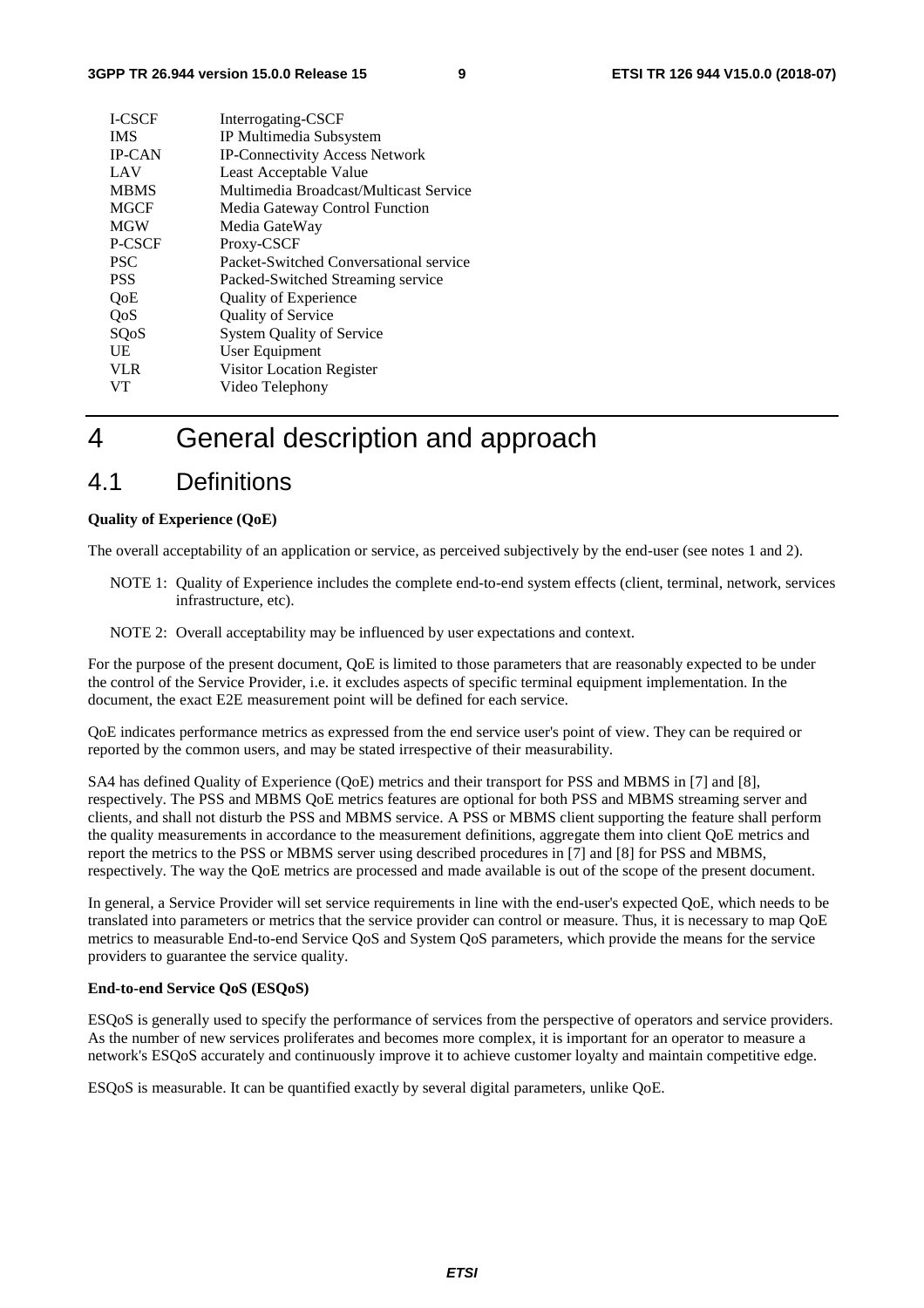| | |
|---|---|
| I-CSCF | Interrogating-CSCF |
| IMS | IP Multimedia Subsystem |
| IP-CAN | IP-Connectivity Access Network |
| LAV | Least Acceptable Value |
| MBMS | Multimedia Broadcast/Multicast Service |
| MGCF | Media Gateway Control Function |
| MGW | Media GateWay |
| P-CSCF | Proxy-CSCF |
| PSC | Packet-Switched Conversational service |
| PSS | Packed-Switched Streaming service |
| QoE | Quality of Experience |
| QoS | Quality of Service |
| SQoS | System Quality of Service |
| UE | User Equipment |
| VLR | Visitor Location Register |
| VT | Video Telephony |

# 4 General description and approach

## 4.1 Definitions

**Quality of Experience (QoE)**

The overall acceptability of an application or service, as perceived subjectively by the end-user (see notes 1 and 2).

NOTE 1: Quality of Experience includes the complete end-to-end system effects (client, terminal, network, services infrastructure, etc).

NOTE 2: Overall acceptability may be influenced by user expectations and context.

For the purpose of the present document, QoE is limited to those parameters that are reasonably expected to be under the control of the Service Provider, i.e. it excludes aspects of specific terminal equipment implementation. In the document, the exact E2E measurement point will be defined for each service.

QoE indicates performance metrics as expressed from the end service user's point of view. They can be required or reported by the common users, and may be stated irrespective of their measurability.

SA4 has defined Quality of Experience (QoE) metrics and their transport for PSS and MBMS in [7] and [8], respectively. The PSS and MBMS QoE metrics features are optional for both PSS and MBMS streaming server and clients, and shall not disturb the PSS and MBMS service. A PSS or MBMS client supporting the feature shall perform the quality measurements in accordance to the measurement definitions, aggregate them into client QoE metrics and report the metrics to the PSS or MBMS server using described procedures in [7] and [8] for PSS and MBMS, respectively. The way the QoE metrics are processed and made available is out of the scope of the present document.

In general, a Service Provider will set service requirements in line with the end-user's expected QoE, which needs to be translated into parameters or metrics that the service provider can control or measure. Thus, it is necessary to map QoE metrics to measurable End-to-end Service QoS and System QoS parameters, which provide the means for the service providers to guarantee the service quality.

**End-to-end Service QoS (ESQoS)**

ESQoS is generally used to specify the performance of services from the perspective of operators and service providers. As the number of new services proliferates and becomes more complex, it is important for an operator to measure a network's ESQoS accurately and continuously improve it to achieve customer loyalty and maintain competitive edge.

ESQoS is measurable. It can be quantified exactly by several digital parameters, unlike QoE.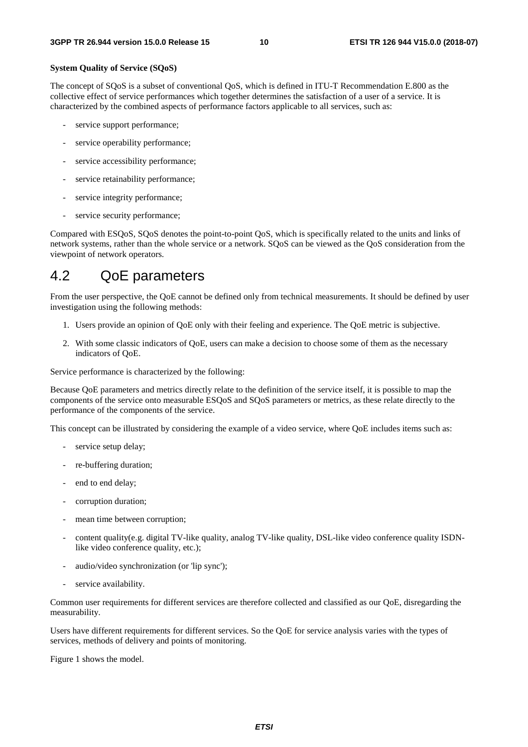**System Quality of Service (SQoS)**

The concept of SQoS is a subset of conventional QoS, which is defined in ITU-T Recommendation E.800 as the collective effect of service performances which together determines the satisfaction of a user of a service. It is characterized by the combined aspects of performance factors applicable to all services, such as:

- service support performance;
- service operability performance;
- service accessibility performance;
- service retainability performance;
- service integrity performance;
- service security performance;

Compared with ESQoS, SQoS denotes the point-to-point QoS, which is specifically related to the units and links of network systems, rather than the whole service or a network. SQoS can be viewed as the QoS consideration from the viewpoint of network operators.

## 4.2 QoE parameters

From the user perspective, the QoE cannot be defined only from technical measurements. It should be defined by user investigation using the following methods:

1. Users provide an opinion of QoE only with their feeling and experience. The QoE metric is subjective.
2. With some classic indicators of QoE, users can make a decision to choose some of them as the necessary indicators of QoE.

Service performance is characterized by the following:

Because QoE parameters and metrics directly relate to the definition of the service itself, it is possible to map the components of the service onto measurable ESQoS and SQoS parameters or metrics, as these relate directly to the performance of the components of the service.

This concept can be illustrated by considering the example of a video service, where QoE includes items such as:

- service setup delay;
- re-buffering duration;
- end to end delay;
- corruption duration;
- mean time between corruption;
- content quality(e.g. digital TV-like quality, analog TV-like quality, DSL-like video conference quality ISDN-like video conference quality, etc.);
- audio/video synchronization (or 'lip sync');
- service availability.

Common user requirements for different services are therefore collected and classified as our QoE, disregarding the measurability.

Users have different requirements for different services. So the QoE for service analysis varies with the types of services, methods of delivery and points of monitoring.

Figure 1 shows the model.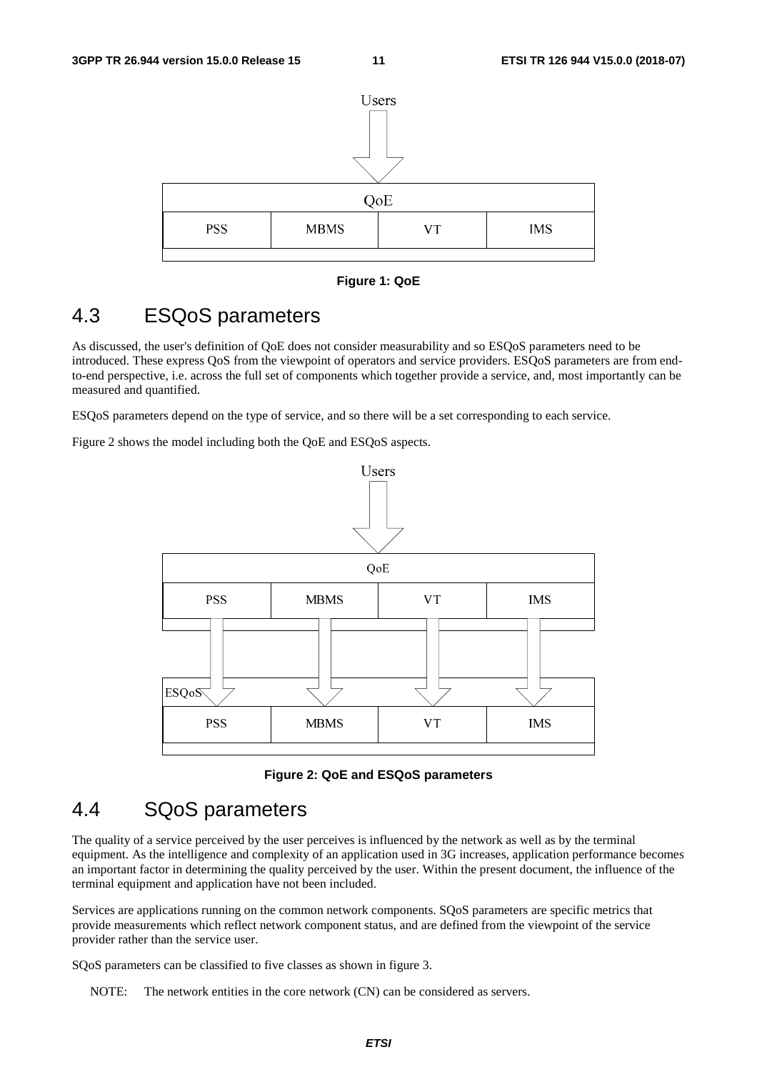Figure 1: QoE

## 4.3 ESQoS parameters

As discussed, the user's definition of QoE does not consider measurability and so ESQoS parameters need to be introduced. These express QoS from the viewpoint of operators and service providers. ESQoS parameters are from end-to-end perspective, i.e. across the full set of components which together provide a service, and, most importantly can be measured and quantified.

ESQoS parameters depend on the type of service, and so there will be a set corresponding to each service.

Figure 2 shows the model including both the QoE and ESQoS aspects.

Figure 2: QoE and ESQoS parameters

## 4.4 SQoS parameters

The quality of a service perceived by the user perceives is influenced by the network as well as by the terminal equipment. As the intelligence and complexity of an application used in 3G increases, application performance becomes an important factor in determining the quality perceived by the user. Within the present document, the influence of the terminal equipment and application have not been included.

Services are applications running on the common network components. SQoS parameters are specific metrics that provide measurements which reflect network component status, and are defined from the viewpoint of the service provider rather than the service user.

SQoS parameters can be classified to five classes as shown in figure 3.

NOTE: The network entities in the core network (CN) can be considered as servers.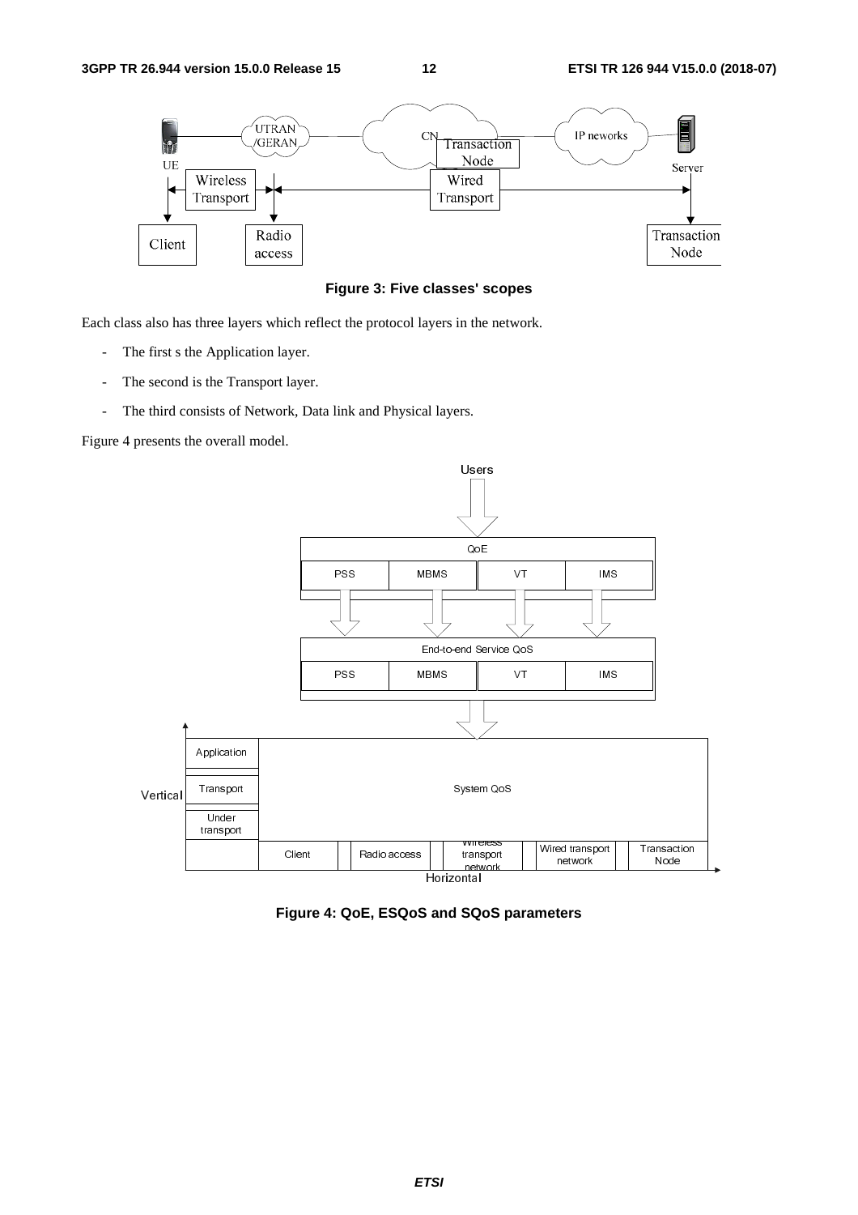**Figure 3: Five classes' scopes**

Each class also has three layers which reflect the protocol layers in the network.

- The first s the Application layer.
- The second is the Transport layer.
- The third consists of Network, Data link and Physical layers.

Figure 4 presents the overall model.

**Figure 4: QoE, ESQoS and SQoS parameters**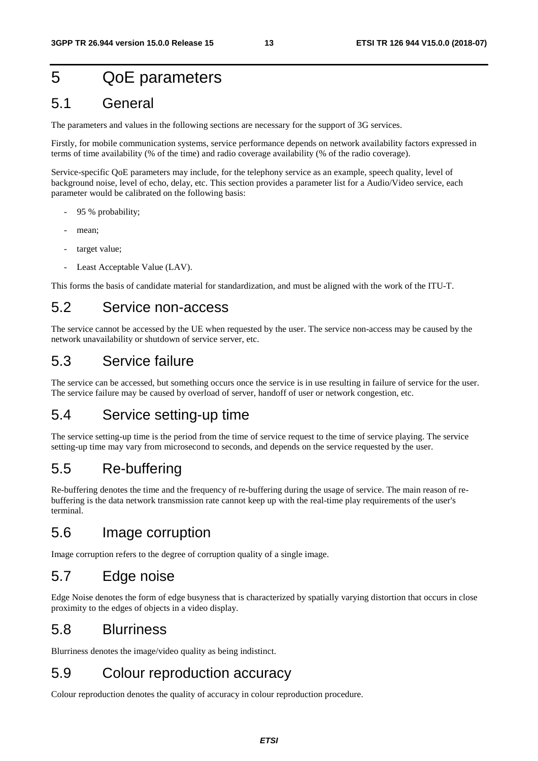# 5 QoE parameters

## 5.1 General

The parameters and values in the following sections are necessary for the support of 3G services.

Firstly, for mobile communication systems, service performance depends on network availability factors expressed in terms of time availability (% of the time) and radio coverage availability (% of the radio coverage).

Service-specific QoE parameters may include, for the telephony service as an example, speech quality, level of background noise, level of echo, delay, etc. This section provides a parameter list for a Audio/Video service, each parameter would be calibrated on the following basis:

- 95 % probability;
- mean;
- target value;
- Least Acceptable Value (LAV).

This forms the basis of candidate material for standardization, and must be aligned with the work of the ITU-T.

## 5.2 Service non-access

The service cannot be accessed by the UE when requested by the user. The service non-access may be caused by the network unavailability or shutdown of service server, etc.

## 5.3 Service failure

The service can be accessed, but something occurs once the service is in use resulting in failure of service for the user. The service failure may be caused by overload of server, handoff of user or network congestion, etc.

## 5.4 Service setting-up time

The service setting-up time is the period from the time of service request to the time of service playing. The service setting-up time may vary from microsecond to seconds, and depends on the service requested by the user.

## 5.5 Re-buffering

Re-buffering denotes the time and the frequency of re-buffering during the usage of service. The main reason of re-buffering is the data network transmission rate cannot keep up with the real-time play requirements of the user's terminal.

## 5.6 Image corruption

Image corruption refers to the degree of corruption quality of a single image.

## 5.7 Edge noise

Edge Noise denotes the form of edge busyness that is characterized by spatially varying distortion that occurs in close proximity to the edges of objects in a video display.

## 5.8 Blurriness

Blurriness denotes the image/video quality as being indistinct.

## 5.9 Colour reproduction accuracy

Colour reproduction denotes the quality of accuracy in colour reproduction procedure.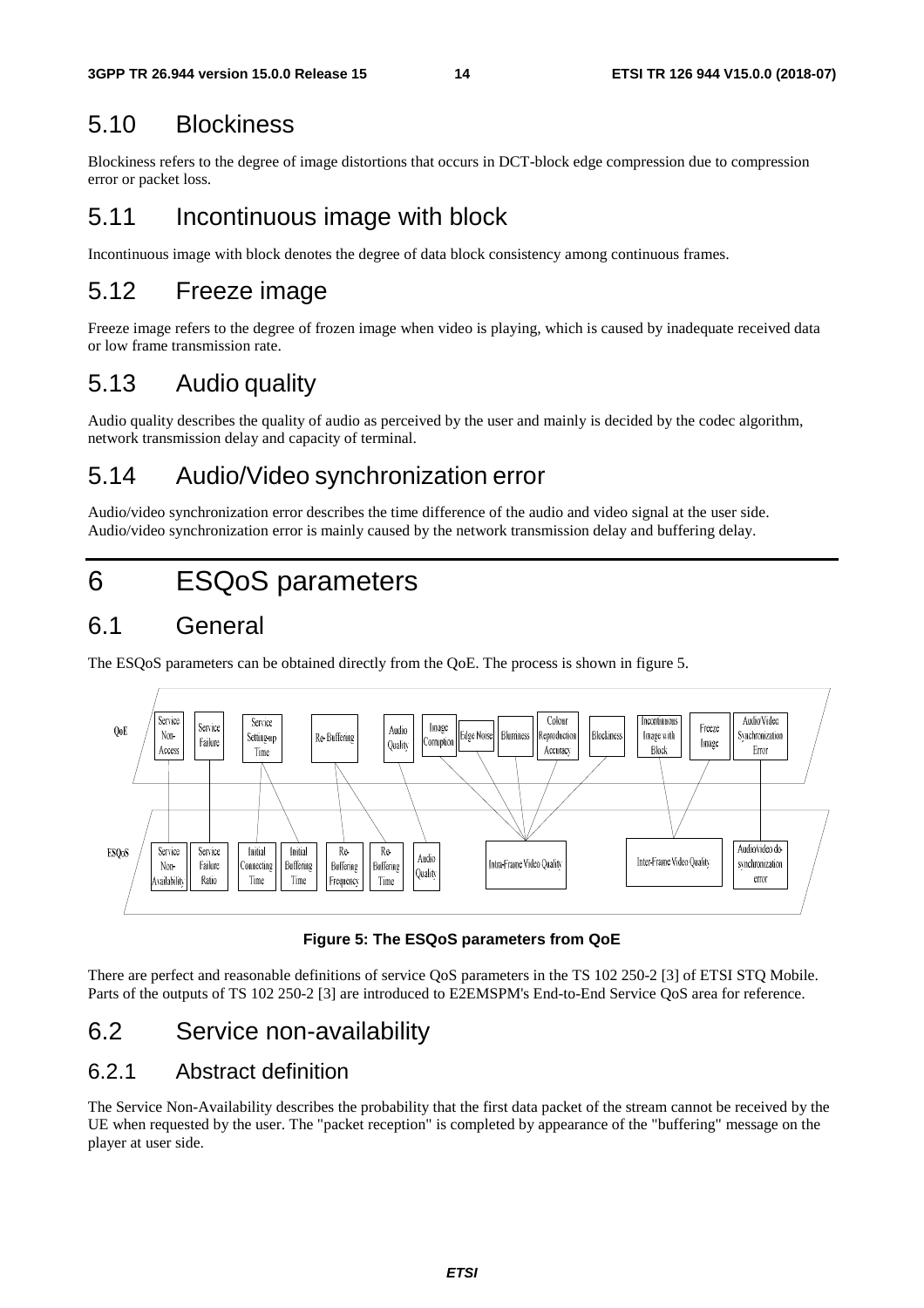## 5.10 Blockiness

Blockiness refers to the degree of image distortions that occurs in DCT-block edge compression due to compression error or packet loss.

## 5.11 Incontinuous image with block

Incontinuous image with block denotes the degree of data block consistency among continuous frames.

## 5.12 Freeze image

Freeze image refers to the degree of frozen image when video is playing, which is caused by inadequate received data or low frame transmission rate.

## 5.13 Audio quality

Audio quality describes the quality of audio as perceived by the user and mainly is decided by the codec algorithm, network transmission delay and capacity of terminal.

## 5.14 Audio/Video synchronization error

Audio/video synchronization error describes the time difference of the audio and video signal at the user side. Audio/video synchronization error is mainly caused by the network transmission delay and buffering delay.

# 6 ESQoS parameters

## 6.1 General

The ESQoS parameters can be obtained directly from the QoE. The process is shown in figure 5.

**Figure 5: The ESQoS parameters from QoE**

There are perfect and reasonable definitions of service QoS parameters in the TS 102 250-2 [3] of ETSI STQ Mobile. Parts of the outputs of TS 102 250-2 [3] are introduced to E2EMSPM's End-to-End Service QoS area for reference.

## 6.2 Service non-availability

### 6.2.1 Abstract definition

The Service Non-Availability describes the probability that the first data packet of the stream cannot be received by the UE when requested by the user. The "packet reception" is completed by appearance of the "buffering" message on the player at user side.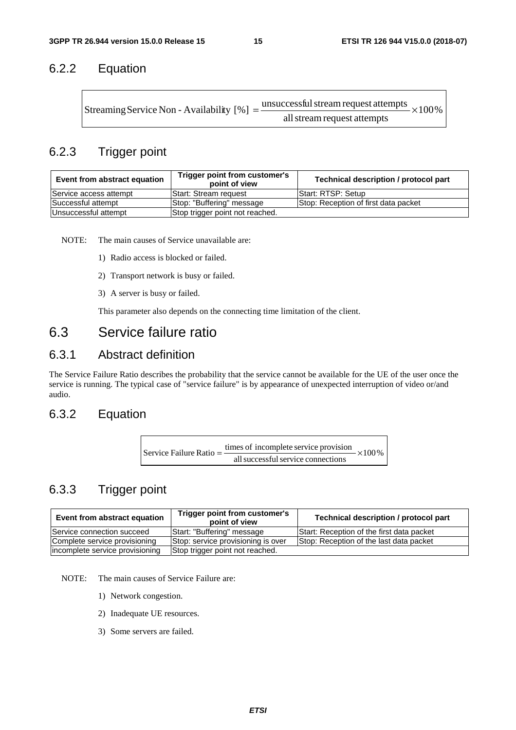### 6.2.2 Equation

$$\text{Streaming Service Non-Availability [\%]} = \frac{\text{unsuccessful stream request attempts}}{\text{all stream request attempts}} \times 100\%$$

### 6.2.3 Trigger point

| Event from abstract equation | Trigger point from customer's point of view | Technical description / protocol part |
|---|---|---|
| Service access attempt | Start: Stream request | Start: RTSP: Setup |
| Successful attempt | Stop: "Buffering" message | Stop: Reception of first data packet |
| Unsuccessful attempt | Stop trigger point not reached. | |

NOTE: The main causes of Service unavailable are:

1) Radio access is blocked or failed.

2) Transport network is busy or failed.

3) A server is busy or failed.

This parameter also depends on the connecting time limitation of the client.

## 6.3 Service failure ratio

### 6.3.1 Abstract definition

The Service Failure Ratio describes the probability that the service cannot be available for the UE of the user once the service is running. The typical case of "service failure" is by appearance of unexpected interruption of video or/and audio.

### 6.3.2 Equation

$$\text{Service Failure Ratio} = \frac{\text{times of incomplete service provision}}{\text{all successful service connections}} \times 100\%$$

### 6.3.3 Trigger point

| Event from abstract equation | Trigger point from customer's point of view | Technical description / protocol part |
|---|---|---|
| Service connection succeed | Start: "Buffering" message | Start: Reception of the first data packet |
| Complete service provisioning | Stop: service provisioning is over | Stop: Reception of the last data packet |
| incomplete service provisioning | Stop trigger point not reached. | |

NOTE: The main causes of Service Failure are:

1) Network congestion.

2) Inadequate UE resources.

3) Some servers are failed.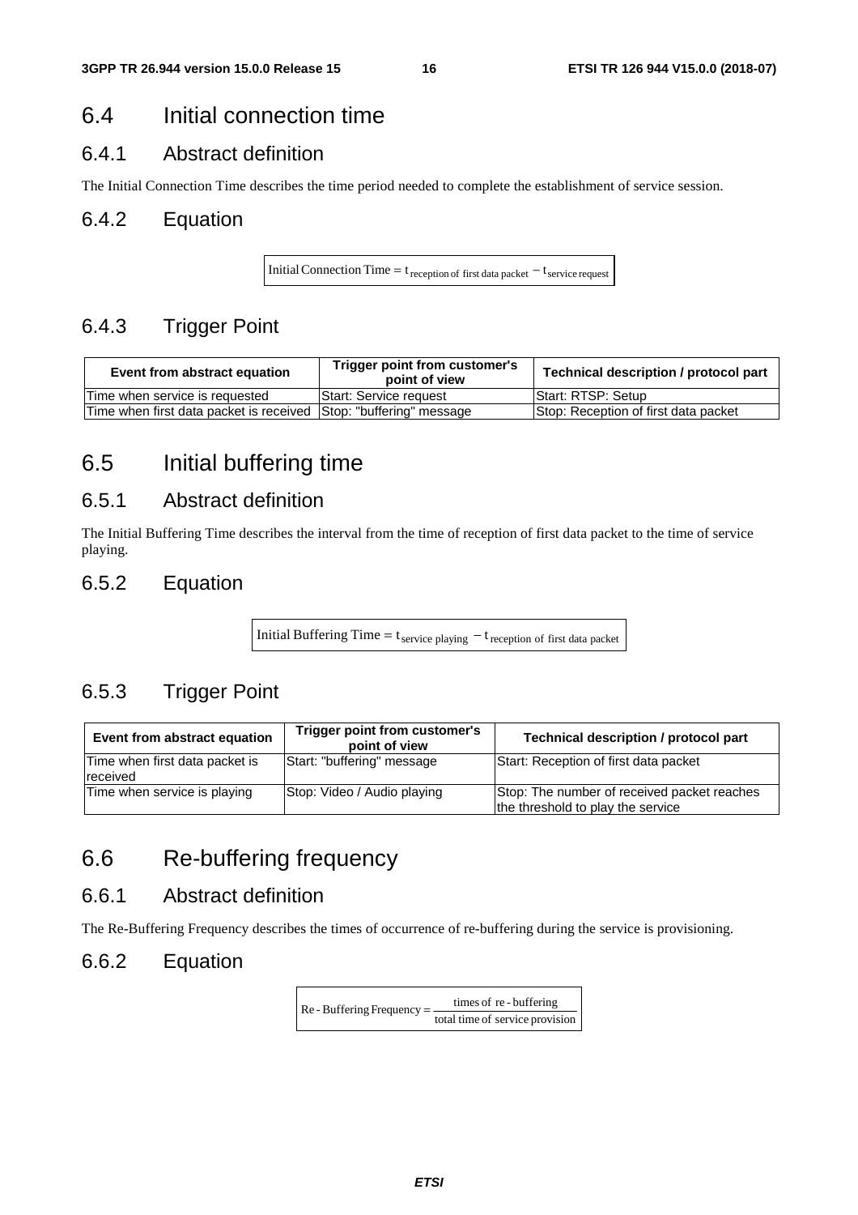## 6.4 Initial connection time

### 6.4.1 Abstract definition

The Initial Connection Time describes the time period needed to complete the establishment of service session.

### 6.4.2 Equation

$$\text{Initial Connection Time} = t_{\text{reception of first data packet}} - t_{\text{service request}}$$

### 6.4.3 Trigger Point

| Event from abstract equation | Trigger point from customer's point of view | Technical description / protocol part |
|---|---|---|
| Time when service is requested | Start: Service request | Start: RTSP: Setup |
| Time when first data packet is received | Stop: "buffering" message | Stop: Reception of first data packet |

## 6.5 Initial buffering time

### 6.5.1 Abstract definition

The Initial Buffering Time describes the interval from the time of reception of first data packet to the time of service playing.

### 6.5.2 Equation

$$\text{Initial Buffering Time} = t_{\text{service playing}} - t_{\text{reception of first data packet}}$$

### 6.5.3 Trigger Point

| Event from abstract equation | Trigger point from customer's point of view | Technical description / protocol part |
|---|---|---|
| Time when first data packet is received | Start: "buffering" message | Start: Reception of first data packet |
| Time when service is playing | Stop: Video / Audio playing | Stop: The number of received packet reaches the threshold to play the service |

## 6.6 Re-buffering frequency

### 6.6.1 Abstract definition

The Re-Buffering Frequency describes the times of occurrence of re-buffering during the service is provisioning.

### 6.6.2 Equation

$$\text{Re-Buffering Frequency} = \frac{\text{times of re-buffering}}{\text{total time of service provision}}$$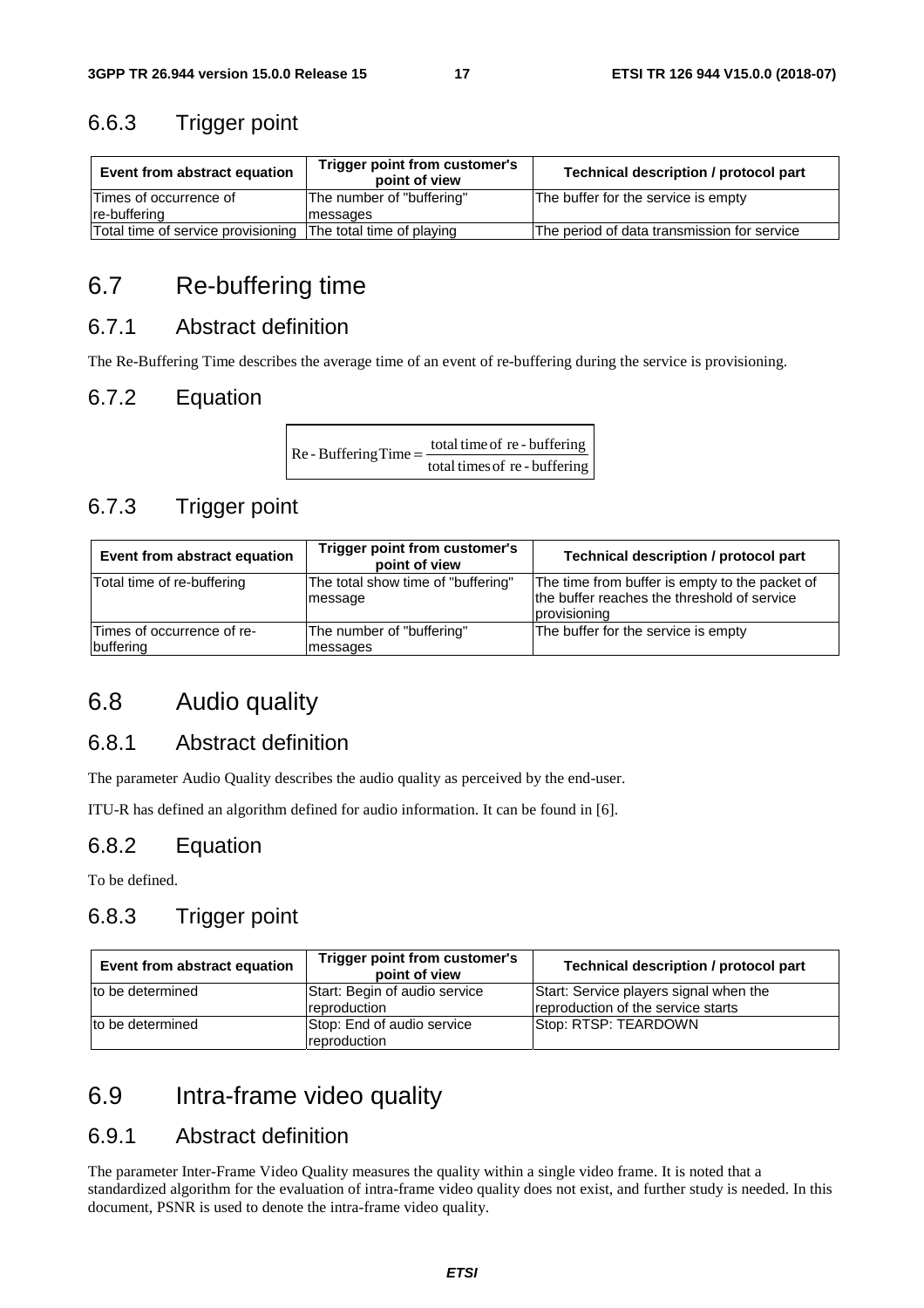### 6.6.3 Trigger point

| Event from abstract equation | Trigger point from customer's point of view | Technical description / protocol part |
|---|---|---|
| Times of occurrence of re-buffering | The number of "buffering" messages | The buffer for the service is empty |
| Total time of service provisioning | The total time of playing | The period of data transmission for service |

## 6.7 Re-buffering time

### 6.7.1 Abstract definition

The Re-Buffering Time describes the average time of an event of re-buffering during the service is provisioning.

### 6.7.2 Equation

$$\text{Re-Buffering Time} = \frac{\text{total time of re-buffering}}{\text{total times of re-buffering}}$$

### 6.7.3 Trigger point

| Event from abstract equation | Trigger point from customer's point of view | Technical description / protocol part |
|---|---|---|
| Total time of re-buffering | The total show time of "buffering" message | The time from buffer is empty to the packet of the buffer reaches the threshold of service provisioning |
| Times of occurrence of re-buffering | The number of "buffering" messages | The buffer for the service is empty |

## 6.8 Audio quality

### 6.8.1 Abstract definition

The parameter Audio Quality describes the audio quality as perceived by the end-user.

ITU-R has defined an algorithm defined for audio information. It can be found in [6].

### 6.8.2 Equation

To be defined.

### 6.8.3 Trigger point

| Event from abstract equation | Trigger point from customer's point of view | Technical description / protocol part |
|---|---|---|
| to be determined | Start: Begin of audio service reproduction | Start: Service players signal when the reproduction of the service starts |
| to be determined | Stop: End of audio service reproduction | Stop: RTSP: TEARDOWN |

## 6.9 Intra-frame video quality

### 6.9.1 Abstract definition

The parameter Inter-Frame Video Quality measures the quality within a single video frame. It is noted that a standardized algorithm for the evaluation of intra-frame video quality does not exist, and further study is needed. In this document, PSNR is used to denote the intra-frame video quality.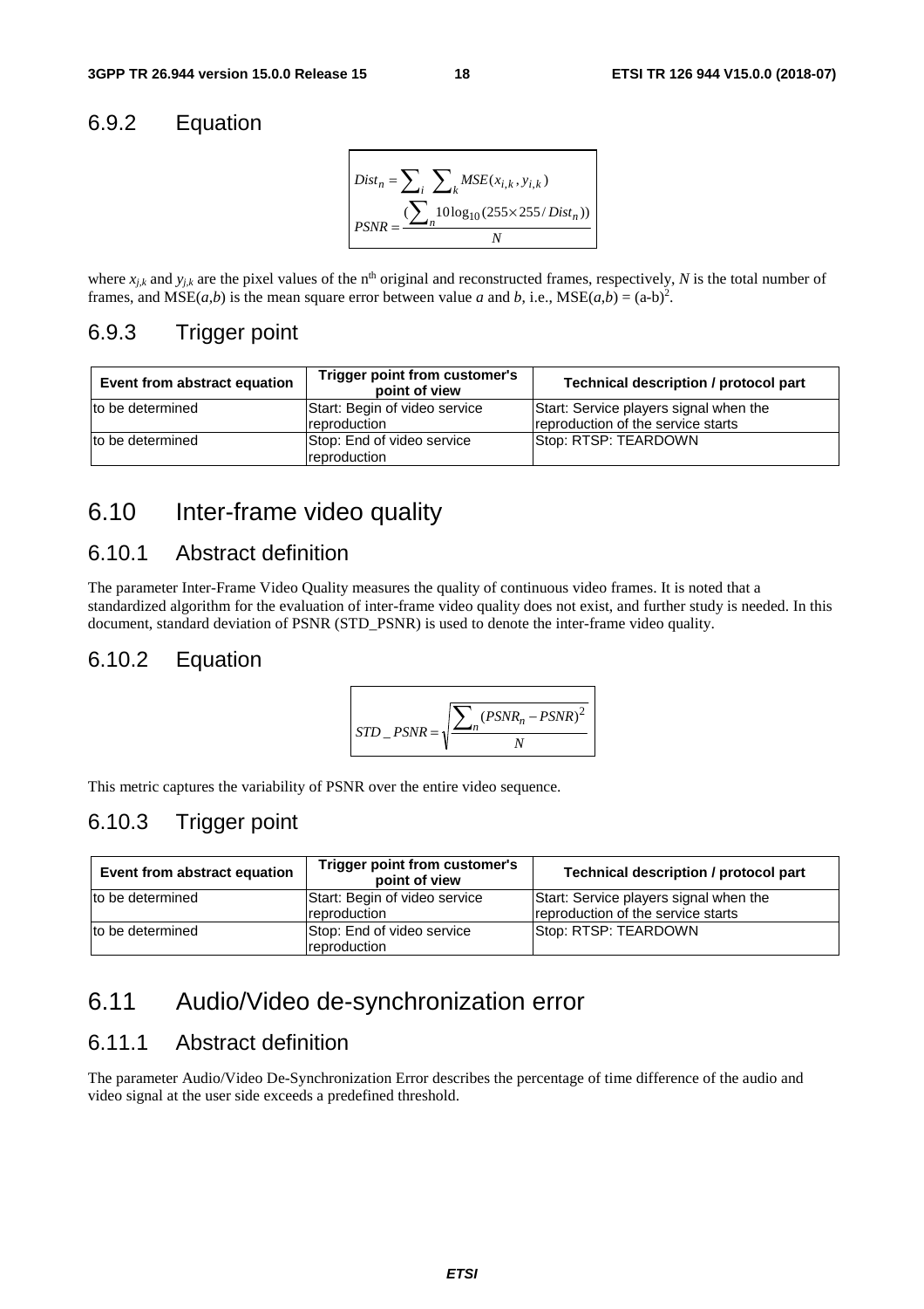### 6.9.2 Equation

$$
Dist_n = \sum_i \sum_k MSE(x_{i,k}, y_{i,k})
$$

$$
PSNR = \frac{(\sum_n 10\log_{10}(255 \times 255 / Dist_n))}{N}
$$

where $x_{j,k}$ and $y_{j,k}$ are the pixel values of the $n^{th}$ original and reconstructed frames, respectively, $N$ is the total number of frames, and $MSE(a,b)$ is the mean square error between value $a$ and $b$, i.e., $MSE(a,b) = (a-b)^2$.

### 6.9.3 Trigger point

| Event from abstract equation | Trigger point from customer's point of view | Technical description / protocol part |
|---|---|---|
| to be determined | Start: Begin of video service reproduction | Start: Service players signal when the reproduction of the service starts |
| to be determined | Stop: End of video service reproduction | Stop: RTSP: TEARDOWN |

## 6.10 Inter-frame video quality

### 6.10.1 Abstract definition

The parameter Inter-Frame Video Quality measures the quality of continuous video frames. It is noted that a standardized algorithm for the evaluation of inter-frame video quality does not exist, and further study is needed. In this document, standard deviation of PSNR (STD_PSNR) is used to denote the inter-frame video quality.

### 6.10.2 Equation

$$
STD\_PSNR = \sqrt{\frac{\sum_n (PSNR_n - PSNR)^2}{N}}
$$

This metric captures the variability of PSNR over the entire video sequence.

### 6.10.3 Trigger point

| Event from abstract equation | Trigger point from customer's point of view | Technical description / protocol part |
|---|---|---|
| to be determined | Start: Begin of video service reproduction | Start: Service players signal when the reproduction of the service starts |
| to be determined | Stop: End of video service reproduction | Stop: RTSP: TEARDOWN |

## 6.11 Audio/Video de-synchronization error

### 6.11.1 Abstract definition

The parameter Audio/Video De-Synchronization Error describes the percentage of time difference of the audio and video signal at the user side exceeds a predefined threshold.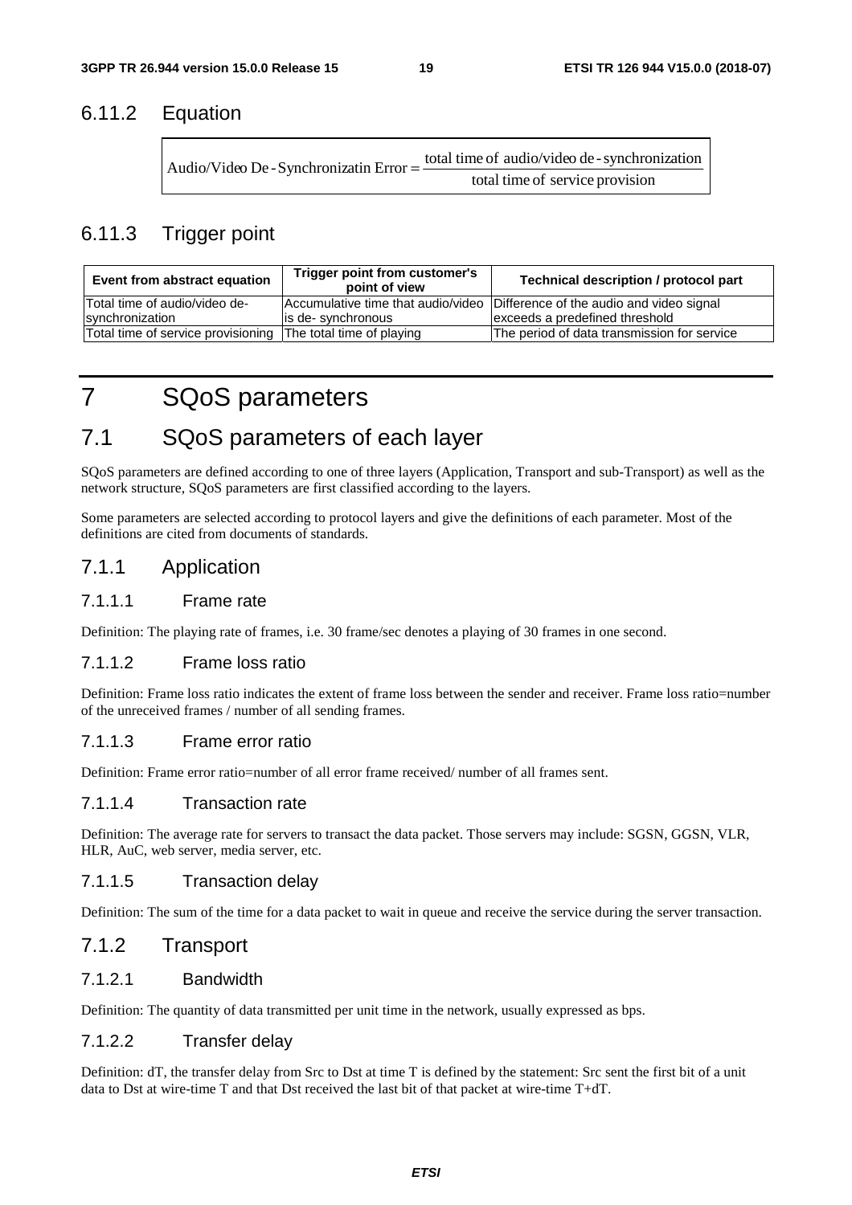### 6.11.2 Equation

$$\text{Audio/Video De-Synchronizatin Error} = \frac{\text{total time of audio/video de-synchronization}}{\text{total time of service provision}}$$

### 6.11.3 Trigger point

| Event from abstract equation | Trigger point from customer's point of view | Technical description / protocol part |
|---|---|---|
| Total time of audio/video de-synchronization | Accumulative time that audio/video is de- synchronous | Difference of the audio and video signal exceeds a predefined threshold |
| Total time of service provisioning | The total time of playing | The period of data transmission for service |

# 7 SQoS parameters

## 7.1 SQoS parameters of each layer

SQoS parameters are defined according to one of three layers (Application, Transport and sub-Transport) as well as the network structure, SQoS parameters are first classified according to the layers.

Some parameters are selected according to protocol layers and give the definitions of each parameter. Most of the definitions are cited from documents of standards.

### 7.1.1 Application

#### 7.1.1.1 Frame rate

Definition: The playing rate of frames, i.e. 30 frame/sec denotes a playing of 30 frames in one second.

#### 7.1.1.2 Frame loss ratio

Definition: Frame loss ratio indicates the extent of frame loss between the sender and receiver. Frame loss ratio=number of the unreceived frames / number of all sending frames.

#### 7.1.1.3 Frame error ratio

Definition: Frame error ratio=number of all error frame received/ number of all frames sent.

#### 7.1.1.4 Transaction rate

Definition: The average rate for servers to transact the data packet. Those servers may include: SGSN, GGSN, VLR, HLR, AuC, web server, media server, etc.

#### 7.1.1.5 Transaction delay

Definition: The sum of the time for a data packet to wait in queue and receive the service during the server transaction.

### 7.1.2 Transport

#### 7.1.2.1 Bandwidth

Definition: The quantity of data transmitted per unit time in the network, usually expressed as bps.

#### 7.1.2.2 Transfer delay

Definition: dT, the transfer delay from Src to Dst at time T is defined by the statement: Src sent the first bit of a unit data to Dst at wire-time T and that Dst received the last bit of that packet at wire-time T+dT.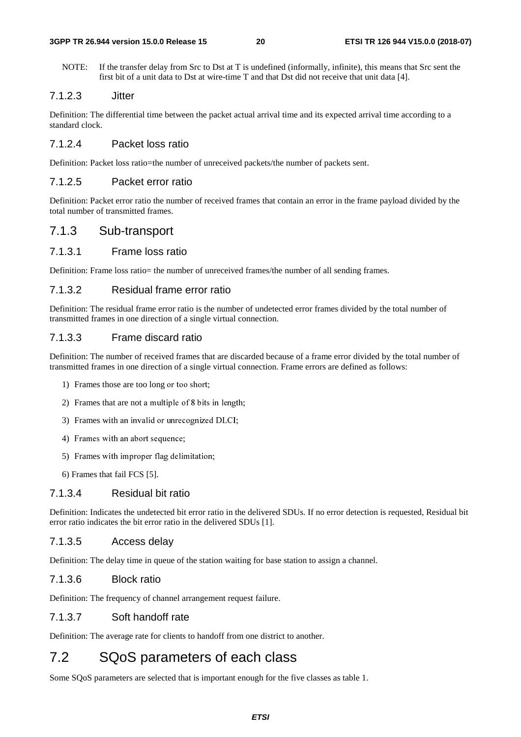NOTE: If the transfer delay from Src to Dst at T is undefined (informally, infinite), this means that Src sent the first bit of a unit data to Dst at wire-time T and that Dst did not receive that unit data [4].

#### 7.1.2.3 Jitter

Definition: The differential time between the packet actual arrival time and its expected arrival time according to a standard clock.

#### 7.1.2.4 Packet loss ratio

Definition: Packet loss ratio=the number of unreceived packets/the number of packets sent.

#### 7.1.2.5 Packet error ratio

Definition: Packet error ratio the number of received frames that contain an error in the frame payload divided by the total number of transmitted frames.

### 7.1.3 Sub-transport

#### 7.1.3.1 Frame loss ratio

Definition: Frame loss ratio= the number of unreceived frames/the number of all sending frames.

#### 7.1.3.2 Residual frame error ratio

Definition: The residual frame error ratio is the number of undetected error frames divided by the total number of transmitted frames in one direction of a single virtual connection.

#### 7.1.3.3 Frame discard ratio

Definition: The number of received frames that are discarded because of a frame error divided by the total number of transmitted frames in one direction of a single virtual connection. Frame errors are defined as follows:

1) Frames those are too long or too short;
2) Frames that are not a multiple of 8 bits in length;
3) Frames with an invalid or unrecognized DLCI;
4) Frames with an abort sequence;
5) Frames with improper flag delimitation;
6) Frames that fail FCS [5].

#### 7.1.3.4 Residual bit ratio

Definition: Indicates the undetected bit error ratio in the delivered SDUs. If no error detection is requested, Residual bit error ratio indicates the bit error ratio in the delivered SDUs [1].

#### 7.1.3.5 Access delay

Definition: The delay time in queue of the station waiting for base station to assign a channel.

#### 7.1.3.6 Block ratio

Definition: The frequency of channel arrangement request failure.

#### 7.1.3.7 Soft handoff rate

Definition: The average rate for clients to handoff from one district to another.

## 7.2 SQoS parameters of each class

Some SQoS parameters are selected that is important enough for the five classes as table 1.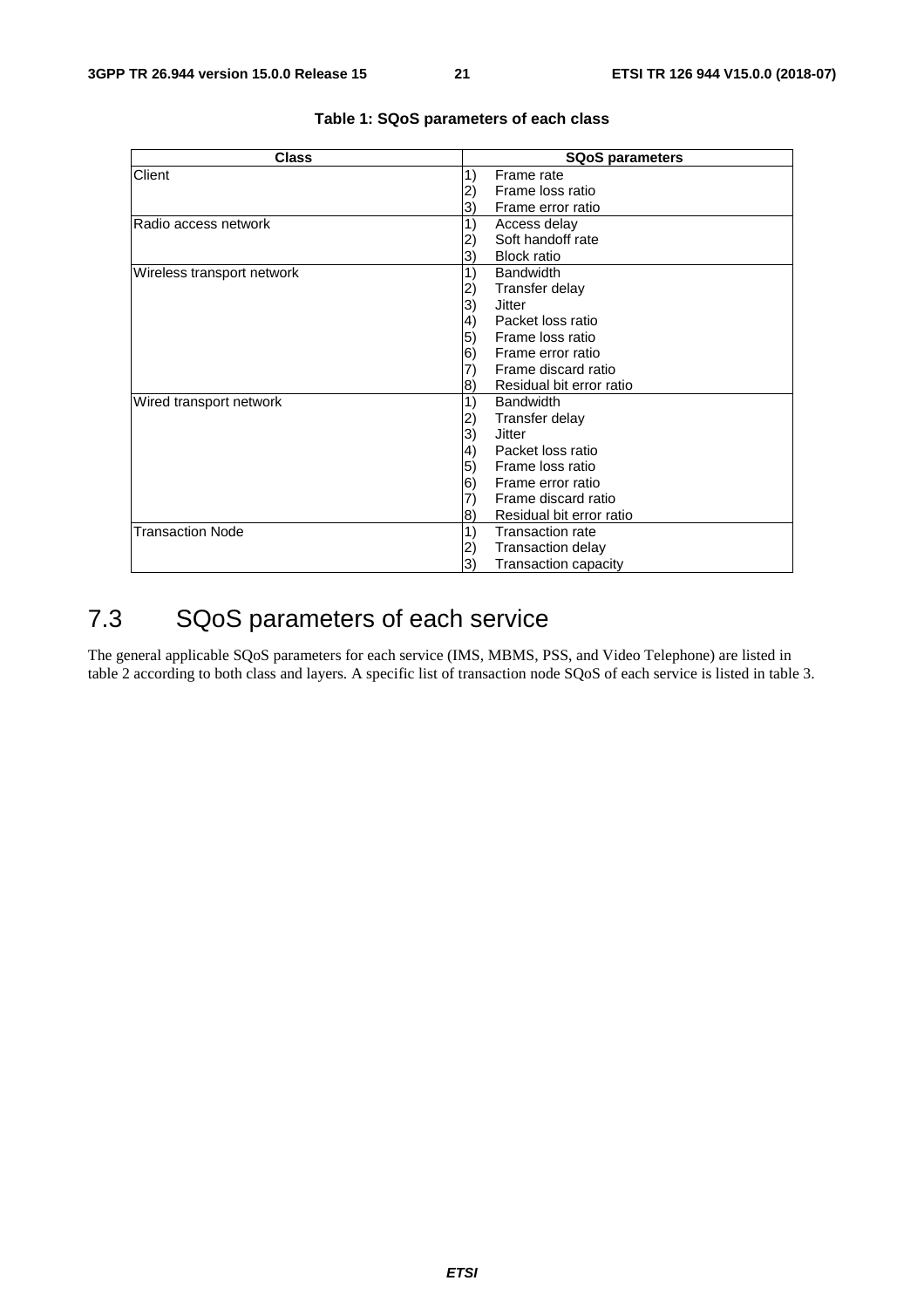**Table 1: SQoS parameters of each class**

| Class | SQoS parameters |
|---|---|
| Client | 1) Frame rate<br>2) Frame loss ratio<br>3) Frame error ratio |
| Radio access network | 1) Access delay<br>2) Soft handoff rate<br>3) Block ratio |
| Wireless transport network | 1) Bandwidth<br>2) Transfer delay<br>3) Jitter<br>4) Packet loss ratio<br>5) Frame loss ratio<br>6) Frame error ratio<br>7) Frame discard ratio<br>8) Residual bit error ratio |
| Wired transport network | 1) Bandwidth<br>2) Transfer delay<br>3) Jitter<br>4) Packet loss ratio<br>5) Frame loss ratio<br>6) Frame error ratio<br>7) Frame discard ratio<br>8) Residual bit error ratio |
| Transaction Node | 1) Transaction rate<br>2) Transaction delay<br>3) Transaction capacity |

## 7.3 SQoS parameters of each service

The general applicable SQoS parameters for each service (IMS, MBMS, PSS, and Video Telephone) are listed in table 2 according to both class and layers. A specific list of transaction node SQoS of each service is listed in table 3.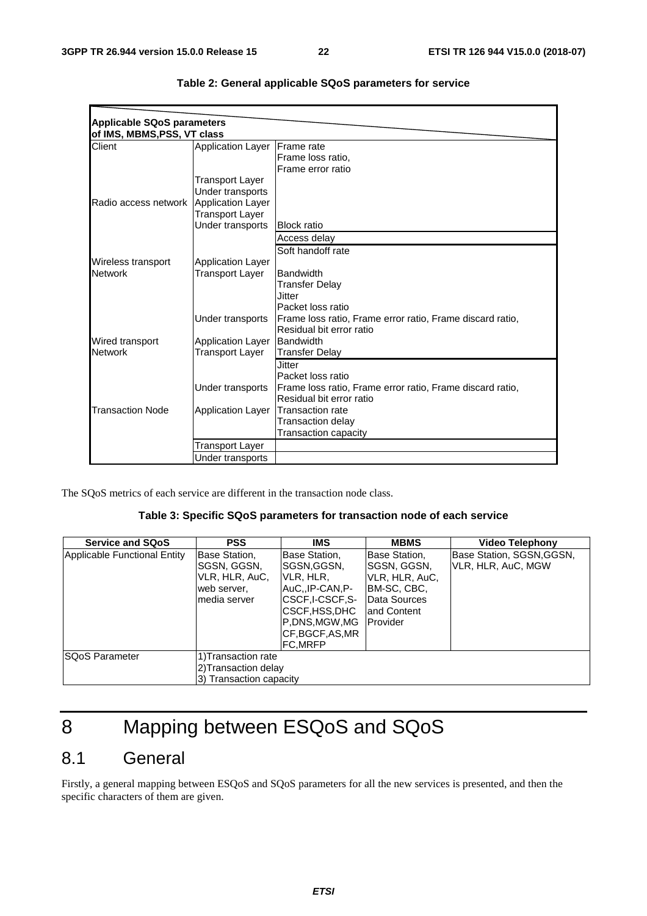**Table 2: General applicable SQoS parameters for service**

| Applicable SQoS parameters of IMS, MBMS,PSS, VT class | | |
|---|---|---|
| Client | Application Layer | Frame rate<br>Frame loss ratio,<br>Frame error ratio |
| | Transport Layer | |
| | Under transports | |
| Radio access network | Application Layer | |
| | Transport Layer | |
| | Under transports | Block ratio |
| | | Access delay |
| | | Soft handoff rate |
| Wireless transport Network | Application Layer | |
| | Transport Layer | Bandwidth<br>Transfer Delay<br>Jitter<br>Packet loss ratio |
| | Under transports | Frame loss ratio, Frame error ratio, Frame discard ratio,<br>Residual bit error ratio |
| Wired transport Network | Application Layer | Bandwidth |
| | Transport Layer | Transfer Delay |
| | | Jitter<br>Packet loss ratio |
| | Under transports | Frame loss ratio, Frame error ratio, Frame discard ratio,<br>Residual bit error ratio |
| Transaction Node | Application Layer | Transaction rate<br>Transaction delay<br>Transaction capacity |
| | Transport Layer | |
| | Under transports | |

The SQoS metrics of each service are different in the transaction node class.

**Table 3: Specific SQoS parameters for transaction node of each service**

| Service and SQoS | PSS | IMS | MBMS | Video Telephony |
|---|---|---|---|---|
| Applicable Functional Entity | Base Station, SGSN, GGSN, VLR, HLR, AuC, web server, media server | Base Station, SGSN,GGSN, VLR, HLR, AuC,,IP-CAN,P-CSCF,I-CSCF,S-CSCF,HSS,DHCP,DNS,MGW,MGCF,BGCF,AS,MRFC,MRFP | Base Station, SGSN, GGSN, VLR, HLR, AuC, BM-SC, CBC, Data Sources and Content Provider | Base Station, SGSN,GGSN, VLR, HLR, AuC, MGW |
| SQoS Parameter | 1)Transaction rate<br>2)Transaction delay<br>3) Transaction capacity | | | |

# 8 Mapping between ESQoS and SQoS

## 8.1 General

Firstly, a general mapping between ESQoS and SQoS parameters for all the new services is presented, and then the specific characters of them are given.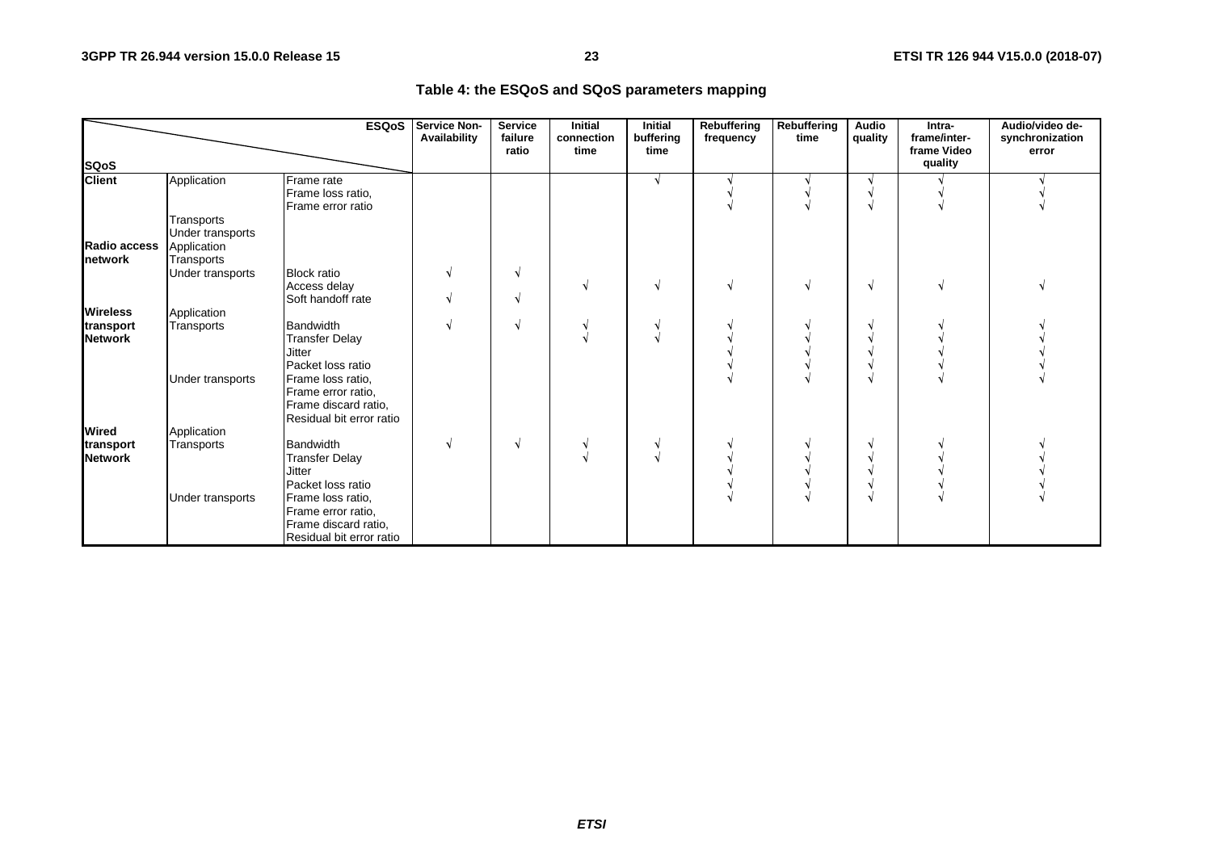**Table 4: the ESQoS and SQoS parameters mapping**

| SQoS \ ESQoS | | | Service Non-Availability | Service failure ratio | Initial connection time | Initial buffering time | Rebuffering frequency | Rebuffering time | Audio quality | Intra-frame/inter-frame Video quality | Audio/video de-synchronization error |
|---|---|---|---|---|---|---|---|---|---|---|---|
| **Client** | Application | Frame rate | | | | √ | √ | √ | √ | √ | √ |
| | | Frame loss ratio, | | | | | √ | √ | √ | √ | √ |
| | | Frame error ratio | | | | | √ | √ | √ | √ | √ |
| | Transports | | | | | | | | | | |
| | Under transports | | | | | | | | | | |
| **Radio access network** | Application | | | | | | | | | | |
| | Transports | | | | | | | | | | |
| | Under transports | Block ratio | √ | √ | | | | | | | |
| | | Access delay | | | √ | √ | √ | √ | √ | √ | √ |
| | | Soft handoff rate | √ | √ | | | | | | | |
| **Wireless transport Network** | Application | | | | | | | | | | |
| | Transports | Bandwidth | √ | √ | √ | √ | √ | √ | √ | √ | √ |
| | | Transfer Delay | | | √ | √ | √ | √ | √ | √ | √ |
| | | Jitter | | | | | √ | √ | √ | √ | √ |
| | | Packet loss ratio | | | | | √ | √ | √ | √ | √ |
| | Under transports | Frame loss ratio, | | | | | √ | √ | √ | √ | √ |
| | | Frame error ratio, | | | | | | | | | |
| | | Frame discard ratio, | | | | | | | | | |
| | | Residual bit error ratio | | | | | | | | | |
| **Wired transport Network** | Application | | | | | | | | | | |
| | Transports | Bandwidth | √ | √ | √ | √ | √ | √ | √ | √ | √ |
| | | Transfer Delay | | | √ | √ | √ | √ | √ | √ | √ |
| | | Jitter | | | | | √ | √ | √ | √ | √ |
| | | Packet loss ratio | | | | | √ | √ | √ | √ | √ |
| | Under transports | Frame loss ratio, | | | | | √ | √ | √ | √ | √ |
| | | Frame error ratio, | | | | | | | | | |
| | | Frame discard ratio, | | | | | | | | | |
| | | Residual bit error ratio | | | | | | | | | |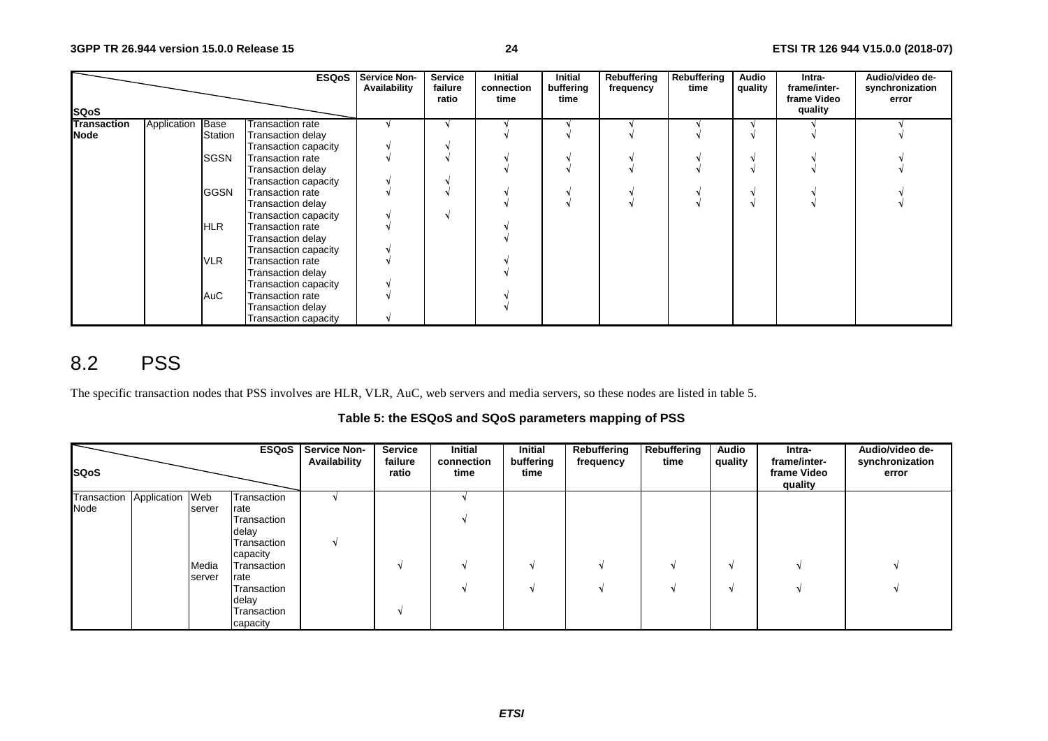| SQoS \ ESQoS | | | | Service Non-Availability | Service failure ratio | Initial connection time | Initial buffering time | Rebuffering frequency | Rebuffering time | Audio quality | Intra-frame/inter-frame Video quality | Audio/video de-synchronization error |
|---|---|---|---|---|---|---|---|---|---|---|---|---|
| **Transaction Node** | Application | Base Station | Transaction rate | √ | √ | √ | √ | √ | √ | √ | √ | √ |
| | | | Transaction delay | | | √ | √ | √ | √ | √ | √ | √ |
| | | | Transaction capacity | √ | √ | | | | | | | |
| | | SGSN | Transaction rate | √ | √ | √ | √ | √ | √ | √ | √ | √ |
| | | | Transaction delay | | | √ | √ | √ | √ | √ | √ | √ |
| | | | Transaction capacity | √ | √ | | | | | | | |
| | | GGSN | Transaction rate | √ | √ | √ | √ | √ | √ | √ | √ | √ |
| | | | Transaction delay | | | √ | √ | √ | √ | √ | √ | √ |
| | | | Transaction capacity | √ | √ | | | | | | | |
| | | HLR | Transaction rate | √ | | √ | | | | | | |
| | | | Transaction delay | | | √ | | | | | | |
| | | | Transaction capacity | √ | | | | | | | | |
| | | VLR | Transaction rate | √ | | √ | | | | | | |
| | | | Transaction delay | | | √ | | | | | | |
| | | | Transaction capacity | √ | | | | | | | | |
| | | AuC | Transaction rate | √ | | √ | | | | | | |
| | | | Transaction delay | | | √ | | | | | | |
| | | | Transaction capacity | √ | | | | | | | | |

## 8.2 PSS

The specific transaction nodes that PSS involves are HLR, VLR, AuC, web servers and media servers, so these nodes are listed in table 5.

**Table 5: the ESQoS and SQoS parameters mapping of PSS**

| SQoS \ ESQoS | | | | Service Non-Availability | Service failure ratio | Initial connection time | Initial buffering time | Rebuffering frequency | Rebuffering time | Audio quality | Intra-frame/inter-frame Video quality | Audio/video de-synchronization error |
|---|---|---|---|---|---|---|---|---|---|---|---|---|
| Transaction Node | Application | Web server | Transaction rate | √ | | √ | | | | | | |
| | | | Transaction delay | | | √ | | | | | | |
| | | | Transaction capacity | √ | | | | | | | | |
| | | Media server | Transaction rate | | √ | √ | √ | √ | √ | √ | √ | √ |
| | | | Transaction delay | | | √ | √ | √ | √ | √ | √ | √ |
| | | | Transaction capacity | | √ | | | | | | | |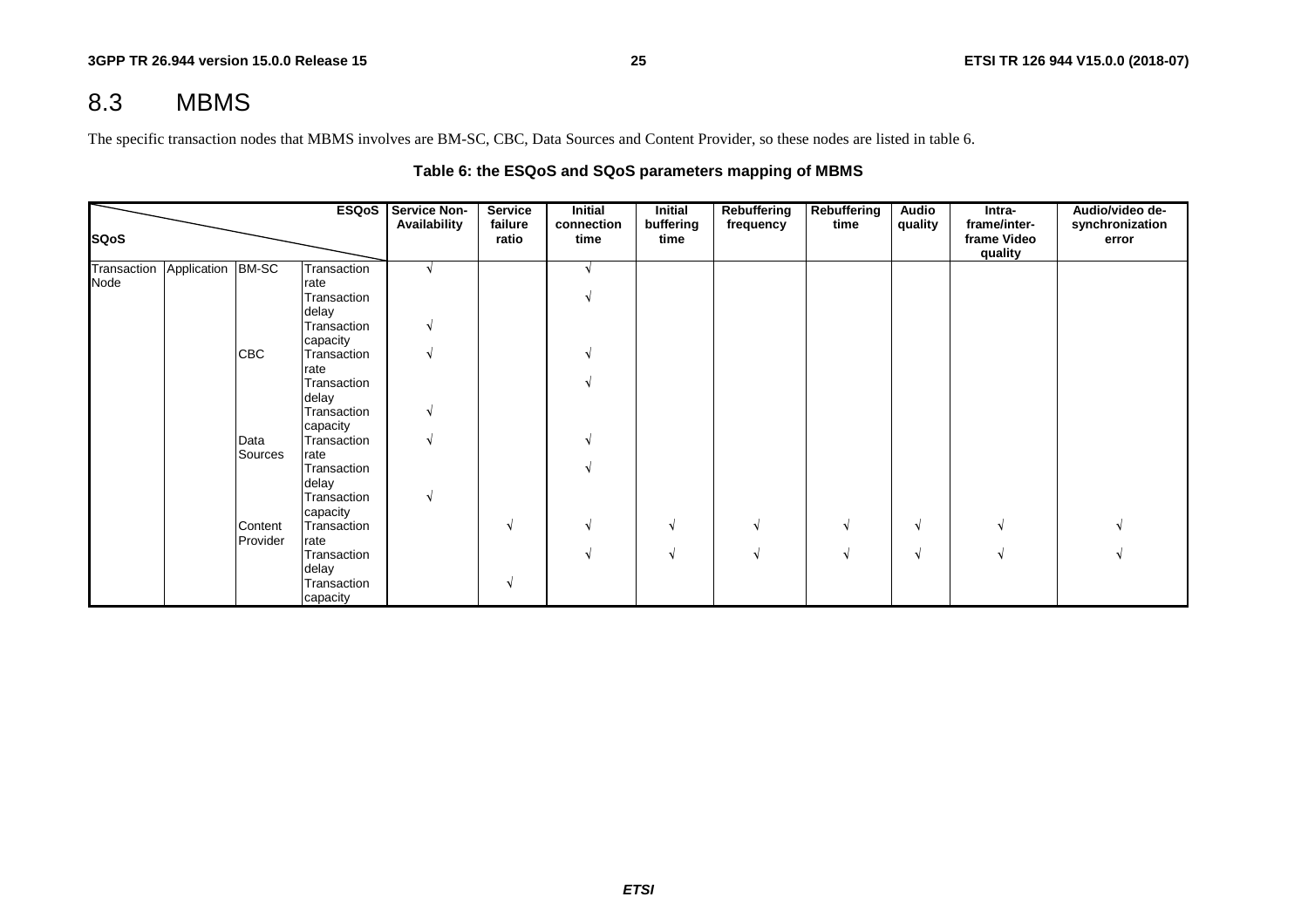## 8.3 MBMS

The specific transaction nodes that MBMS involves are BM-SC, CBC, Data Sources and Content Provider, so these nodes are listed in table 6.

**Table 6: the ESQoS and SQoS parameters mapping of MBMS**

| SQoS \ ESQoS | | | | Service Non-Availability | Service failure ratio | Initial connection time | Initial buffering time | Rebuffering frequency | Rebuffering time | Audio quality | Intra-frame/inter-frame Video quality | Audio/video de-synchronization error |
|---|---|---|---|---|---|---|---|---|---|---|---|---|
| Transaction Node | Application | BM-SC | Transaction rate | √ | | √ | | | | | | |
| | | | Transaction delay | | | √ | | | | | | |
| | | | Transaction capacity | √ | | | | | | | | |
| | | CBC | Transaction rate | √ | | √ | | | | | | |
| | | | Transaction delay | | | √ | | | | | | |
| | | | Transaction capacity | √ | | | | | | | | |
| | | Data Sources | Transaction rate | √ | | √ | | | | | | |
| | | | Transaction delay | | | √ | | | | | | |
| | | | Transaction capacity | √ | | | | | | | | |
| | | Content Provider | Transaction rate | | √ | √ | √ | √ | √ | √ | √ | √ |
| | | | Transaction delay | | | √ | √ | √ | √ | √ | √ | √ |
| | | | Transaction capacity | | √ | | | | | | | |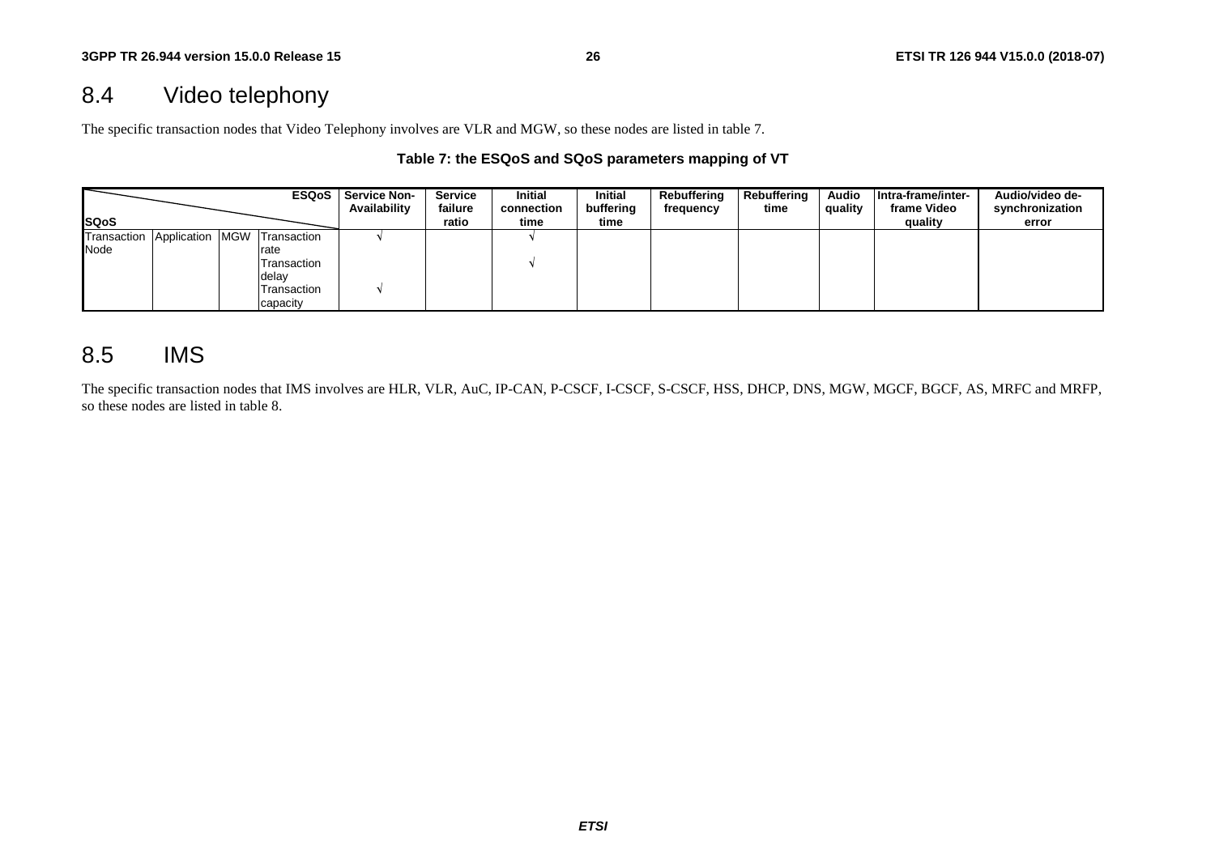## 8.4 Video telephony

The specific transaction nodes that Video Telephony involves are VLR and MGW, so these nodes are listed in table 7.

**Table 7: the ESQoS and SQoS parameters mapping of VT**

| SQoS \ ESQoS | | | | Service Non-Availability | Service failure ratio | Initial connection time | Initial buffering time | Rebuffering frequency | Rebuffering time | Audio quality | Intra-frame/inter-frame Video quality | Audio/video de-synchronization error |
|---|---|---|---|---|---|---|---|---|---|---|---|---|
| Transaction Node | Application | MGW | Transaction rate | √ | | √ | | | | | | |
| | | | Transaction delay | | | √ | | | | | | |
| | | | Transaction capacity | √ | | | | | | | | |

## 8.5 IMS

The specific transaction nodes that IMS involves are HLR, VLR, AuC, IP-CAN, P-CSCF, I-CSCF, S-CSCF, HSS, DHCP, DNS, MGW, MGCF, BGCF, AS, MRFC and MRFP, so these nodes are listed in table 8.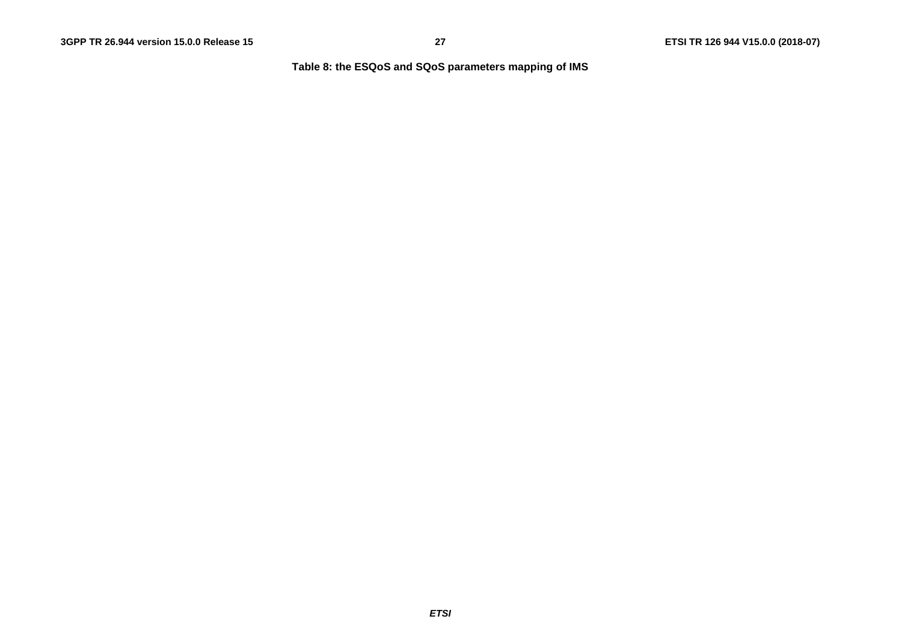**Table 8: the ESQoS and SQoS parameters mapping of IMS**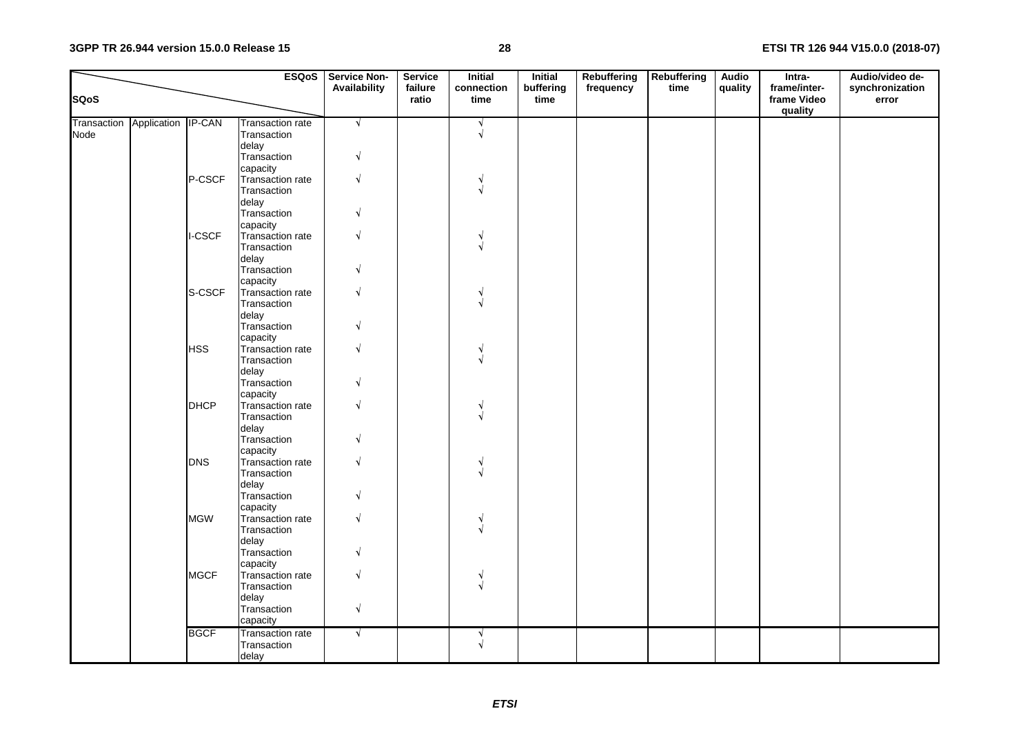| SQoS \ ESQoS | | | | Service Non-Availability | Service failure ratio | Initial connection time | Initial buffering time | Rebuffering frequency | Rebuffering time | Audio quality | Intra-frame/inter-frame Video quality | Audio/video de-synchronization error |
|---|---|---|---|---|---|---|---|---|---|---|---|---|
| Transaction Node | Application | IP-CAN | Transaction rate | √ | | √ | | | | | | |
| | | | Transaction delay | | | √ | | | | | | |
| | | | Transaction capacity | √ | | | | | | | | |
| | | P-CSCF | Transaction rate | √ | | √ | | | | | | |
| | | | Transaction delay | | | √ | | | | | | |
| | | | Transaction capacity | √ | | | | | | | | |
| | | I-CSCF | Transaction rate | √ | | √ | | | | | | |
| | | | Transaction delay | | | √ | | | | | | |
| | | | Transaction capacity | √ | | | | | | | | |
| | | S-CSCF | Transaction rate | √ | | √ | | | | | | |
| | | | Transaction delay | | | √ | | | | | | |
| | | | Transaction capacity | √ | | | | | | | | |
| | | HSS | Transaction rate | √ | | √ | | | | | | |
| | | | Transaction delay | | | √ | | | | | | |
| | | | Transaction capacity | √ | | | | | | | | |
| | | DHCP | Transaction rate | √ | | √ | | | | | | |
| | | | Transaction delay | | | √ | | | | | | |
| | | | Transaction capacity | √ | | | | | | | | |
| | | DNS | Transaction rate | √ | | √ | | | | | | |
| | | | Transaction delay | | | √ | | | | | | |
| | | | Transaction capacity | √ | | | | | | | | |
| | | MGW | Transaction rate | √ | | √ | | | | | | |
| | | | Transaction delay | | | √ | | | | | | |
| | | | Transaction capacity | √ | | | | | | | | |
| | | MGCF | Transaction rate | √ | | √ | | | | | | |
| | | | Transaction delay | | | √ | | | | | | |
| | | | Transaction capacity | √ | | | | | | | | |
| | | BGCF | Transaction rate | √ | | √ | | | | | | |
| | | | Transaction delay | | | √ | | | | | | |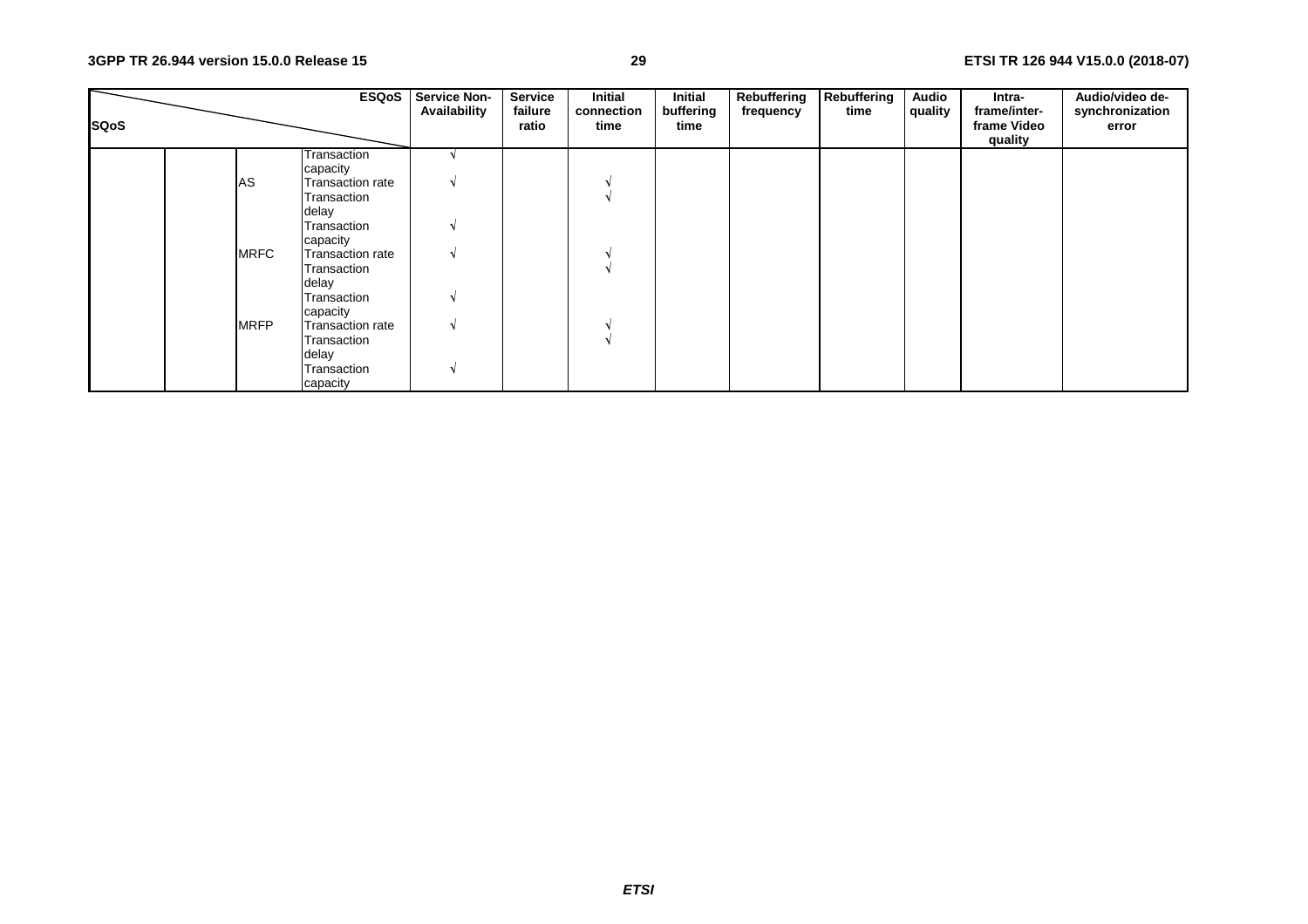| SQoS | | | ESQoS | Service Non-Availability | Service failure ratio | Initial connection time | Initial buffering time | Rebuffering frequency | Rebuffering time | Audio quality | Intra-frame/inter-frame Video quality | Audio/video de-synchronization error |
|---|---|---|---|---|---|---|---|---|---|---|---|---|
| | | | Transaction capacity | √ | | | | | | | | |
| | | AS | Transaction rate | √ | | √ | | | | | | |
| | | | Transaction delay | | | √ | | | | | | |
| | | | Transaction capacity | √ | | | | | | | | |
| | | MRFC | Transaction rate | √ | | √ | | | | | | |
| | | | Transaction delay | | | √ | | | | | | |
| | | | Transaction capacity | √ | | | | | | | | |
| | | MRFP | Transaction rate | √ | | √ | | | | | | |
| | | | Transaction delay | | | √ | | | | | | |
| | | | Transaction capacity | √ | | | | | | | | |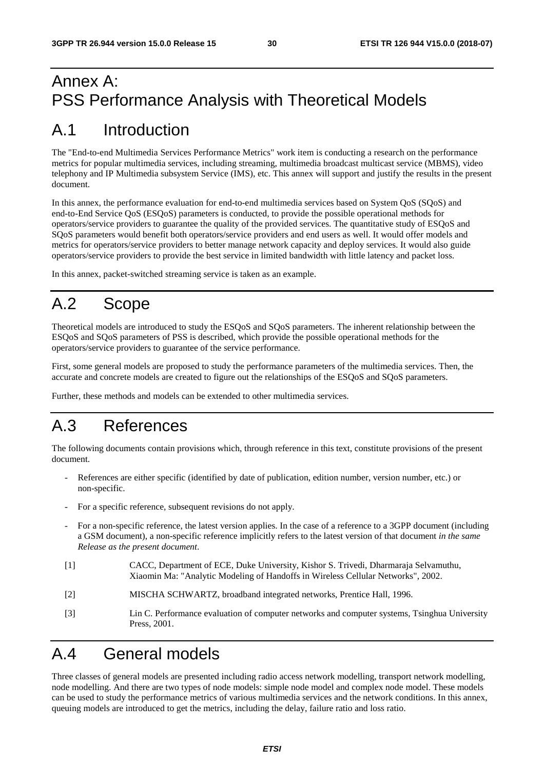# Annex A: PSS Performance Analysis with Theoretical Models

# A.1 Introduction

The "End-to-end Multimedia Services Performance Metrics" work item is conducting a research on the performance metrics for popular multimedia services, including streaming, multimedia broadcast multicast service (MBMS), video telephony and IP Multimedia subsystem Service (IMS), etc. This annex will support and justify the results in the present document.

In this annex, the performance evaluation for end-to-end multimedia services based on System QoS (SQoS) and end-to-End Service QoS (ESQoS) parameters is conducted, to provide the possible operational methods for operators/service providers to guarantee the quality of the provided services. The quantitative study of ESQoS and SQoS parameters would benefit both operators/service providers and end users as well. It would offer models and metrics for operators/service providers to better manage network capacity and deploy services. It would also guide operators/service providers to provide the best service in limited bandwidth with little latency and packet loss.

In this annex, packet-switched streaming service is taken as an example.

# A.2 Scope

Theoretical models are introduced to study the ESQoS and SQoS parameters. The inherent relationship between the ESQoS and SQoS parameters of PSS is described, which provide the possible operational methods for the operators/service providers to guarantee of the service performance.

First, some general models are proposed to study the performance parameters of the multimedia services. Then, the accurate and concrete models are created to figure out the relationships of the ESQoS and SQoS parameters.

Further, these methods and models can be extended to other multimedia services.

# A.3 References

The following documents contain provisions which, through reference in this text, constitute provisions of the present document.

- References are either specific (identified by date of publication, edition number, version number, etc.) or non-specific.
- For a specific reference, subsequent revisions do not apply.
- For a non-specific reference, the latest version applies. In the case of a reference to a 3GPP document (including a GSM document), a non-specific reference implicitly refers to the latest version of that document *in the same Release as the present document*.

[1] CACC, Department of ECE, Duke University, Kishor S. Trivedi, Dharmaraja Selvamuthu, Xiaomin Ma: "Analytic Modeling of Handoffs in Wireless Cellular Networks", 2002.

[2] MISCHA SCHWARTZ, broadband integrated networks, Prentice Hall, 1996.

[3] Lin C. Performance evaluation of computer networks and computer systems, Tsinghua University Press, 2001.

# A.4 General models

Three classes of general models are presented including radio access network modelling, transport network modelling, node modelling. And there are two types of node models: simple node model and complex node model. These models can be used to study the performance metrics of various multimedia services and the network conditions. In this annex, queuing models are introduced to get the metrics, including the delay, failure ratio and loss ratio.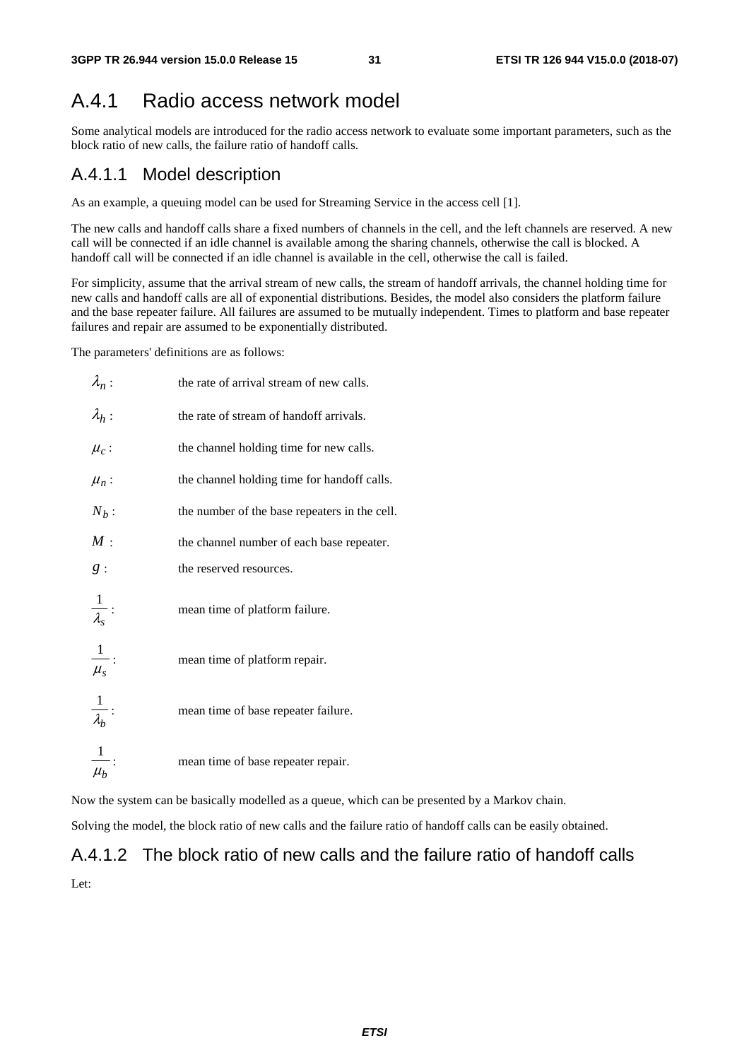## A.4.1 Radio access network model

Some analytical models are introduced for the radio access network to evaluate some important parameters, such as the block ratio of new calls, the failure ratio of handoff calls.

### A.4.1.1 Model description

As an example, a queuing model can be used for Streaming Service in the access cell [1].

The new calls and handoff calls share a fixed numbers of channels in the cell, and the left channels are reserved. A new call will be connected if an idle channel is available among the sharing channels, otherwise the call is blocked. A handoff call will be connected if an idle channel is available in the cell, otherwise the call is failed.

For simplicity, assume that the arrival stream of new calls, the stream of handoff arrivals, the channel holding time for new calls and handoff calls are all of exponential distributions. Besides, the model also considers the platform failure and the base repeater failure. All failures are assumed to be mutually independent. Times to platform and base repeater failures and repair are assumed to be exponentially distributed.

The parameters' definitions are as follows:

$\lambda_n$ : the rate of arrival stream of new calls.

$\lambda_h$ : the rate of stream of handoff arrivals.

$\mu_c$ : the channel holding time for new calls.

$\mu_n$ : the channel holding time for handoff calls.

$N_b$ : the number of the base repeaters in the cell.

$M$ : the channel number of each base repeater.

$g$ : the reserved resources.

$\frac{1}{\lambda_s}$ : mean time of platform failure.

$\frac{1}{\mu_s}$ : mean time of platform repair.

$\frac{1}{\lambda_b}$ : mean time of base repeater failure.

$\frac{1}{\mu_b}$ : mean time of base repeater repair.

Now the system can be basically modelled as a queue, which can be presented by a Markov chain.

Solving the model, the block ratio of new calls and the failure ratio of handoff calls can be easily obtained.

### A.4.1.2 The block ratio of new calls and the failure ratio of handoff calls

Let: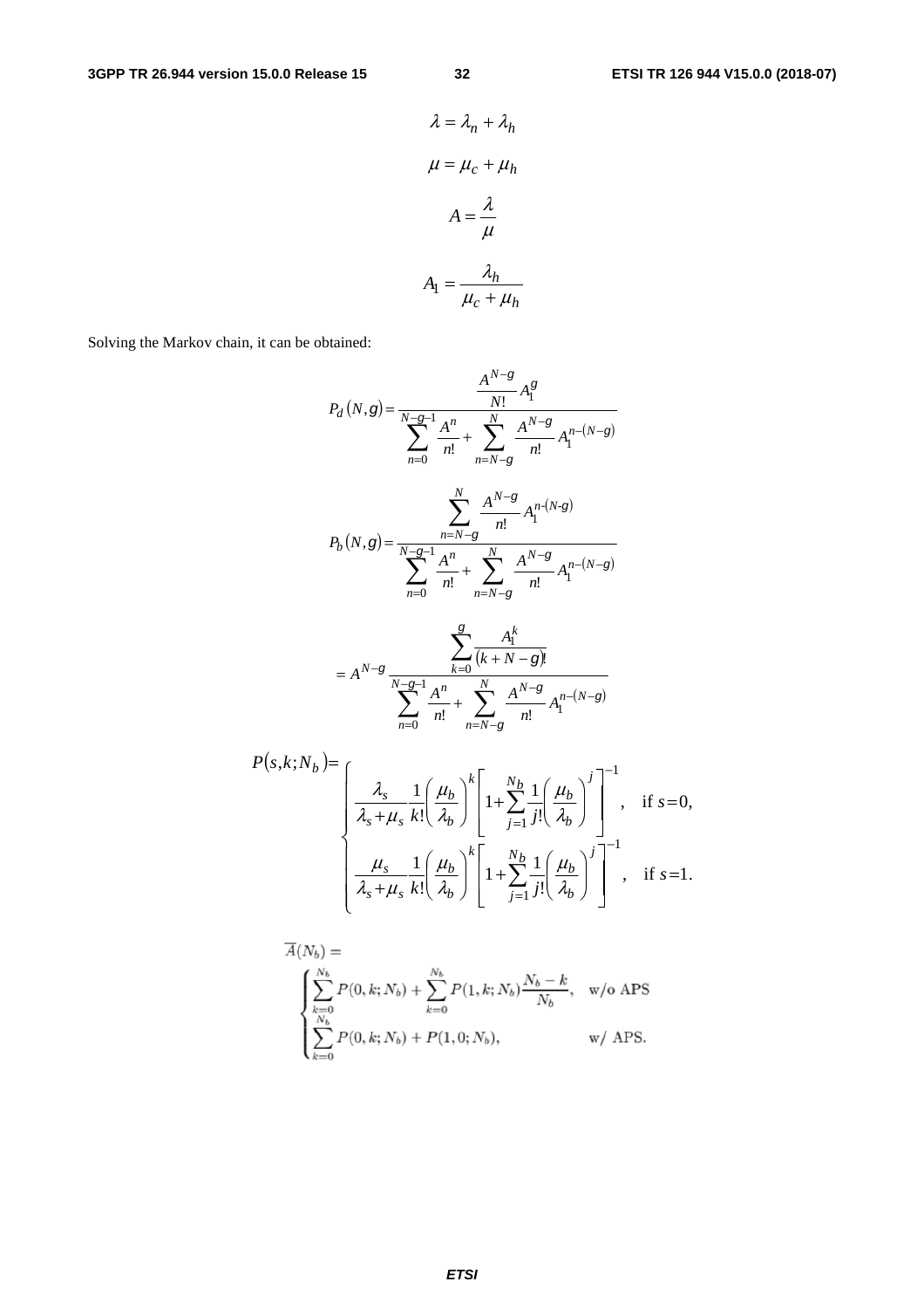$$\lambda = \lambda_n + \lambda_h$$

$$\mu = \mu_c + \mu_h$$

$$A = \frac{\lambda}{\mu}$$

$$A_1 = \frac{\lambda_h}{\mu_c + \mu_h}$$

Solving the Markov chain, it can be obtained:

$$P_d(N,g) = \frac{\frac{A^{N-g}}{N!} A_1^g}{\sum_{n=0}^{N-g-1} \frac{A^n}{n!} + \sum_{n=N-g}^{N} \frac{A^{N-g}}{n!} A_1^{n-(N-g)}}$$

$$P_b(N,g) = \frac{\sum_{n=N-g}^{N} \frac{A^{N-g}}{n!} A_1^{n-(N-g)}}{\sum_{n=0}^{N-g-1} \frac{A^n}{n!} + \sum_{n=N-g}^{N} \frac{A^{N-g}}{n!} A_1^{n-(N-g)}}$$

$$= A^{N-g} \frac{\sum_{k=0}^{g} \frac{A_1^k}{(k+N-g)!}}{\sum_{n=0}^{N-g-1} \frac{A^n}{n!} + \sum_{n=N-g}^{N} \frac{A^{N-g}}{n!} A_1^{n-(N-g)}}$$

$$P(s,k;N_b) = \begin{cases} \frac{\lambda_s}{\lambda_s + \mu_s} \frac{1}{k!} \left( \frac{\mu_b}{\lambda_b} \right)^k \left[ 1 + \sum_{j=1}^{N_b} \frac{1}{j!} \left( \frac{\mu_b}{\lambda_b} \right)^j \right]^{-1}, & \text{if } s = 0, \\ \frac{\mu_s}{\lambda_s + \mu_s} \frac{1}{k!} \left( \frac{\mu_b}{\lambda_b} \right)^k \left[ 1 + \sum_{j=1}^{N_b} \frac{1}{j!} \left( \frac{\mu_b}{\lambda_b} \right)^j \right]^{-1}, & \text{if } s = 1. \end{cases}$$

$$\overline{A}(N_b) = \begin{cases} \sum_{k=0}^{N_b} P(0,k;N_b) + \sum_{k=0}^{N_b} P(1,k;N_b) \frac{N_b - k}{N_b}, & \text{w/o APS} \\ \sum_{k=0}^{N_b} P(0,k;N_b) + P(1,0;N_b), & \text{w/ APS.} \end{cases}$$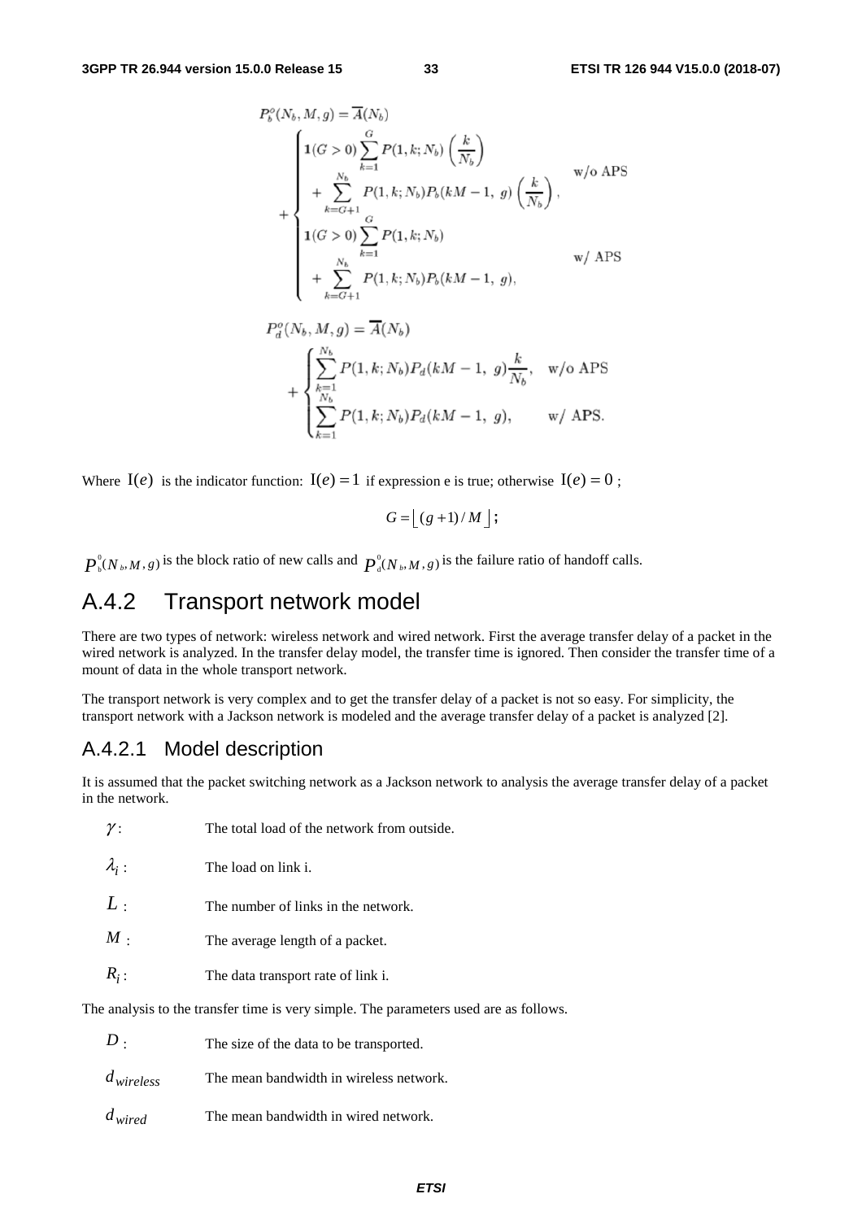$$P_b^o(N_b, M, g) = \overline{A}(N_b) + \begin{cases} \mathbf{1}(G > 0) \sum_{k=1}^{G} P(1, k; N_b) \left(\frac{k}{N_b}\right) \\ \quad + \sum_{k=G+1}^{N_b} P(1, k; N_b) P_b(kM - 1,\ g) \left(\frac{k}{N_b}\right), & \text{w/o APS} \\ \mathbf{1}(G > 0) \sum_{k=1}^{G} P(1, k; N_b) \\ \quad + \sum_{k=G+1}^{N_b} P(1, k; N_b) P_b(kM - 1,\ g), & \text{w/ APS} \end{cases}$$

$$P_d^o(N_b, M, g) = \overline{A}(N_b) + \begin{cases} \sum_{k=1}^{N_b} P(1, k; N_b) P_d(kM - 1,\ g) \frac{k}{N_b}, & \text{w/o APS} \\ \sum_{k=1}^{N_b} P(1, k; N_b) P_d(kM - 1,\ g), & \text{w/ APS.} \end{cases}$$

Where $\mathrm{I}(e)$ is the indicator function: $\mathrm{I}(e) = 1$ if expression e is true; otherwise $\mathrm{I}(e) = 0$ ;

$$G = \lfloor (g+1)/M \rfloor ;$$

$P_b^0(N_b, M, g)$ is the block ratio of new calls and $P_d^0(N_b, M, g)$ is the failure ratio of handoff calls.

## A.4.2 Transport network model

There are two types of network: wireless network and wired network. First the average transfer delay of a packet in the wired network is analyzed. In the transfer delay model, the transfer time is ignored. Then consider the transfer time of a mount of data in the whole transport network.

The transport network is very complex and to get the transfer delay of a packet is not so easy. For simplicity, the transport network with a Jackson network is modeled and the average transfer delay of a packet is analyzed [2].

### A.4.2.1 Model description

It is assumed that the packet switching network as a Jackson network to analysis the average transfer delay of a packet in the network.

- $\gamma$ : The total load of the network from outside.
- $\lambda_i$ : The load on link i.
- $L$ : The number of links in the network.
- $M$ : The average length of a packet.
- $R_i$ : The data transport rate of link i.

The analysis to the transfer time is very simple. The parameters used are as follows.

- $D$ : The size of the data to be transported.
- $d_{wireless}$ The mean bandwidth in wireless network.
- $d_{wired}$ The mean bandwidth in wired network.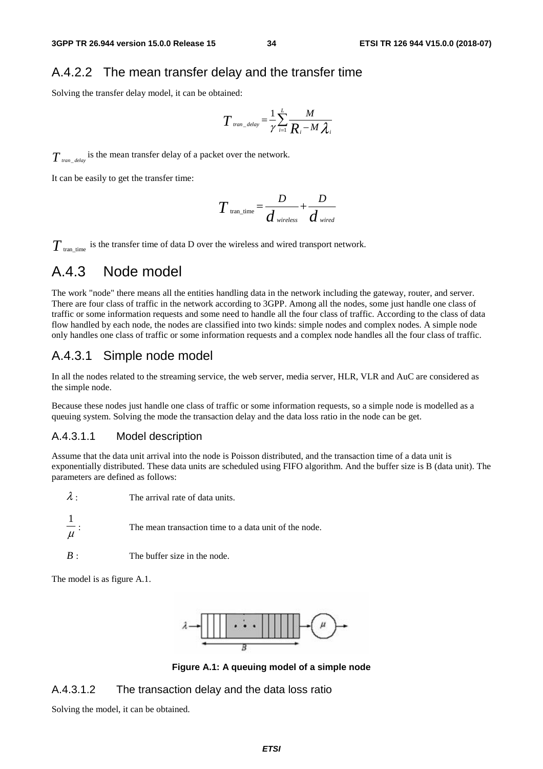### A.4.2.2 The mean transfer delay and the transfer time

Solving the transfer delay model, it can be obtained:

$$T_{tran\_delay} = \frac{1}{\gamma}\sum_{i=1}^{L}\frac{M}{R_i - M\lambda_i}$$

$T_{tran\_delay}$ is the mean transfer delay of a packet over the network.

It can be easily to get the transfer time:

$$T_{\text{tran\_time}} = \frac{D}{d_{wireless}} + \frac{D}{d_{wired}}$$

$T_{\text{tran\_time}}$ is the transfer time of data D over the wireless and wired transport network.

## A.4.3 Node model

The work "node" there means all the entities handling data in the network including the gateway, router, and server. There are four class of traffic in the network according to 3GPP. Among all the nodes, some just handle one class of traffic or some information requests and some need to handle all the four class of traffic. According to the class of data flow handled by each node, the nodes are classified into two kinds: simple nodes and complex nodes. A simple node only handles one class of traffic or some information requests and a complex node handles all the four class of traffic.

### A.4.3.1 Simple node model

In all the nodes related to the streaming service, the web server, media server, HLR, VLR and AuC are considered as the simple node.

Because these nodes just handle one class of traffic or some information requests, so a simple node is modelled as a queuing system. Solving the mode the transaction delay and the data loss ratio in the node can be get.

#### A.4.3.1.1 Model description

Assume that the data unit arrival into the node is Poisson distributed, and the transaction time of a data unit is exponentially distributed. These data units are scheduled using FIFO algorithm. And the buffer size is B (data unit). The parameters are defined as follows:

$\lambda$ : The arrival rate of data units.

$\frac{1}{\mu}$ : The mean transaction time to a data unit of the node.

$B$ : The buffer size in the node.

The model is as figure A.1.

**Figure A.1: A queuing model of a simple node**

#### A.4.3.1.2 The transaction delay and the data loss ratio

Solving the model, it can be obtained.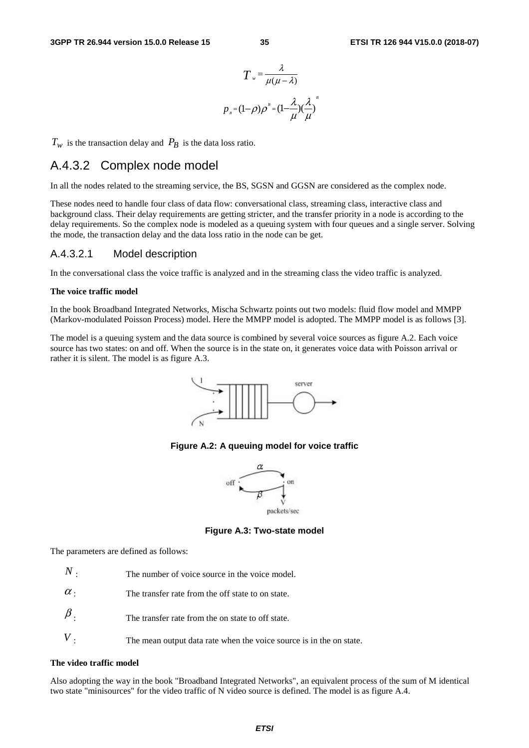$$T_w = \frac{\lambda}{\mu(\mu - \lambda)}$$

$$p_B = (1-\rho)\rho^B = (1-\frac{\lambda}{\mu})(\frac{\lambda}{\mu})^B$$

$T_w$ is the transaction delay and $P_B$ is the data loss ratio.

### A.4.3.2 Complex node model

In all the nodes related to the streaming service, the BS, SGSN and GGSN are considered as the complex node.

These nodes need to handle four class of data flow: conversational class, streaming class, interactive class and background class. Their delay requirements are getting stricter, and the transfer priority in a node is according to the delay requirements. So the complex node is modeled as a queuing system with four queues and a single server. Solving the mode, the transaction delay and the data loss ratio in the node can be get.

#### A.4.3.2.1 Model description

In the conversational class the voice traffic is analyzed and in the streaming class the video traffic is analyzed.

**The voice traffic model**

In the book Broadband Integrated Networks, Mischa Schwartz points out two models: fluid flow model and MMPP (Markov-modulated Poisson Process) model. Here the MMPP model is adopted. The MMPP model is as follows [3].

The model is a queuing system and the data source is combined by several voice sources as figure A.2. Each voice source has two states: on and off. When the source is in the state on, it generates voice data with Poisson arrival or rather it is silent. The model is as figure A.3.

**Figure A.2: A queuing model for voice traffic**

**Figure A.3: Two-state model**

The parameters are defined as follows:

$N$: The number of voice source in the voice model.

$\alpha$: The transfer rate from the off state to on state.

$\beta$: The transfer rate from the on state to off state.

$V$: The mean output data rate when the voice source is in the on state.

**The video traffic model**

Also adopting the way in the book "Broadband Integrated Networks", an equivalent process of the sum of M identical two state "minisources" for the video traffic of N video source is defined. The model is as figure A.4.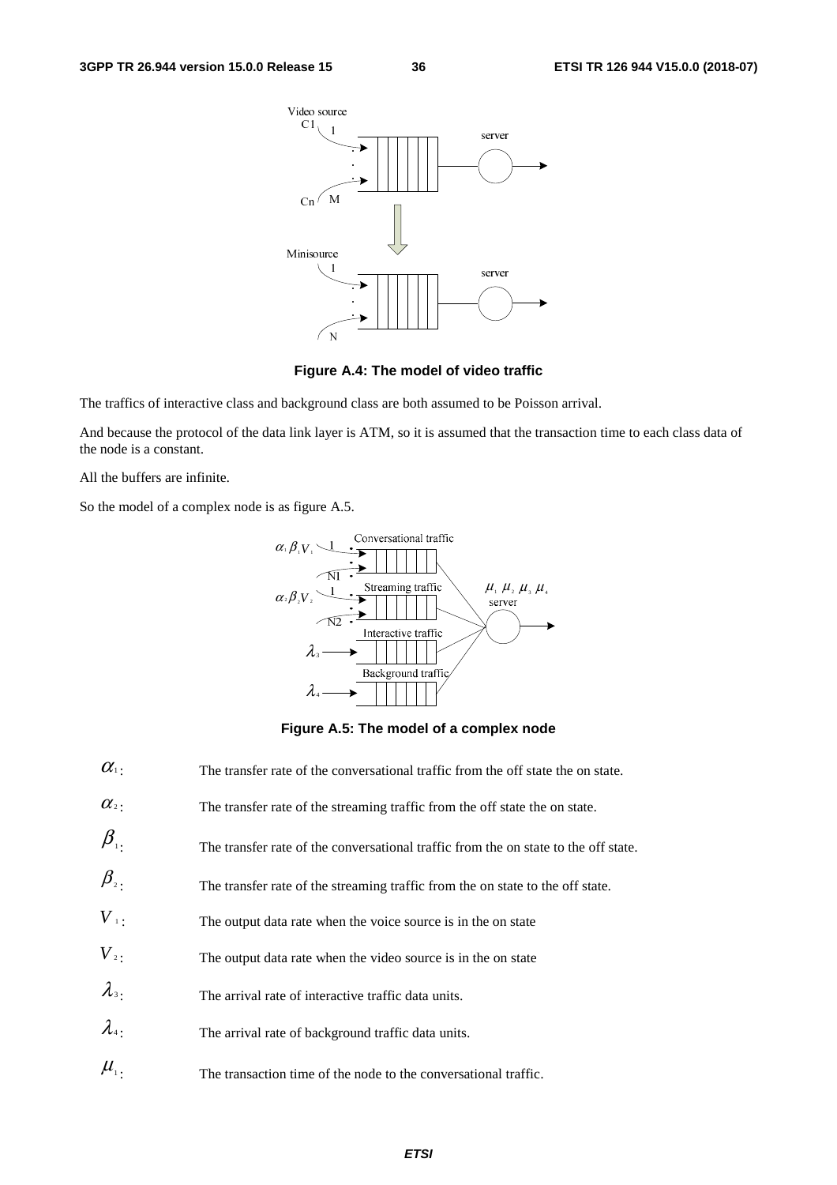**Figure A.4: The model of video traffic**

The traffics of interactive class and background class are both assumed to be Poisson arrival.

And because the protocol of the data link layer is ATM, so it is assumed that the transaction time to each class data of the node is a constant.

All the buffers are infinite.

So the model of a complex node is as figure A.5.

**Figure A.5: The model of a complex node**

| | |
|---|---|
| $\alpha_1$: | The transfer rate of the conversational traffic from the off state the on state. |
| $\alpha_2$: | The transfer rate of the streaming traffic from the off state the on state. |
| $\beta_1$: | The transfer rate of the conversational traffic from the on state to the off state. |
| $\beta_2$: | The transfer rate of the streaming traffic from the on state to the off state. |
| $V_1$: | The output data rate when the voice source is in the on state |
| $V_2$: | The output data rate when the video source is in the on state |
| $\lambda_3$: | The arrival rate of interactive traffic data units. |
| $\lambda_4$: | The arrival rate of background traffic data units. |
| $\mu_1$: | The transaction time of the node to the conversational traffic. |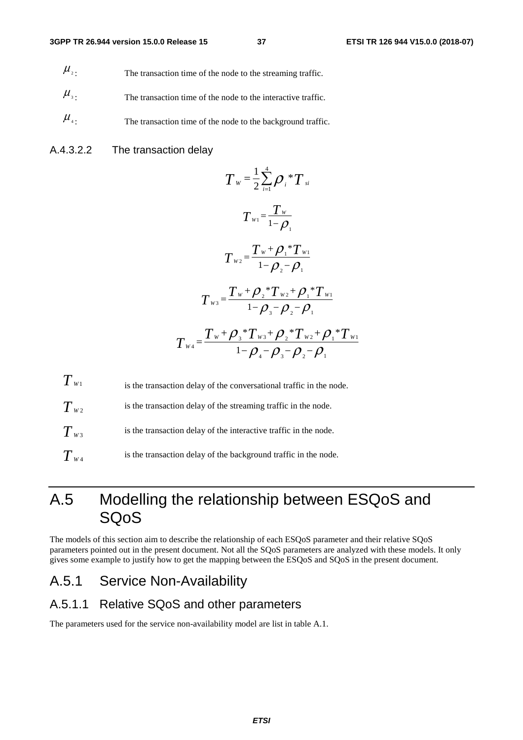$\mu_2$: The transaction time of the node to the streaming traffic.

$\mu_3$: The transaction time of the node to the interactive traffic.

$\mu_4$: The transaction time of the node to the background traffic.

#### A.4.3.2.2 The transaction delay

$$T_W = \frac{1}{2}\sum_{i=1}^{4}\rho_i * T_{si}$$

$$T_{W1} = \frac{T_W}{1-\rho_1}$$

$$T_{W2} = \frac{T_W + \rho_1 * T_{W1}}{1-\rho_2-\rho_1}$$

$$T_{W3} = \frac{T_W + \rho_2 * T_{W2} + \rho_1 * T_{W1}}{1-\rho_3-\rho_2-\rho_1}$$

$$T_{W4} = \frac{T_W + \rho_3 * T_{W3} + \rho_2 * T_{W2} + \rho_1 * T_{W1}}{1-\rho_4-\rho_3-\rho_2-\rho_1}$$

$T_{W1}$ is the transaction delay of the conversational traffic in the node.

$T_{W2}$ is the transaction delay of the streaming traffic in the node.

$T_{W3}$ is the transaction delay of the interactive traffic in the node.

$T_{W4}$ is the transaction delay of the background traffic in the node.

# A.5 Modelling the relationship between ESQoS and SQoS

The models of this section aim to describe the relationship of each ESQoS parameter and their relative SQoS parameters pointed out in the present document. Not all the SQoS parameters are analyzed with these models. It only gives some example to justify how to get the mapping between the ESQoS and SQoS in the present document.

## A.5.1 Service Non-Availability

### A.5.1.1 Relative SQoS and other parameters

The parameters used for the service non-availability model are list in table A.1.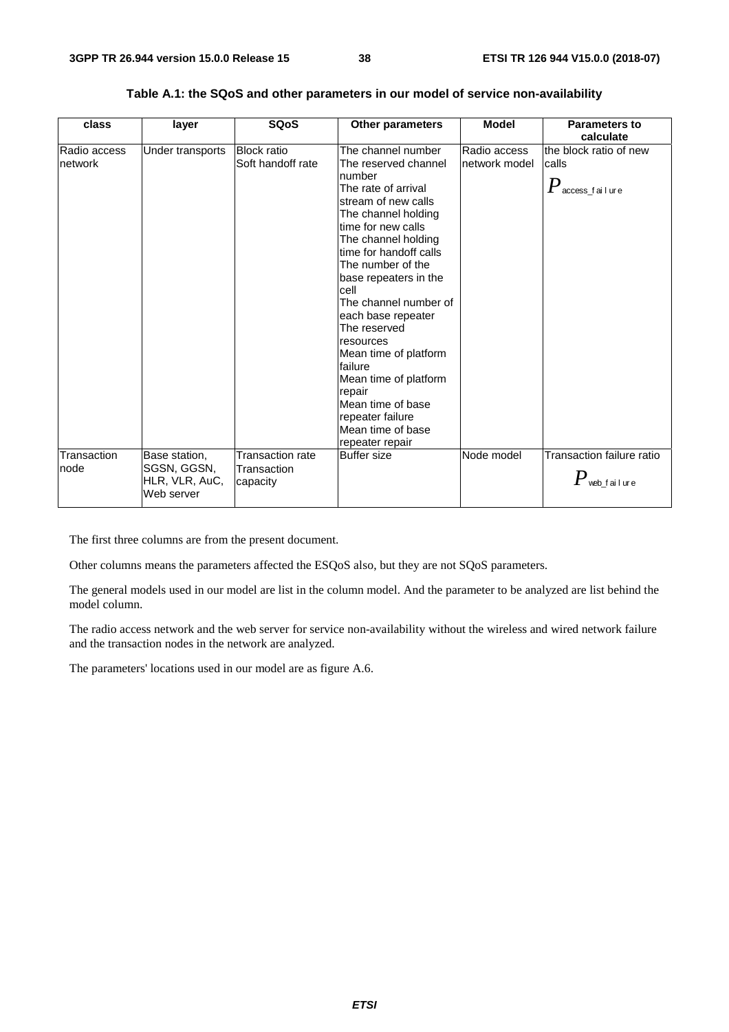**Table A.1: the SQoS and other parameters in our model of service non-availability**

| class | layer | SQoS | Other parameters | Model | Parameters to calculate |
|---|---|---|---|---|---|
| Radio access network | Under transports | Block ratio<br>Soft handoff rate | The channel number<br>The reserved channel number<br>The rate of arrival stream of new calls<br>The channel holding time for new calls<br>The channel holding time for handoff calls<br>The number of the base repeaters in the cell<br>The channel number of each base repeater<br>The reserved resources<br>Mean time of platform failure<br>Mean time of platform repair<br>Mean time of base repeater failure<br>Mean time of base repeater repair | Radio access network model | the block ratio of new calls<br>$P_{access\_failure}$ |
| Transaction node | Base station, SGSN, GGSN, HLR, VLR, AuC, Web server | Transaction rate<br>Transaction capacity | Buffer size | Node model | Transaction failure ratio<br>$P_{web\_failure}$ |

The first three columns are from the present document.

Other columns means the parameters affected the ESQoS also, but they are not SQoS parameters.

The general models used in our model are list in the column model. And the parameter to be analyzed are list behind the model column.

The radio access network and the web server for service non-availability without the wireless and wired network failure and the transaction nodes in the network are analyzed.

The parameters' locations used in our model are as figure A.6.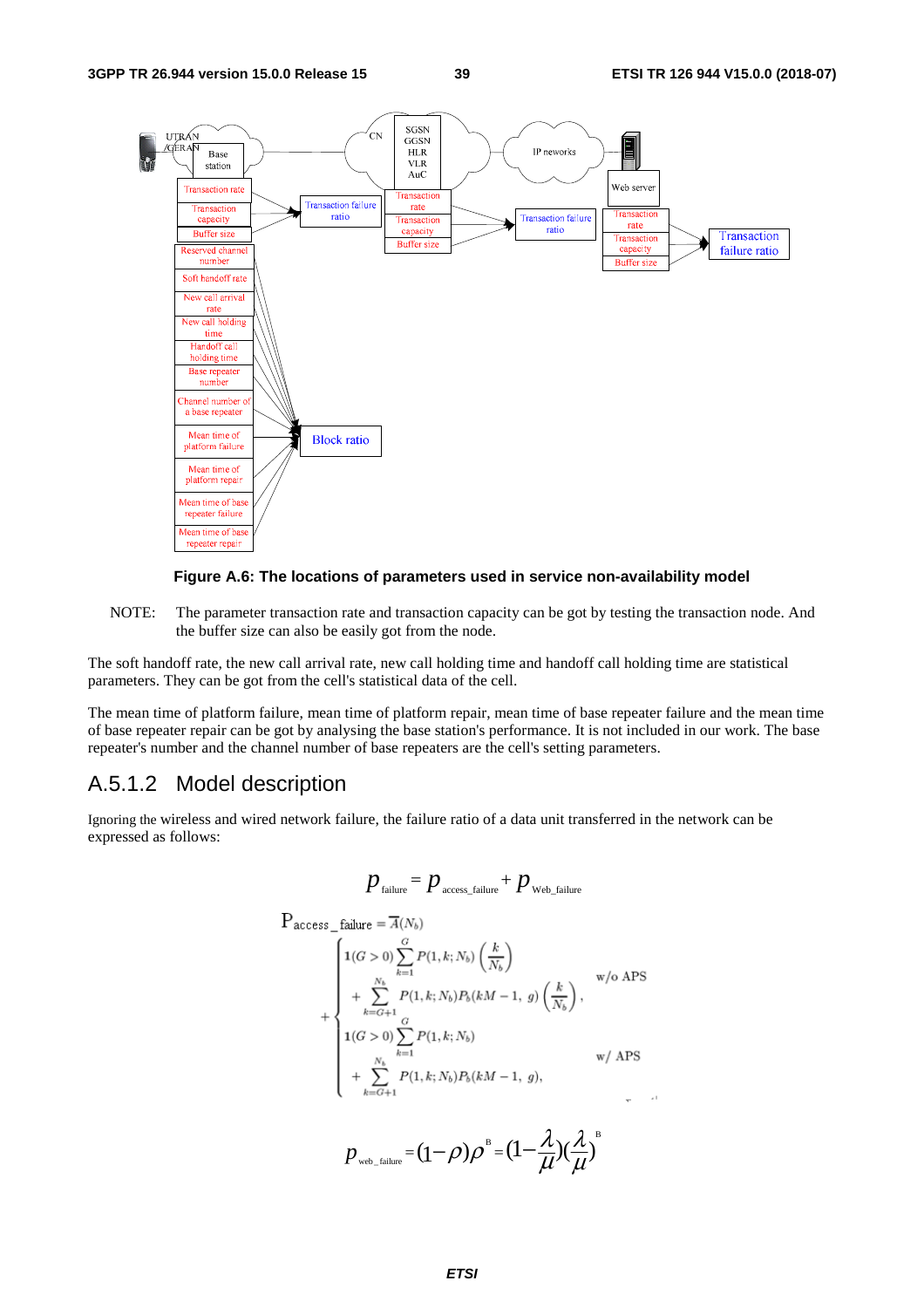**Figure A.6: The locations of parameters used in service non-availability model**

NOTE: The parameter transaction rate and transaction capacity can be got by testing the transaction node. And the buffer size can also be easily got from the node.

The soft handoff rate, the new call arrival rate, new call holding time and handoff call holding time are statistical parameters. They can be got from the cell's statistical data of the cell.

The mean time of platform failure, mean time of platform repair, mean time of base repeater failure and the mean time of base repeater repair can be got by analysing the base station's performance. It is not included in our work. The base repeater's number and the channel number of base repeaters are the cell's setting parameters.

## A.5.1.2 Model description

Ignoring the wireless and wired network failure, the failure ratio of a data unit transferred in the network can be expressed as follows:

$$p_{\text{failure}} = p_{\text{access\_failure}} + p_{\text{Web\_failure}}$$

$$P_{\text{access\_failure}} = \overline{A}(N_b) + \begin{cases} \mathbf{1}(G>0)\displaystyle\sum_{k=1}^{G} P(1,k;N_b)\left(\frac{k}{N_b}\right) \\ \quad + \displaystyle\sum_{k=G+1}^{N_b} P(1,k;N_b)P_b(kM-1,\ g)\left(\frac{k}{N_b}\right), & \text{w/o APS} \\ \mathbf{1}(G>0)\displaystyle\sum_{k=1}^{G} P(1,k;N_b) \\ \quad + \displaystyle\sum_{k=G+1}^{N_b} P(1,k;N_b)P_b(kM-1,\ g), & \text{w/ APS} \end{cases}$$

$$p_{\text{web\_failure}} = (1-\rho)\rho^{B} = \left(1-\frac{\lambda}{\mu}\right)\left(\frac{\lambda}{\mu}\right)^{B}$$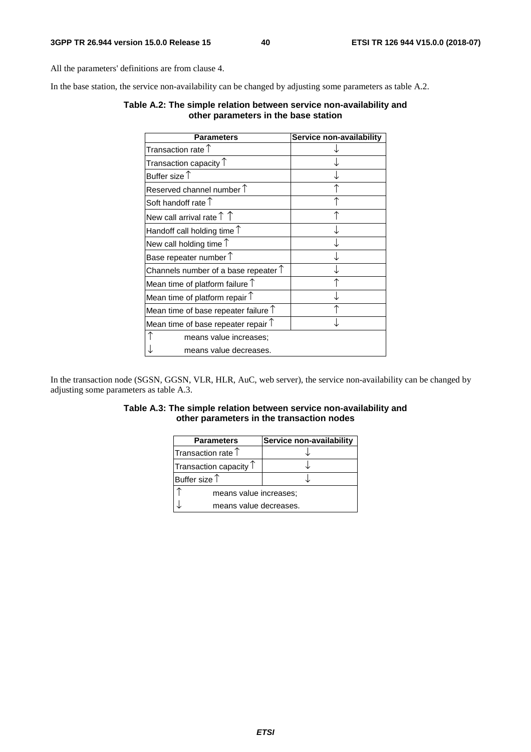All the parameters' definitions are from clause 4.

In the base station, the service non-availability can be changed by adjusting some parameters as table A.2.

**Table A.2: The simple relation between service non-availability and other parameters in the base station**

| Parameters | Service non-availability |
|---|---|
| Transaction rate ↑ | ↓ |
| Transaction capacity ↑ | ↓ |
| Buffer size ↑ | ↓ |
| Reserved channel number ↑ | ↑ |
| Soft handoff rate ↑ | ↑ |
| New call arrival rate ↑ ↑ | ↑ |
| Handoff call holding time ↑ | ↓ |
| New call holding time ↑ | ↓ |
| Base repeater number ↑ | ↓ |
| Channels number of a base repeater ↑ | ↓ |
| Mean time of platform failure ↑ | ↑ |
| Mean time of platform repair ↑ | ↓ |
| Mean time of base repeater failure ↑ | ↑ |
| Mean time of base repeater repair ↑ | ↓ |
| ↑ means value increases; | |
| ↓ means value decreases. | |

In the transaction node (SGSN, GGSN, VLR, HLR, AuC, web server), the service non-availability can be changed by adjusting some parameters as table A.3.

**Table A.3: The simple relation between service non-availability and other parameters in the transaction nodes**

| Parameters | Service non-availability |
|---|---|
| Transaction rate ↑ | ↓ |
| Transaction capacity ↑ | ↓ |
| Buffer size ↑ | ↓ |
| ↑ means value increases; | |
| ↓ means value decreases. | |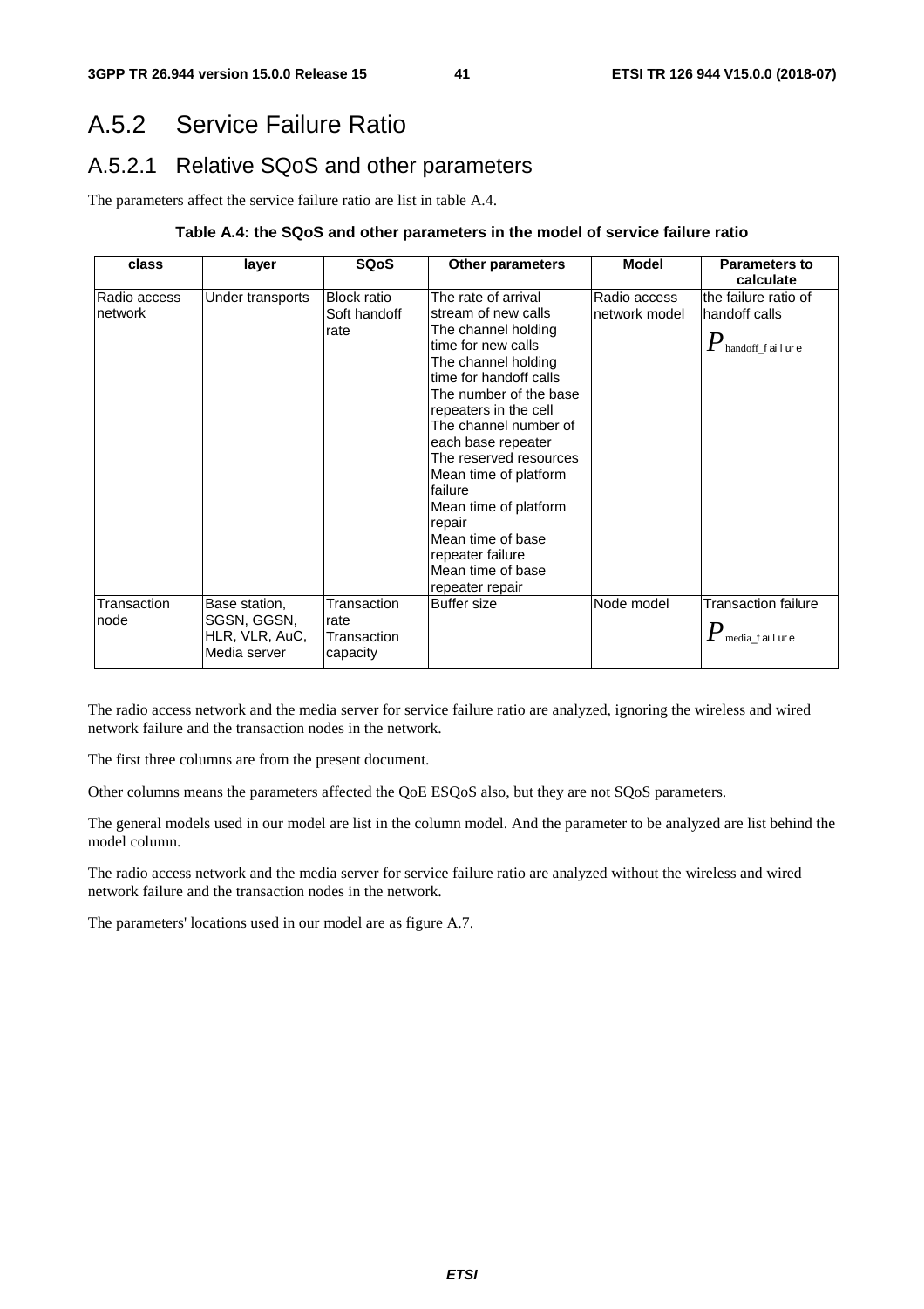## A.5.2 Service Failure Ratio

### A.5.2.1 Relative SQoS and other parameters

The parameters affect the service failure ratio are list in table A.4.

**Table A.4: the SQoS and other parameters in the model of service failure ratio**

| class | layer | SQoS | Other parameters | Model | Parameters to calculate |
|---|---|---|---|---|---|
| Radio access network | Under transports | Block ratio<br>Soft handoff rate | The rate of arrival stream of new calls<br>The channel holding time for new calls<br>The channel holding time for handoff calls<br>The number of the base repeaters in the cell<br>The channel number of each base repeater<br>The reserved resources<br>Mean time of platform failure<br>Mean time of platform repair<br>Mean time of base repeater failure<br>Mean time of base repeater repair | Radio access network model | the failure ratio of handoff calls<br>$P_{\text{handoff\_failure}}$ |
| Transaction node | Base station, SGSN, GGSN, HLR, VLR, AuC, Media server | Transaction rate<br>Transaction capacity | Buffer size | Node model | Transaction failure<br>$P_{\text{media\_failure}}$ |

The radio access network and the media server for service failure ratio are analyzed, ignoring the wireless and wired network failure and the transaction nodes in the network.

The first three columns are from the present document.

Other columns means the parameters affected the QoE ESQoS also, but they are not SQoS parameters.

The general models used in our model are list in the column model. And the parameter to be analyzed are list behind the model column.

The radio access network and the media server for service failure ratio are analyzed without the wireless and wired network failure and the transaction nodes in the network.

The parameters' locations used in our model are as figure A.7.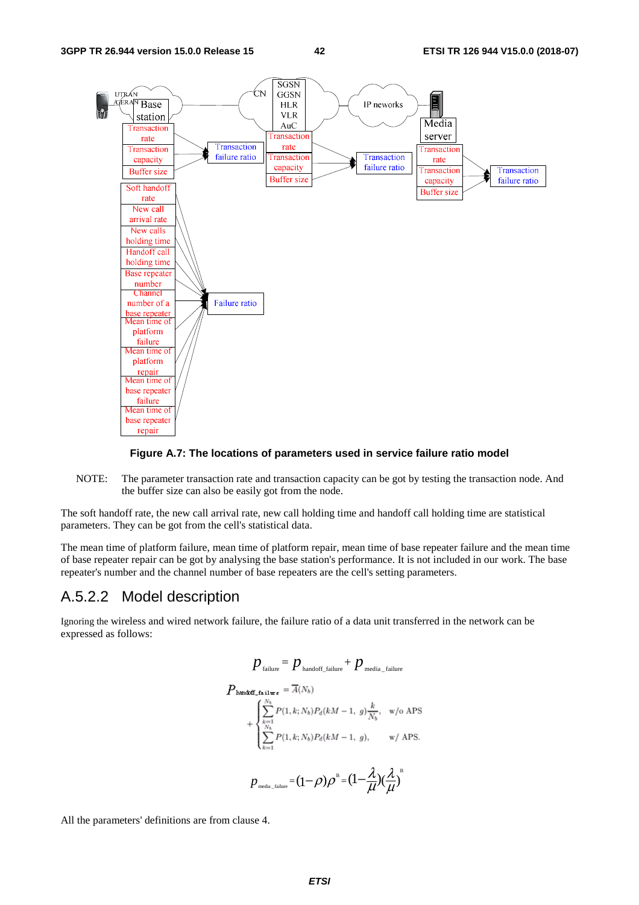Figure A.7: The locations of parameters used in service failure ratio model

NOTE: The parameter transaction rate and transaction capacity can be got by testing the transaction node. And the buffer size can also be easily got from the node.

The soft handoff rate, the new call arrival rate, new call holding time and handoff call holding time are statistical parameters. They can be got from the cell's statistical data.

The mean time of platform failure, mean time of platform repair, mean time of base repeater failure and the mean time of base repeater repair can be got by analysing the base station's performance. It is not included in our work. The base repeater's number and the channel number of base repeaters are the cell's setting parameters.

## A.5.2.2 Model description

Ignoring the wireless and wired network failure, the failure ratio of a data unit transferred in the network can be expressed as follows:

$$p_{\text{failure}} = p_{\text{handoff\_failure}} + p_{\text{media\_failure}}$$

$$P_{\text{handoff\_failure}} = \overline{A}(N_b) + \begin{cases} \sum_{k=1}^{N_b} P(1,k;N_b) P_d(kM-1,\ g) \frac{k}{N_b}, & \text{w/o APS} \\ \sum_{k=1}^{N_b} P(1,k;N_b) P_d(kM-1,\ g), & \text{w/ APS.} \end{cases}$$

$$p_{\text{media\_failure}} = (1-\rho)\rho^{B} = (1-\frac{\lambda}{\mu})(\frac{\lambda}{\mu})^{B}$$

All the parameters' definitions are from clause 4.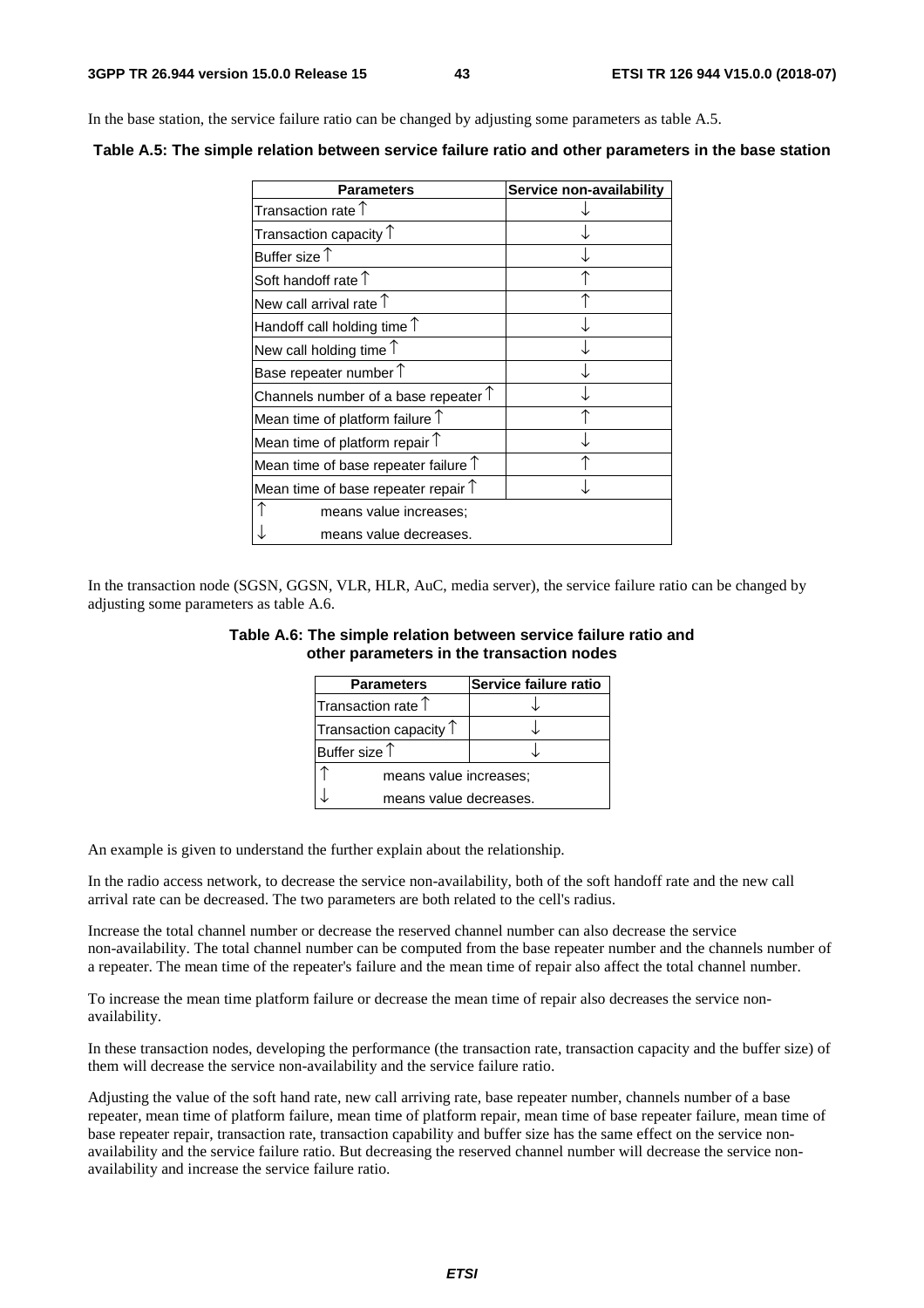In the base station, the service failure ratio can be changed by adjusting some parameters as table A.5.

**Table A.5: The simple relation between service failure ratio and other parameters in the base station**

| Parameters | Service non-availability |
|---|---|
| Transaction rate ↑ | ↓ |
| Transaction capacity ↑ | ↓ |
| Buffer size ↑ | ↓ |
| Soft handoff rate ↑ | ↑ |
| New call arrival rate ↑ | ↑ |
| Handoff call holding time ↑ | ↓ |
| New call holding time ↑ | ↓ |
| Base repeater number ↑ | ↓ |
| Channels number of a base repeater ↑ | ↓ |
| Mean time of platform failure ↑ | ↑ |
| Mean time of platform repair ↑ | ↓ |
| Mean time of base repeater failure ↑ | ↑ |
| Mean time of base repeater repair ↑ | ↓ |
| ↑ means value increases; | |
| ↓ means value decreases. | |

In the transaction node (SGSN, GGSN, VLR, HLR, AuC, media server), the service failure ratio can be changed by adjusting some parameters as table A.6.

**Table A.6: The simple relation between service failure ratio and other parameters in the transaction nodes**

| Parameters | Service failure ratio |
|---|---|
| Transaction rate ↑ | ↓ |
| Transaction capacity ↑ | ↓ |
| Buffer size ↑ | ↓ |
| ↑ means value increases; | |
| ↓ means value decreases. | |

An example is given to understand the further explain about the relationship.

In the radio access network, to decrease the service non-availability, both of the soft handoff rate and the new call arrival rate can be decreased. The two parameters are both related to the cell's radius.

Increase the total channel number or decrease the reserved channel number can also decrease the service non-availability. The total channel number can be computed from the base repeater number and the channels number of a repeater. The mean time of the repeater's failure and the mean time of repair also affect the total channel number.

To increase the mean time platform failure or decrease the mean time of repair also decreases the service non-availability.

In these transaction nodes, developing the performance (the transaction rate, transaction capacity and the buffer size) of them will decrease the service non-availability and the service failure ratio.

Adjusting the value of the soft hand rate, new call arriving rate, base repeater number, channels number of a base repeater, mean time of platform failure, mean time of platform repair, mean time of base repeater failure, mean time of base repeater repair, transaction rate, transaction capability and buffer size has the same effect on the service non-availability and the service failure ratio. But decreasing the reserved channel number will decrease the service non-availability and increase the service failure ratio.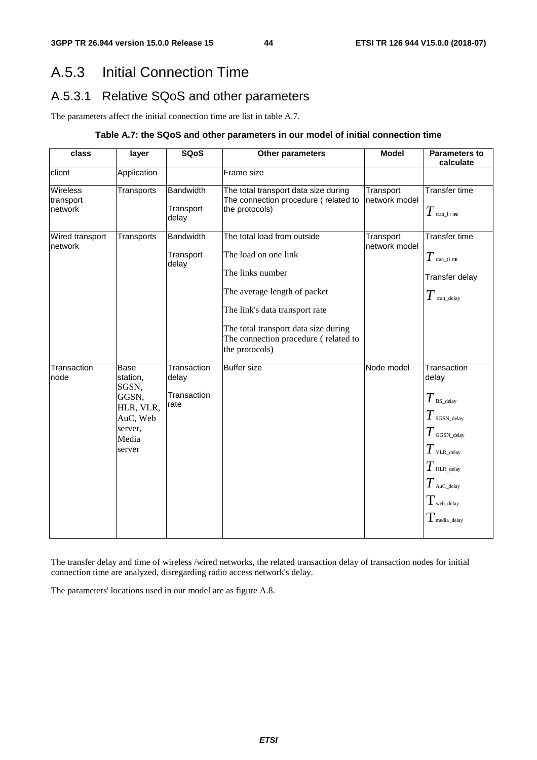# A.5.3 Initial Connection Time

## A.5.3.1 Relative SQoS and other parameters

The parameters affect the initial connection time are list in table A.7.

**Table A.7: the SQoS and other parameters in our model of initial connection time**

| class | layer | SQoS | Other parameters | Model | Parameters to calculate |
|---|---|---|---|---|---|
| client | Application | | Frame size | | |
| Wireless transport network | Transports | Bandwidth<br><br>Transport delay | The total transport data size during The connection procedure ( related to the protocols) | Transport network model | Transfer time<br><br>$T_{\text{tran\_time}}$ |
| Wired transport network | Transports | Bandwidth<br><br>Transport delay | The total load from outside<br><br>The load on one link<br><br>The links number<br><br>The average length of packet<br><br>The link's data transport rate<br><br>The total transport data size during The connection procedure ( related to the protocols) | Transport network model | Transfer time<br><br>$T_{\text{tran\_time}}$<br><br>Transfer delay<br><br>$T_{\text{tran\_delay}}$ |
| Transaction node | Base station, SGSN, GGSN, HLR, VLR, AuC, Web server, Media server | Transaction delay<br><br>Transaction rate | Buffer size | Node model | Transaction delay<br><br>$T_{\text{BS\_delay}}$<br><br>$T_{\text{SGSN\_delay}}$<br><br>$T_{\text{GGSN\_delay}}$<br><br>$T_{\text{VLR\_delay}}$<br><br>$T_{\text{HLR\_delay}}$<br><br>$T_{\text{AuC\_delay}}$<br><br>$\mathrm{T}_{\text{web\_delay}}$<br><br>$\mathrm{T}_{\text{media\_delay}}$ |

The transfer delay and time of wireless /wired networks, the related transaction delay of transaction nodes for initial connection time are analyzed, disregarding radio access network's delay.

The parameters' locations used in our model are as figure A.8.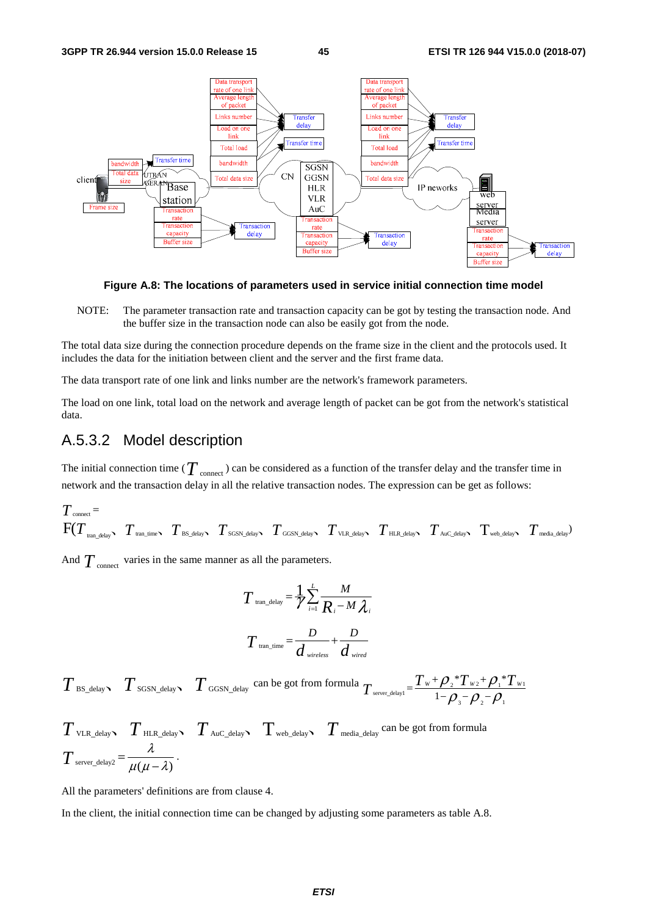**Figure A.8: The locations of parameters used in service initial connection time model**

NOTE: The parameter transaction rate and transaction capacity can be got by testing the transaction node. And the buffer size in the transaction node can also be easily got from the node.

The total data size during the connection procedure depends on the frame size in the client and the protocols used. It includes the data for the initiation between client and the server and the first frame data.

The data transport rate of one link and links number are the network's framework parameters.

The load on one link, total load on the network and average length of packet can be got from the network's statistical data.

## A.5.3.2 Model description

The initial connection time ($T_{\text{connect}}$) can be considered as a function of the transfer delay and the transfer time in network and the transaction delay in all the relative transaction nodes. The expression can be get as follows:

$$T_{\text{connect}} = F(T_{\text{tran\_delay}},\ T_{\text{tran\_time}},\ T_{\text{BS\_delay}},\ T_{\text{SGSN\_delay}},\ T_{\text{GGSN\_delay}},\ T_{\text{VLR\_delay}},\ T_{\text{HLR\_delay}},\ T_{\text{AuC\_delay}},\ T_{\text{web\_delay}},\ T_{\text{media\_delay}})$$

And $T_{\text{connect}}$ varies in the same manner as all the parameters.

$$T_{\text{tran\_delay}} = \frac{1}{\gamma}\sum_{i=1}^{L}\frac{M}{R_i - M\lambda_i}$$

$$T_{\text{tran\_time}} = \frac{D}{d_{wireless}} + \frac{D}{d_{wired}}$$

$T_{\text{BS\_delay}}$, $T_{\text{SGSN\_delay}}$, $T_{\text{GGSN\_delay}}$ can be got from formula $T_{\text{server\_delay1}} = \dfrac{T_W + \rho_2 * T_{W2} + \rho_1 * T_{W1}}{1 - \rho_3 - \rho_2 - \rho_1}$

$T_{\text{VLR\_delay}}$, $T_{\text{HLR\_delay}}$, $T_{\text{AuC\_delay}}$, $T_{\text{web\_delay}}$, $T_{\text{media\_delay}}$ can be got from formula $T_{\text{server\_delay2}} = \dfrac{\lambda}{\mu(\mu - \lambda)}$.

All the parameters' definitions are from clause 4.

In the client, the initial connection time can be changed by adjusting some parameters as table A.8.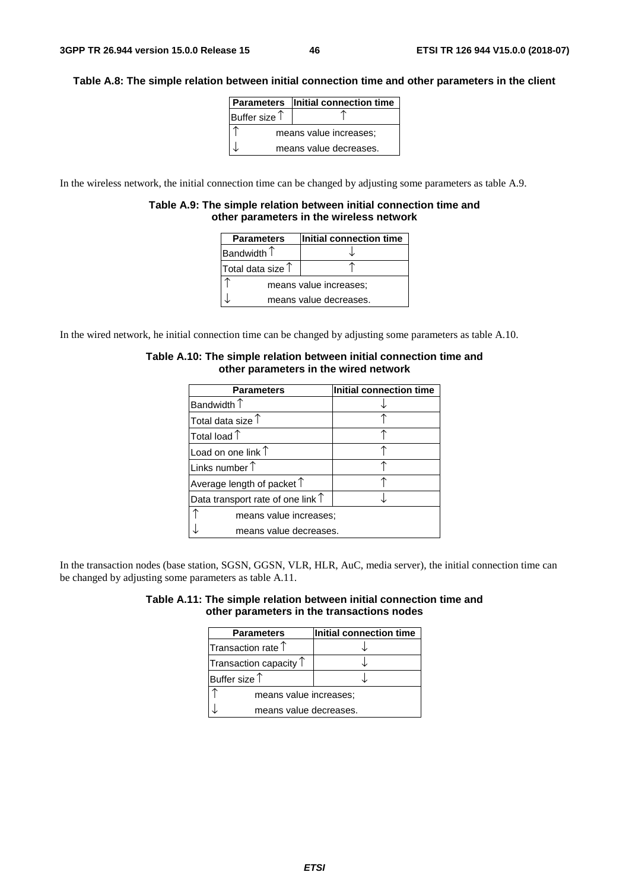**Table A.8: The simple relation between initial connection time and other parameters in the client**

| Parameters | Initial connection time |
|---|---|
| Buffer size ↑ | ↑ |
| ↑ means value increases; | |
| ↓ means value decreases. | |

In the wireless network, the initial connection time can be changed by adjusting some parameters as table A.9.

**Table A.9: The simple relation between initial connection time and other parameters in the wireless network**

| Parameters | Initial connection time |
|---|---|
| Bandwidth ↑ | ↓ |
| Total data size ↑ | ↑ |
| ↑ means value increases; | |
| ↓ means value decreases. | |

In the wired network, he initial connection time can be changed by adjusting some parameters as table A.10.

**Table A.10: The simple relation between initial connection time and other parameters in the wired network**

| Parameters | Initial connection time |
|---|---|
| Bandwidth ↑ | ↓ |
| Total data size ↑ | ↑ |
| Total load ↑ | ↑ |
| Load on one link ↑ | ↑ |
| Links number ↑ | ↑ |
| Average length of packet ↑ | ↑ |
| Data transport rate of one link ↑ | ↓ |
| ↑ means value increases; | |
| ↓ means value decreases. | |

In the transaction nodes (base station, SGSN, GGSN, VLR, HLR, AuC, media server), the initial connection time can be changed by adjusting some parameters as table A.11.

**Table A.11: The simple relation between initial connection time and other parameters in the transactions nodes**

| Parameters | Initial connection time |
|---|---|
| Transaction rate ↑ | ↓ |
| Transaction capacity ↑ | ↓ |
| Buffer size ↑ | ↓ |
| ↑ means value increases; | |
| ↓ means value decreases. | |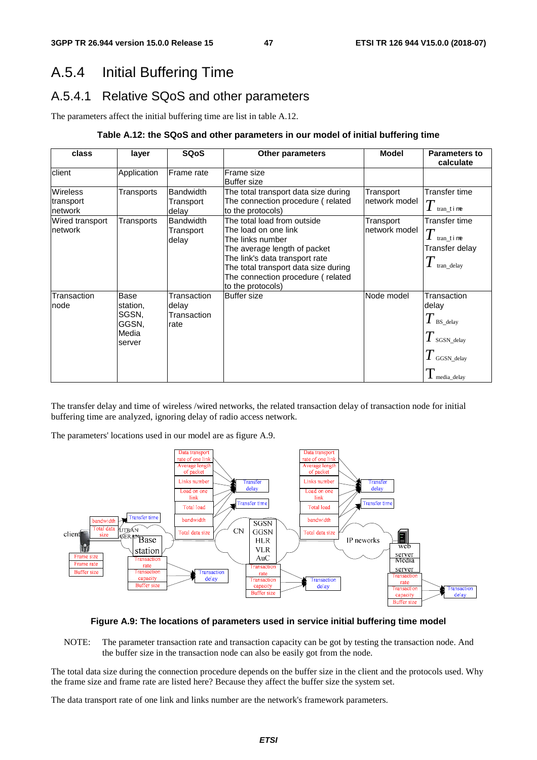## A.5.4 Initial Buffering Time

### A.5.4.1 Relative SQoS and other parameters

The parameters affect the initial buffering time are list in table A.12.

**Table A.12: the SQoS and other parameters in our model of initial buffering time**

| class | layer | SQoS | Other parameters | Model | Parameters to calculate |
|---|---|---|---|---|---|
| client | Application | Frame rate | Frame size<br>Buffer size | | |
| Wireless transport network | Transports | Bandwidth<br>Transport delay | The total transport data size during The connection procedure ( related to the protocols) | Transport network model | Transfer time<br>$T_{tran\_time}$ |
| Wired transport network | Transports | Bandwidth<br>Transport delay | The total load from outside<br>The load on one link<br>The links number<br>The average length of packet<br>The link's data transport rate<br>The total transport data size during The connection procedure ( related to the protocols) | Transport network model | Transfer time<br>$T_{tran\_time}$<br>Transfer delay<br>$T_{tran\_delay}$ |
| Transaction node | Base station, SGSN, GGSN, Media server | Transaction delay<br>Transaction rate | Buffer size | Node model | Transaction delay<br>$T_{BS\_delay}$<br>$T_{SGSN\_delay}$<br>$T_{GGSN\_delay}$<br>$T_{media\_delay}$ |

The transfer delay and time of wireless /wired networks, the related transaction delay of transaction node for initial buffering time are analyzed, ignoring delay of radio access network.

The parameters' locations used in our model are as figure A.9.

**Figure A.9: The locations of parameters used in service initial buffering time model**

NOTE: The parameter transaction rate and transaction capacity can be got by testing the transaction node. And the buffer size in the transaction node can also be easily got from the node.

The total data size during the connection procedure depends on the buffer size in the client and the protocols used. Why the frame size and frame rate are listed here? Because they affect the buffer size the system set.

The data transport rate of one link and links number are the network's framework parameters.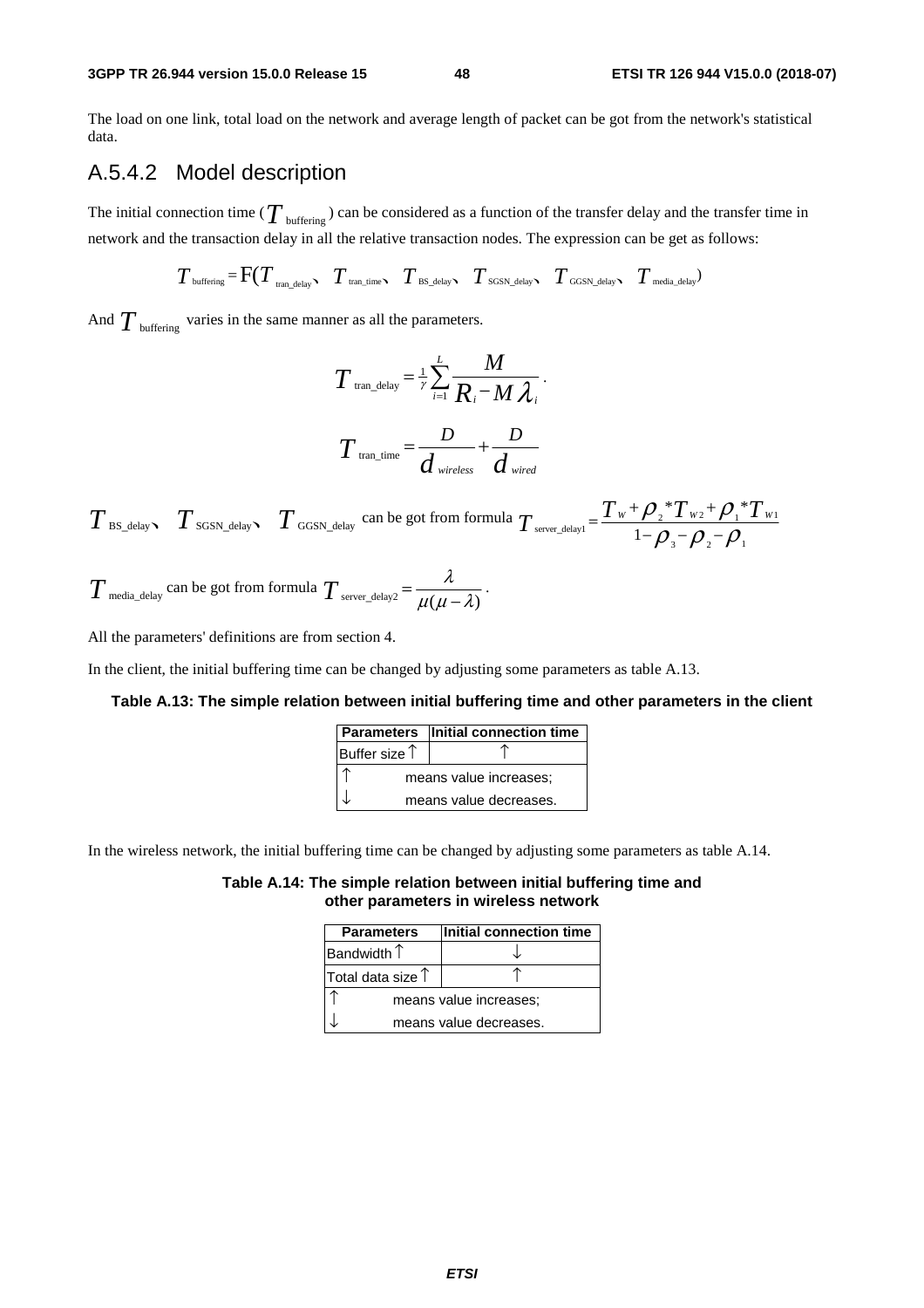The load on one link, total load on the network and average length of packet can be got from the network's statistical data.

### A.5.4.2 Model description

The initial connection time ($T_{\text{buffering}}$) can be considered as a function of the transfer delay and the transfer time in network and the transaction delay in all the relative transaction nodes. The expression can be get as follows:

$$T_{\text{buffering}} = F(T_{\text{tran\_delay}}、T_{\text{tran\_time}}、T_{\text{BS\_delay}}、T_{\text{SGSN\_delay}}、T_{\text{GGSN\_delay}}、T_{\text{media\_delay}})$$

And $T_{\text{buffering}}$ varies in the same manner as all the parameters.

$$T_{\text{tran\_delay}} = \frac{1}{\gamma}\sum_{i=1}^{L}\frac{M}{R_i - M\lambda_i}.$$

$$T_{\text{tran\_time}} = \frac{D}{d_{wireless}} + \frac{D}{d_{wired}}$$

$T_{\text{BS\_delay}}$、$T_{\text{SGSN\_delay}}$、$T_{\text{GGSN\_delay}}$ can be got from formula $T_{\text{server\_delay1}} = \dfrac{T_W + \rho_2 * T_{W2} + \rho_1 * T_{W1}}{1 - \rho_3 - \rho_2 - \rho_1}$

$T_{\text{media\_delay}}$ can be got from formula $T_{\text{server\_delay2}} = \dfrac{\lambda}{\mu(\mu - \lambda)}$.

All the parameters' definitions are from section 4.

In the client, the initial buffering time can be changed by adjusting some parameters as table A.13.

**Table A.13: The simple relation between initial buffering time and other parameters in the client**

| Parameters | Initial connection time |
|---|---|
| Buffer size ↑ | ↑ |
| ↑ means value increases; | |
| ↓ means value decreases. | |

In the wireless network, the initial buffering time can be changed by adjusting some parameters as table A.14.

**Table A.14: The simple relation between initial buffering time and other parameters in wireless network**

| Parameters | Initial connection time |
|---|---|
| Bandwidth ↑ | ↓ |
| Total data size ↑ | ↑ |
| ↑ means value increases; | |
| ↓ means value decreases. | |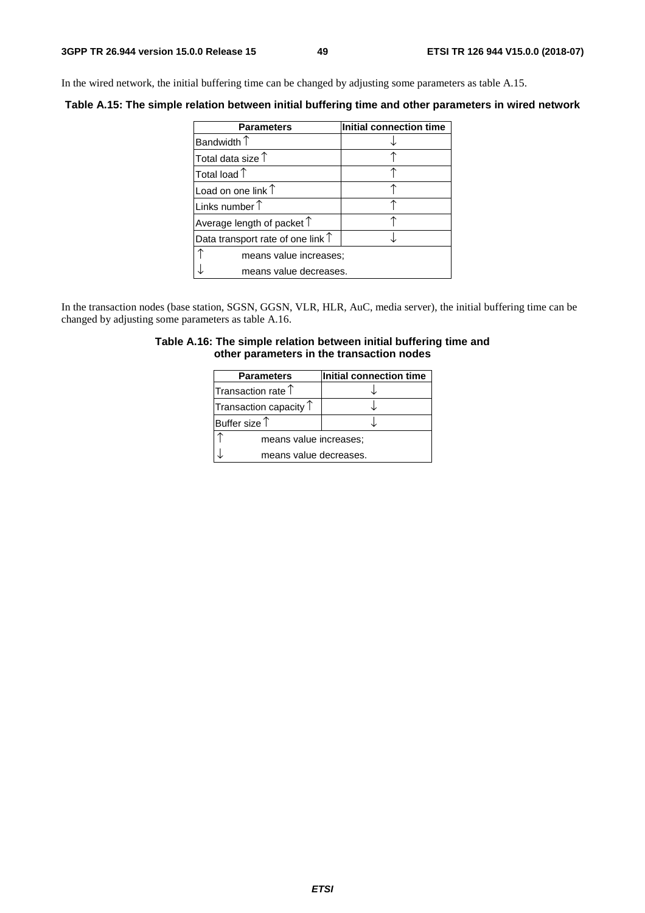In the wired network, the initial buffering time can be changed by adjusting some parameters as table A.15.

**Table A.15: The simple relation between initial buffering time and other parameters in wired network**

| Parameters | Initial connection time |
|---|---|
| Bandwidth ↑ | ↓ |
| Total data size ↑ | ↑ |
| Total load ↑ | ↑ |
| Load on one link ↑ | ↑ |
| Links number ↑ | ↑ |
| Average length of packet ↑ | ↑ |
| Data transport rate of one link ↑ | ↓ |
| ↑ means value increases; | |
| ↓ means value decreases. | |

In the transaction nodes (base station, SGSN, GGSN, VLR, HLR, AuC, media server), the initial buffering time can be changed by adjusting some parameters as table A.16.

**Table A.16: The simple relation between initial buffering time and other parameters in the transaction nodes**

| Parameters | Initial connection time |
|---|---|
| Transaction rate ↑ | ↓ |
| Transaction capacity ↑ | ↓ |
| Buffer size ↑ | ↓ |
| ↑ means value increases; | |
| ↓ means value decreases. | |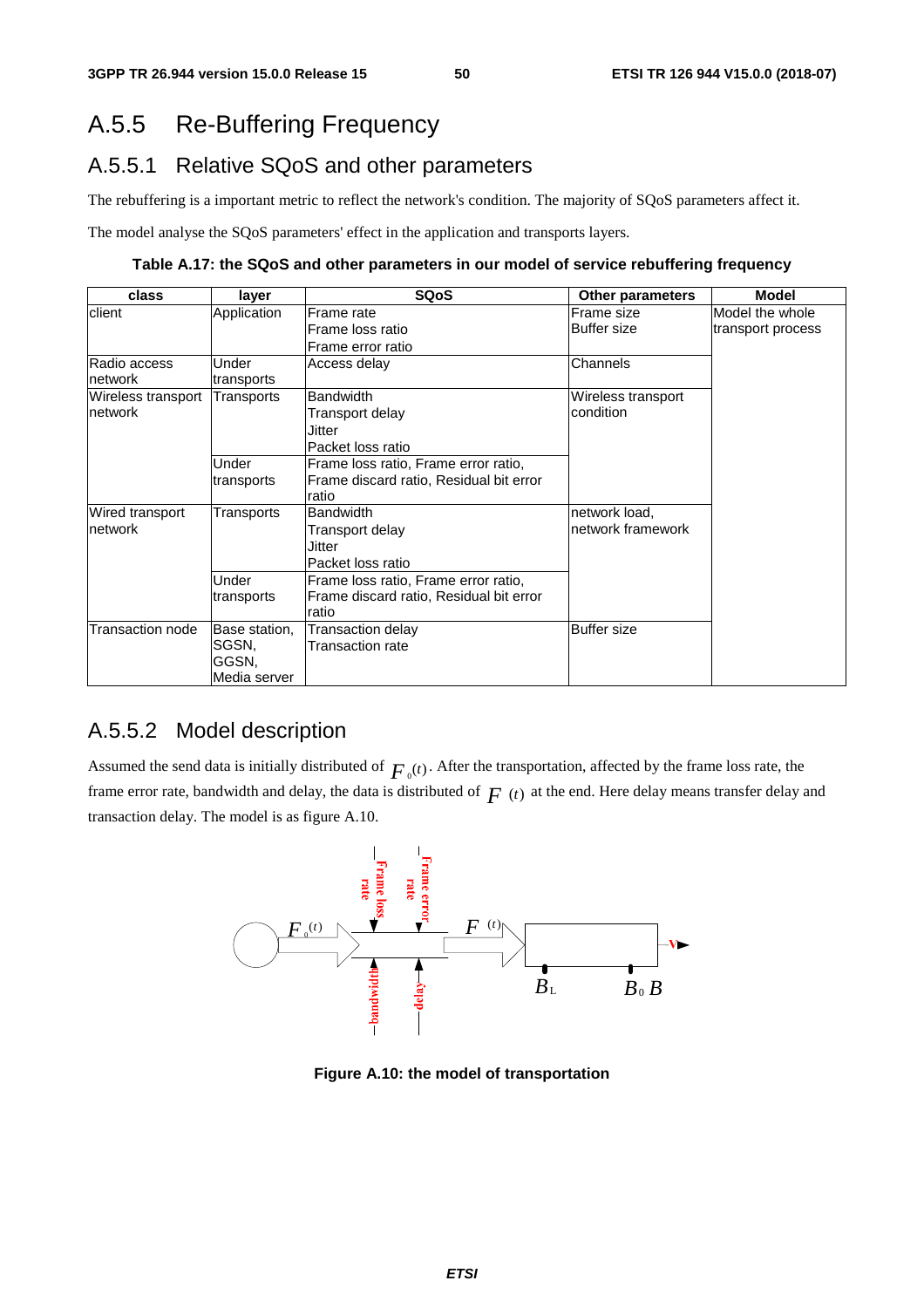# A.5.5 Re-Buffering Frequency

## A.5.5.1 Relative SQoS and other parameters

The rebuffering is a important metric to reflect the network's condition. The majority of SQoS parameters affect it.

The model analyse the SQoS parameters' effect in the application and transports layers.

**Table A.17: the SQoS and other parameters in our model of service rebuffering frequency**

| class | layer | SQoS | Other parameters | Model |
|---|---|---|---|---|
| client | Application | Frame rate<br>Frame loss ratio<br>Frame error ratio | Frame size<br>Buffer size | Model the whole transport process |
| Radio access network | Under transports | Access delay | Channels | |
| Wireless transport network | Transports | Bandwidth<br>Transport delay<br>Jitter<br>Packet loss ratio | Wireless transport condition | |
| | Under transports | Frame loss ratio, Frame error ratio, Frame discard ratio, Residual bit error ratio | | |
| Wired transport network | Transports | Bandwidth<br>Transport delay<br>Jitter<br>Packet loss ratio | network load, network framework | |
| | Under transports | Frame loss ratio, Frame error ratio, Frame discard ratio, Residual bit error ratio | | |
| Transaction node | Base station, SGSN, GGSN, Media server | Transaction delay<br>Transaction rate | Buffer size | |

## A.5.5.2 Model description

Assumed the send data is initially distributed of $F_0(t)$. After the transportation, affected by the frame loss rate, the frame error rate, bandwidth and delay, the data is distributed of $F(t)$ at the end. Here delay means transfer delay and transaction delay. The model is as figure A.10.

**Figure A.10: the model of transportation**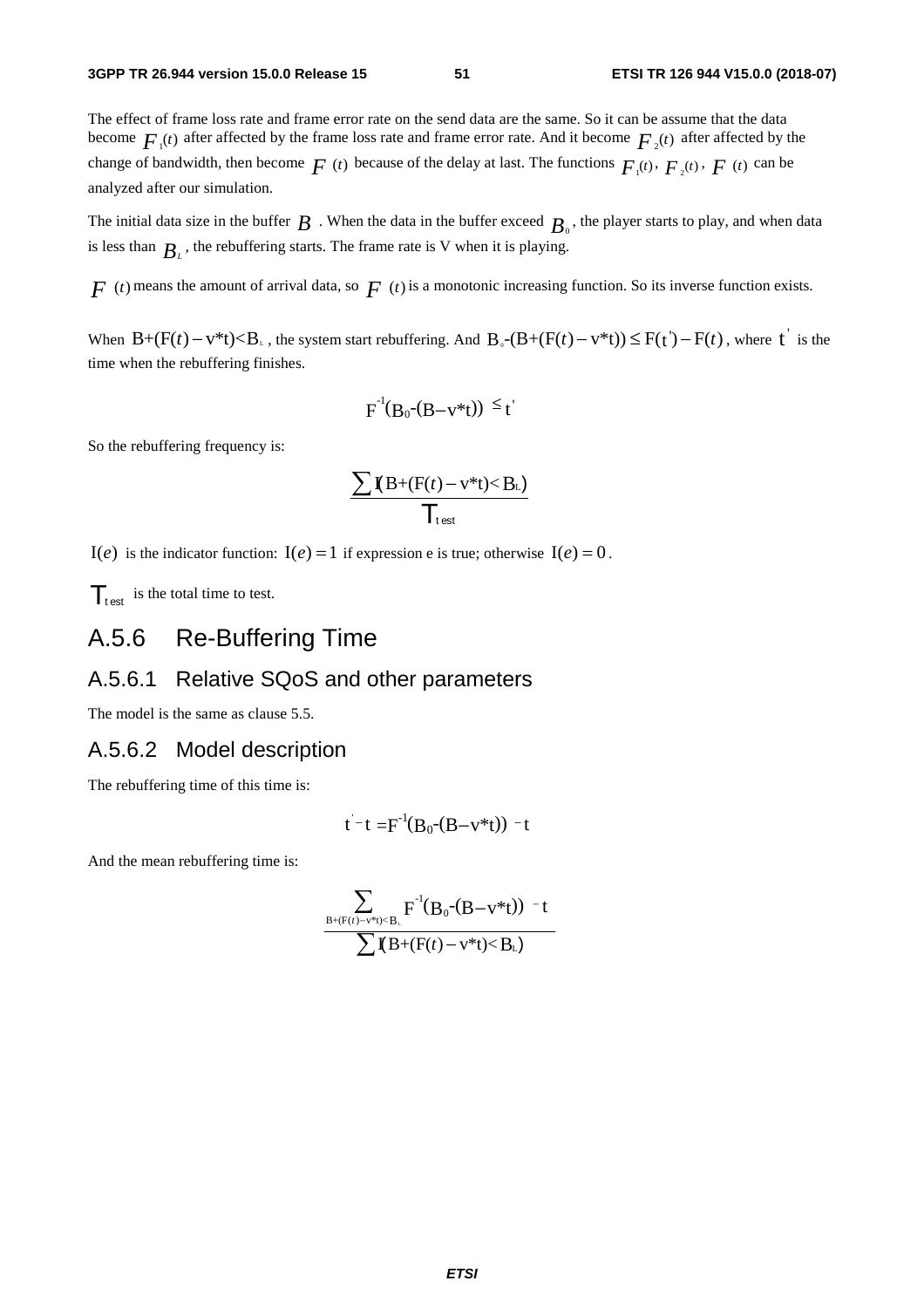The effect of frame loss rate and frame error rate on the send data are the same. So it can be assume that the data become $F_1(t)$ after affected by the frame loss rate and frame error rate. And it become $F_2(t)$ after affected by the change of bandwidth, then become $F(t)$ because of the delay at last. The functions $F_1(t)$, $F_2(t)$, $F(t)$ can be analyzed after our simulation.

The initial data size in the buffer $B$ . When the data in the buffer exceed $B_0$, the player starts to play, and when data is less than $B_L$, the rebuffering starts. The frame rate is V when it is playing.

$F(t)$ means the amount of arrival data, so $F(t)$ is a monotonic increasing function. So its inverse function exists.

When $B+(F(t)-v*t)<B_L$ , the system start rebuffering. And $B_0-(B+(F(t)-v*t)) \le F(t')-F(t)$, where $t'$ is the time when the rebuffering finishes.

$$F^{-1}(B_0-(B-v*t)) \le t'$$

So the rebuffering frequency is:

$$\frac{\sum I(B+(F(t)-v*t)<B_L)}{T_{test}}$$

$I(e)$ is the indicator function: $I(e)=1$ if expression e is true; otherwise $I(e)=0$.

$T_{test}$ is the total time to test.

## A.5.6 Re-Buffering Time

### A.5.6.1 Relative SQoS and other parameters

The model is the same as clause 5.5.

### A.5.6.2 Model description

The rebuffering time of this time is:

$$t'-t = F^{-1}(B_0-(B-v*t)) - t$$

And the mean rebuffering time is:

$$\frac{\sum_{B+(F(t)-v*t)<B_L} F^{-1}(B_0-(B-v*t)) - t}{\sum I(B+(F(t)-v*t)<B_L)}$$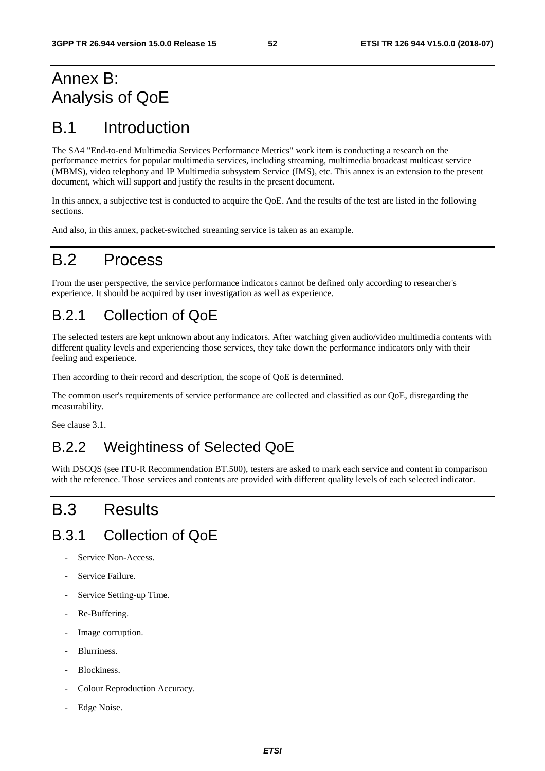# Annex B: Analysis of QoE

# B.1 Introduction

The SA4 "End-to-end Multimedia Services Performance Metrics" work item is conducting a research on the performance metrics for popular multimedia services, including streaming, multimedia broadcast multicast service (MBMS), video telephony and IP Multimedia subsystem Service (IMS), etc. This annex is an extension to the present document, which will support and justify the results in the present document.

In this annex, a subjective test is conducted to acquire the QoE. And the results of the test are listed in the following sections.

And also, in this annex, packet-switched streaming service is taken as an example.

# B.2 Process

From the user perspective, the service performance indicators cannot be defined only according to researcher's experience. It should be acquired by user investigation as well as experience.

## B.2.1 Collection of QoE

The selected testers are kept unknown about any indicators. After watching given audio/video multimedia contents with different quality levels and experiencing those services, they take down the performance indicators only with their feeling and experience.

Then according to their record and description, the scope of QoE is determined.

The common user's requirements of service performance are collected and classified as our QoE, disregarding the measurability.

See clause 3.1.

## B.2.2 Weightiness of Selected QoE

With DSCQS (see ITU-R Recommendation BT.500), testers are asked to mark each service and content in comparison with the reference. Those services and contents are provided with different quality levels of each selected indicator.

# B.3 Results

## B.3.1 Collection of QoE

- Service Non-Access.
- Service Failure.
- Service Setting-up Time.
- Re-Buffering.
- Image corruption.
- Blurriness.
- Blockiness.
- Colour Reproduction Accuracy.
- Edge Noise.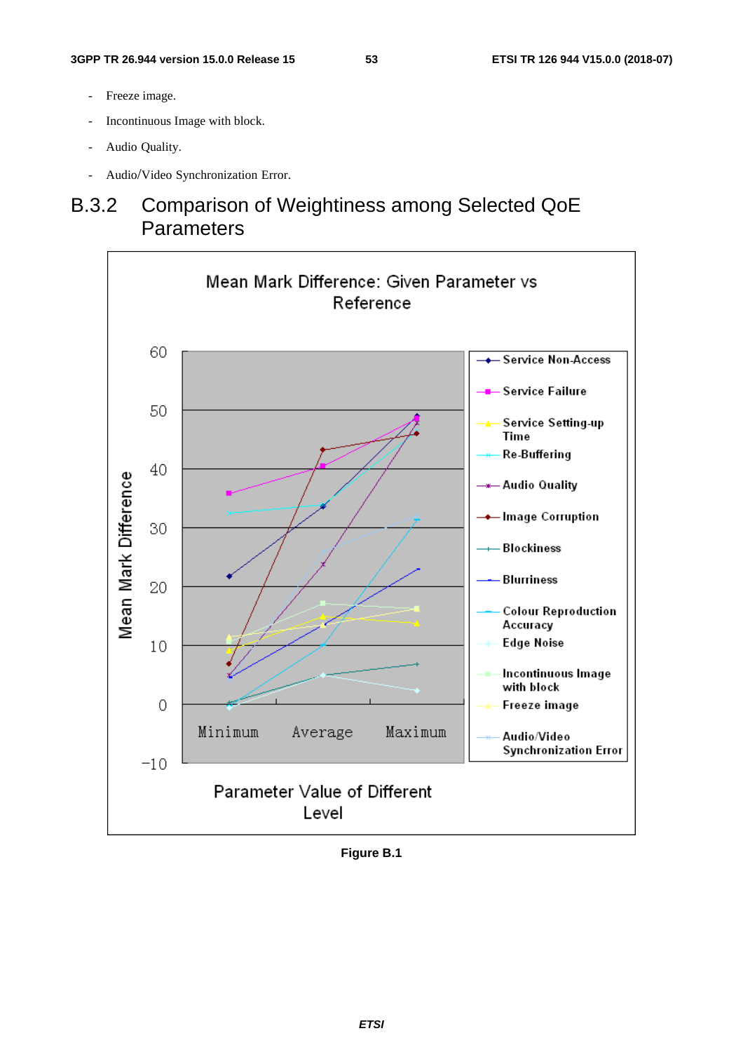- Freeze image.
- Incontinuous Image with block.
- Audio Quality.
- Audio/Video Synchronization Error.

### B.3.2 Comparison of Weightiness among Selected QoE Parameters

Figure B.1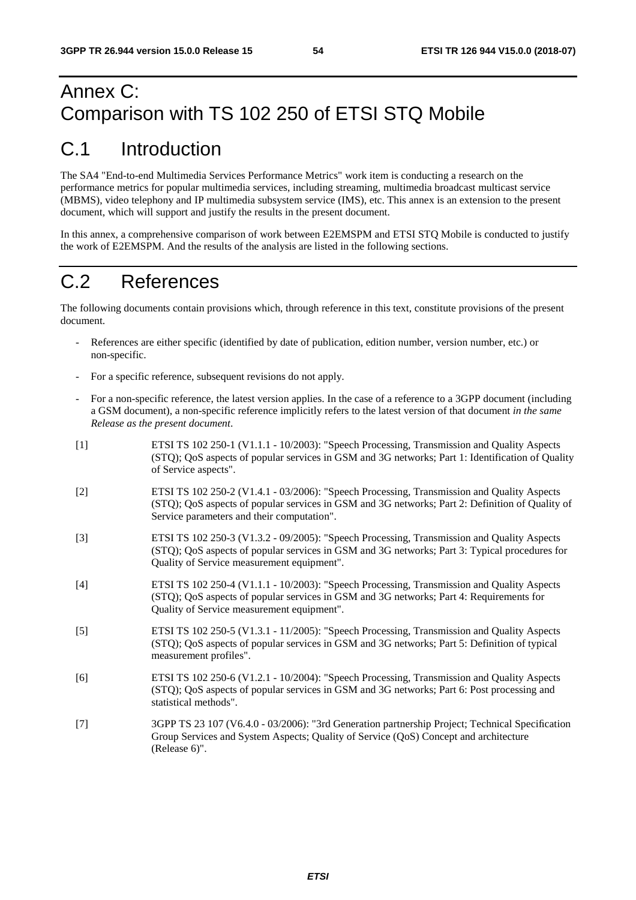# Annex C: Comparison with TS 102 250 of ETSI STQ Mobile

# C.1 Introduction

The SA4 "End-to-end Multimedia Services Performance Metrics" work item is conducting a research on the performance metrics for popular multimedia services, including streaming, multimedia broadcast multicast service (MBMS), video telephony and IP multimedia subsystem service (IMS), etc. This annex is an extension to the present document, which will support and justify the results in the present document.

In this annex, a comprehensive comparison of work between E2EMSPM and ETSI STQ Mobile is conducted to justify the work of E2EMSPM. And the results of the analysis are listed in the following sections.

# C.2 References

The following documents contain provisions which, through reference in this text, constitute provisions of the present document.

- References are either specific (identified by date of publication, edition number, version number, etc.) or non-specific.
- For a specific reference, subsequent revisions do not apply.
- For a non-specific reference, the latest version applies. In the case of a reference to a 3GPP document (including a GSM document), a non-specific reference implicitly refers to the latest version of that document *in the same Release as the present document*.

[1] ETSI TS 102 250-1 (V1.1.1 - 10/2003): "Speech Processing, Transmission and Quality Aspects (STQ); QoS aspects of popular services in GSM and 3G networks; Part 1: Identification of Quality of Service aspects".

[2] ETSI TS 102 250-2 (V1.4.1 - 03/2006): "Speech Processing, Transmission and Quality Aspects (STQ); QoS aspects of popular services in GSM and 3G networks; Part 2: Definition of Quality of Service parameters and their computation".

[3] ETSI TS 102 250-3 (V1.3.2 - 09/2005): "Speech Processing, Transmission and Quality Aspects (STQ); QoS aspects of popular services in GSM and 3G networks; Part 3: Typical procedures for Quality of Service measurement equipment".

[4] ETSI TS 102 250-4 (V1.1.1 - 10/2003): "Speech Processing, Transmission and Quality Aspects (STQ); QoS aspects of popular services in GSM and 3G networks; Part 4: Requirements for Quality of Service measurement equipment".

[5] ETSI TS 102 250-5 (V1.3.1 - 11/2005): "Speech Processing, Transmission and Quality Aspects (STQ); QoS aspects of popular services in GSM and 3G networks; Part 5: Definition of typical measurement profiles".

[6] ETSI TS 102 250-6 (V1.2.1 - 10/2004): "Speech Processing, Transmission and Quality Aspects (STQ); QoS aspects of popular services in GSM and 3G networks; Part 6: Post processing and statistical methods".

[7] 3GPP TS 23 107 (V6.4.0 - 03/2006): "3rd Generation partnership Project; Technical Specification Group Services and System Aspects; Quality of Service (QoS) Concept and architecture (Release 6)".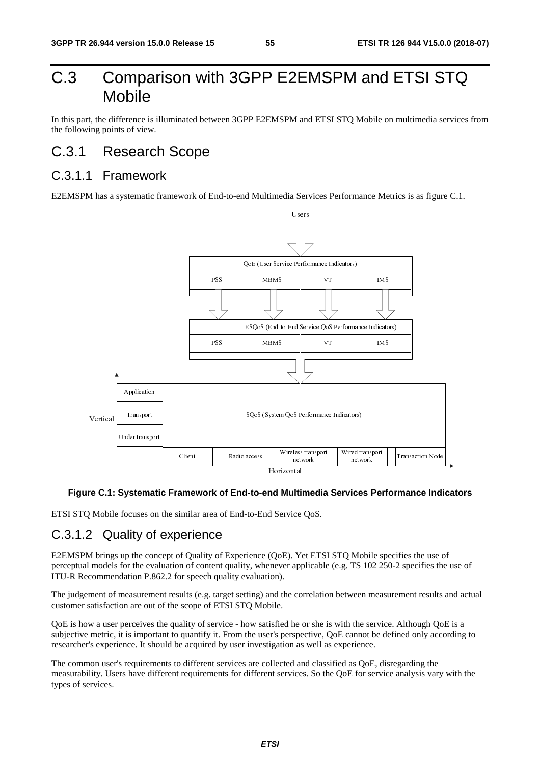# C.3 Comparison with 3GPP E2EMSPM and ETSI STQ Mobile

In this part, the difference is illuminated between 3GPP E2EMSPM and ETSI STQ Mobile on multimedia services from the following points of view.

## C.3.1 Research Scope

### C.3.1.1 Framework

E2EMSPM has a systematic framework of End-to-end Multimedia Services Performance Metrics is as figure C.1.

**Figure C.1: Systematic Framework of End-to-end Multimedia Services Performance Indicators**

ETSI STQ Mobile focuses on the similar area of End-to-End Service QoS.

### C.3.1.2 Quality of experience

E2EMSPM brings up the concept of Quality of Experience (QoE). Yet ETSI STQ Mobile specifies the use of perceptual models for the evaluation of content quality, whenever applicable (e.g. TS 102 250-2 specifies the use of ITU-R Recommendation P.862.2 for speech quality evaluation).

The judgement of measurement results (e.g. target setting) and the correlation between measurement results and actual customer satisfaction are out of the scope of ETSI STQ Mobile.

QoE is how a user perceives the quality of service - how satisfied he or she is with the service. Although QoE is a subjective metric, it is important to quantify it. From the user's perspective, QoE cannot be defined only according to researcher's experience. It should be acquired by user investigation as well as experience.

The common user's requirements to different services are collected and classified as QoE, disregarding the measurability. Users have different requirements for different services. So the QoE for service analysis vary with the types of services.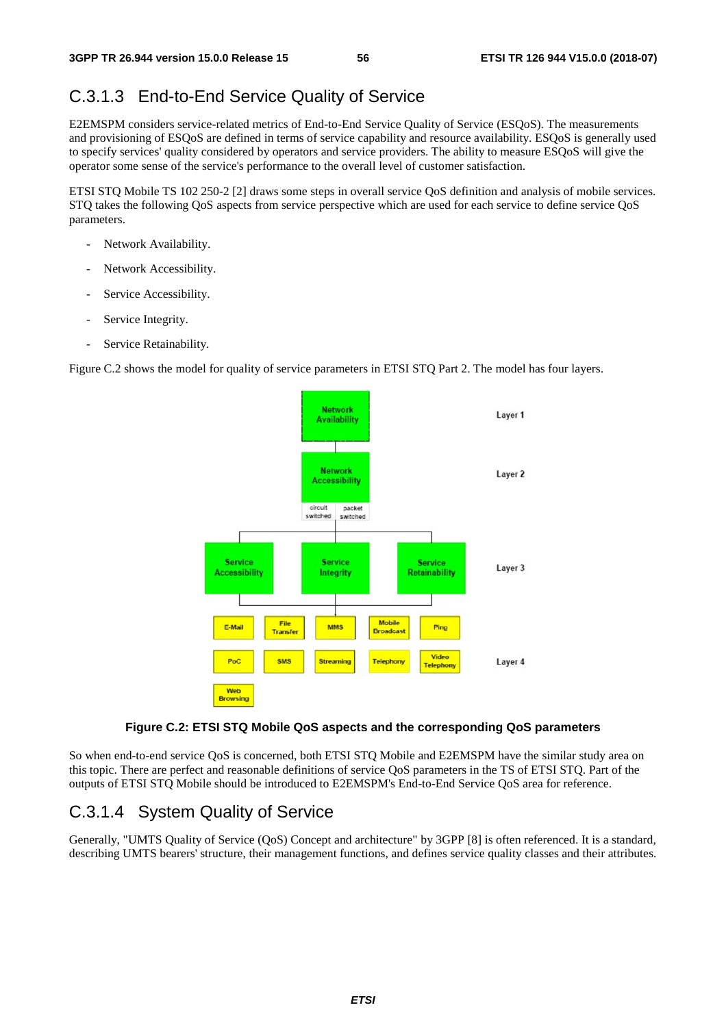## C.3.1.3 End-to-End Service Quality of Service

E2EMSPM considers service-related metrics of End-to-End Service Quality of Service (ESQoS). The measurements and provisioning of ESQoS are defined in terms of service capability and resource availability. ESQoS is generally used to specify services' quality considered by operators and service providers. The ability to measure ESQoS will give the operator some sense of the service's performance to the overall level of customer satisfaction.

ETSI STQ Mobile TS 102 250-2 [2] draws some steps in overall service QoS definition and analysis of mobile services. STQ takes the following QoS aspects from service perspective which are used for each service to define service QoS parameters.

- Network Availability.
- Network Accessibility.
- Service Accessibility.
- Service Integrity.
- Service Retainability.

Figure C.2 shows the model for quality of service parameters in ETSI STQ Part 2. The model has four layers.

**Figure C.2: ETSI STQ Mobile QoS aspects and the corresponding QoS parameters**

So when end-to-end service QoS is concerned, both ETSI STQ Mobile and E2EMSPM have the similar study area on this topic. There are perfect and reasonable definitions of service QoS parameters in the TS of ETSI STQ. Part of the outputs of ETSI STQ Mobile should be introduced to E2EMSPM's End-to-End Service QoS area for reference.

## C.3.1.4 System Quality of Service

Generally, "UMTS Quality of Service (QoS) Concept and architecture" by 3GPP [8] is often referenced. It is a standard, describing UMTS bearers' structure, their management functions, and defines service quality classes and their attributes.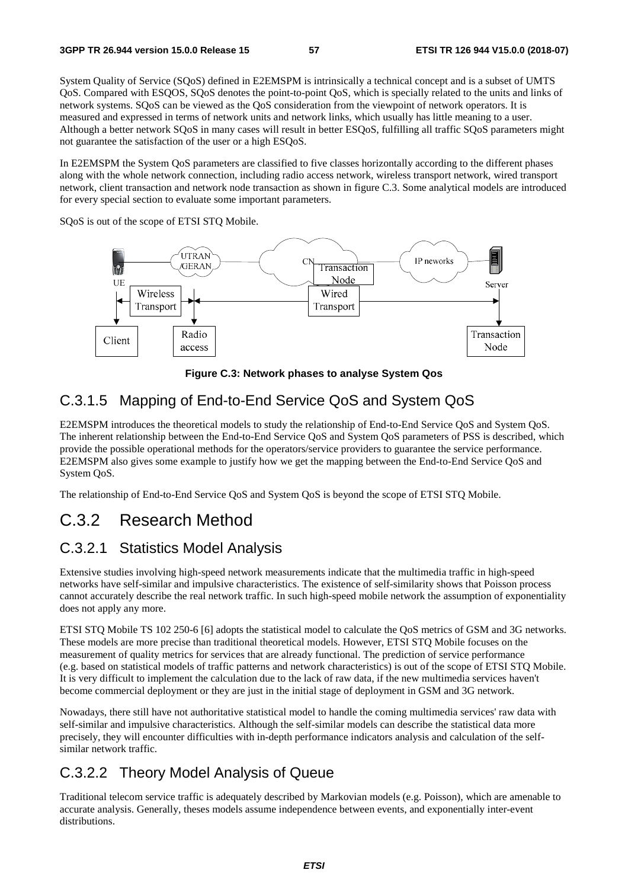System Quality of Service (SQoS) defined in E2EMSPM is intrinsically a technical concept and is a subset of UMTS QoS. Compared with ESQOS, SQoS denotes the point-to-point QoS, which is specially related to the units and links of network systems. SQoS can be viewed as the QoS consideration from the viewpoint of network operators. It is measured and expressed in terms of network units and network links, which usually has little meaning to a user. Although a better network SQoS in many cases will result in better ESQoS, fulfilling all traffic SQoS parameters might not guarantee the satisfaction of the user or a high ESQoS.

In E2EMSPM the System QoS parameters are classified to five classes horizontally according to the different phases along with the whole network connection, including radio access network, wireless transport network, wired transport network, client transaction and network node transaction as shown in figure C.3. Some analytical models are introduced for every special section to evaluate some important parameters.

SQoS is out of the scope of ETSI STQ Mobile.

**Figure C.3: Network phases to analyse System Qos**

### C.3.1.5 Mapping of End-to-End Service QoS and System QoS

E2EMSPM introduces the theoretical models to study the relationship of End-to-End Service QoS and System QoS. The inherent relationship between the End-to-End Service QoS and System QoS parameters of PSS is described, which provide the possible operational methods for the operators/service providers to guarantee the service performance. E2EMSPM also gives some example to justify how we get the mapping between the End-to-End Service QoS and System QoS.

The relationship of End-to-End Service QoS and System QoS is beyond the scope of ETSI STQ Mobile.

## C.3.2 Research Method

### C.3.2.1 Statistics Model Analysis

Extensive studies involving high-speed network measurements indicate that the multimedia traffic in high-speed networks have self-similar and impulsive characteristics. The existence of self-similarity shows that Poisson process cannot accurately describe the real network traffic. In such high-speed mobile network the assumption of exponentiality does not apply any more.

ETSI STQ Mobile TS 102 250-6 [6] adopts the statistical model to calculate the QoS metrics of GSM and 3G networks. These models are more precise than traditional theoretical models. However, ETSI STQ Mobile focuses on the measurement of quality metrics for services that are already functional. The prediction of service performance (e.g. based on statistical models of traffic patterns and network characteristics) is out of the scope of ETSI STQ Mobile. It is very difficult to implement the calculation due to the lack of raw data, if the new multimedia services haven't become commercial deployment or they are just in the initial stage of deployment in GSM and 3G network.

Nowadays, there still have not authoritative statistical model to handle the coming multimedia services' raw data with self-similar and impulsive characteristics. Although the self-similar models can describe the statistical data more precisely, they will encounter difficulties with in-depth performance indicators analysis and calculation of the self-similar network traffic.

### C.3.2.2 Theory Model Analysis of Queue

Traditional telecom service traffic is adequately described by Markovian models (e.g. Poisson), which are amenable to accurate analysis. Generally, theses models assume independence between events, and exponentially inter-event distributions.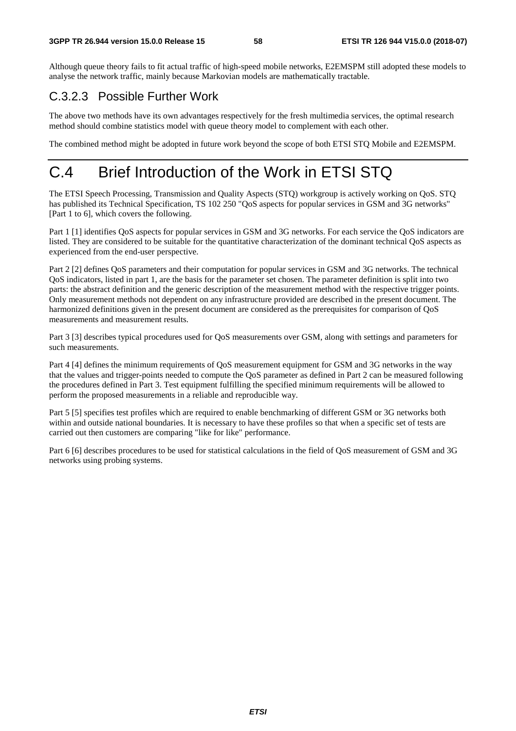Although queue theory fails to fit actual traffic of high-speed mobile networks, E2EMSPM still adopted these models to analyse the network traffic, mainly because Markovian models are mathematically tractable.

### C.3.2.3 Possible Further Work

The above two methods have its own advantages respectively for the fresh multimedia services, the optimal research method should combine statistics model with queue theory model to complement with each other.

The combined method might be adopted in future work beyond the scope of both ETSI STQ Mobile and E2EMSPM.

# C.4 Brief Introduction of the Work in ETSI STQ

The ETSI Speech Processing, Transmission and Quality Aspects (STQ) workgroup is actively working on QoS. STQ has published its Technical Specification, TS 102 250 "QoS aspects for popular services in GSM and 3G networks" [Part 1 to 6], which covers the following.

Part 1 [1] identifies QoS aspects for popular services in GSM and 3G networks. For each service the QoS indicators are listed. They are considered to be suitable for the quantitative characterization of the dominant technical QoS aspects as experienced from the end-user perspective.

Part 2 [2] defines QoS parameters and their computation for popular services in GSM and 3G networks. The technical QoS indicators, listed in part 1, are the basis for the parameter set chosen. The parameter definition is split into two parts: the abstract definition and the generic description of the measurement method with the respective trigger points. Only measurement methods not dependent on any infrastructure provided are described in the present document. The harmonized definitions given in the present document are considered as the prerequisites for comparison of QoS measurements and measurement results.

Part 3 [3] describes typical procedures used for QoS measurements over GSM, along with settings and parameters for such measurements.

Part 4 [4] defines the minimum requirements of QoS measurement equipment for GSM and 3G networks in the way that the values and trigger-points needed to compute the QoS parameter as defined in Part 2 can be measured following the procedures defined in Part 3. Test equipment fulfilling the specified minimum requirements will be allowed to perform the proposed measurements in a reliable and reproducible way.

Part 5 [5] specifies test profiles which are required to enable benchmarking of different GSM or 3G networks both within and outside national boundaries. It is necessary to have these profiles so that when a specific set of tests are carried out then customers are comparing "like for like" performance.

Part 6 [6] describes procedures to be used for statistical calculations in the field of QoS measurement of GSM and 3G networks using probing systems.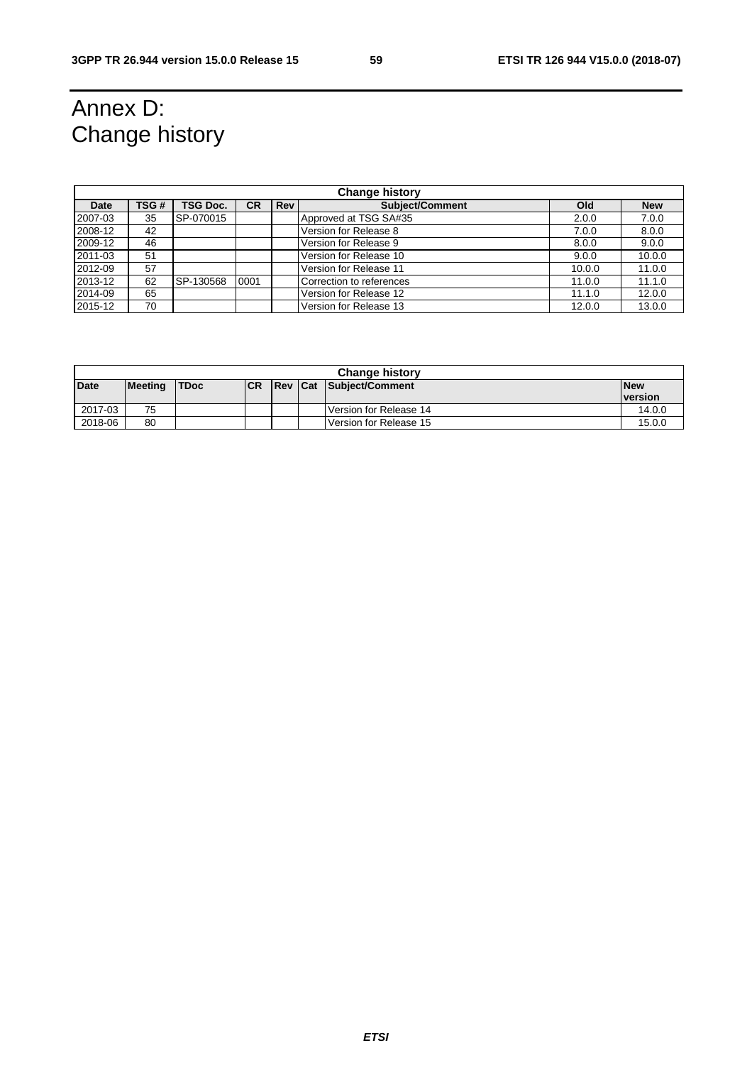# Annex D: Change history

| Change history | | | | | | | |
|---|---|---|---|---|---|---|---|
| **Date** | **TSG #** | **TSG Doc.** | **CR** | **Rev** | **Subject/Comment** | **Old** | **New** |
| 2007-03 | 35 | SP-070015 | | | Approved at TSG SA#35 | 2.0.0 | 7.0.0 |
| 2008-12 | 42 | | | | Version for Release 8 | 7.0.0 | 8.0.0 |
| 2009-12 | 46 | | | | Version for Release 9 | 8.0.0 | 9.0.0 |
| 2011-03 | 51 | | | | Version for Release 10 | 9.0.0 | 10.0.0 |
| 2012-09 | 57 | | | | Version for Release 11 | 10.0.0 | 11.0.0 |
| 2013-12 | 62 | SP-130568 | 0001 | | Correction to references | 11.0.0 | 11.1.0 |
| 2014-09 | 65 | | | | Version for Release 12 | 11.1.0 | 12.0.0 |
| 2015-12 | 70 | | | | Version for Release 13 | 12.0.0 | 13.0.0 |

| Change history | | | | | | | |
|---|---|---|---|---|---|---|---|
| **Date** | **Meeting** | **TDoc** | **CR** | **Rev** | **Cat** | **Subject/Comment** | **New version** |
| 2017-03 | 75 | | | | | Version for Release 14 | 14.0.0 |
| 2018-06 | 80 | | | | | Version for Release 15 | 15.0.0 |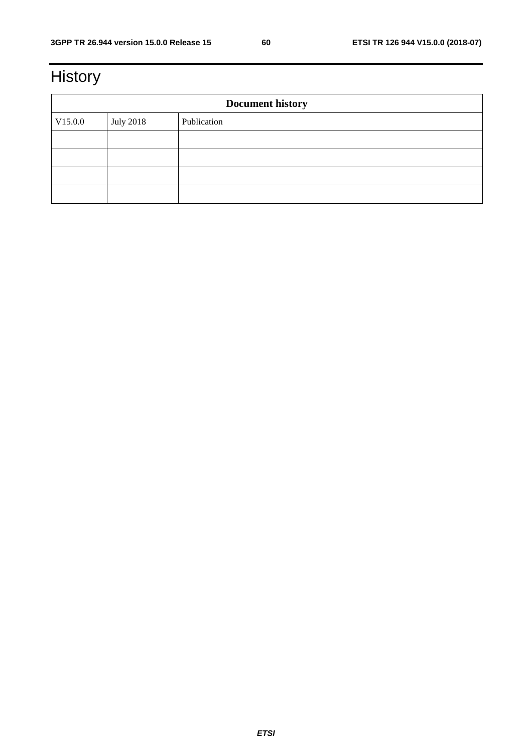# History

| Document history | | |
|---|---|---|
| V15.0.0 | July 2018 | Publication |
| | | |
| | | |
| | | |
| | | |